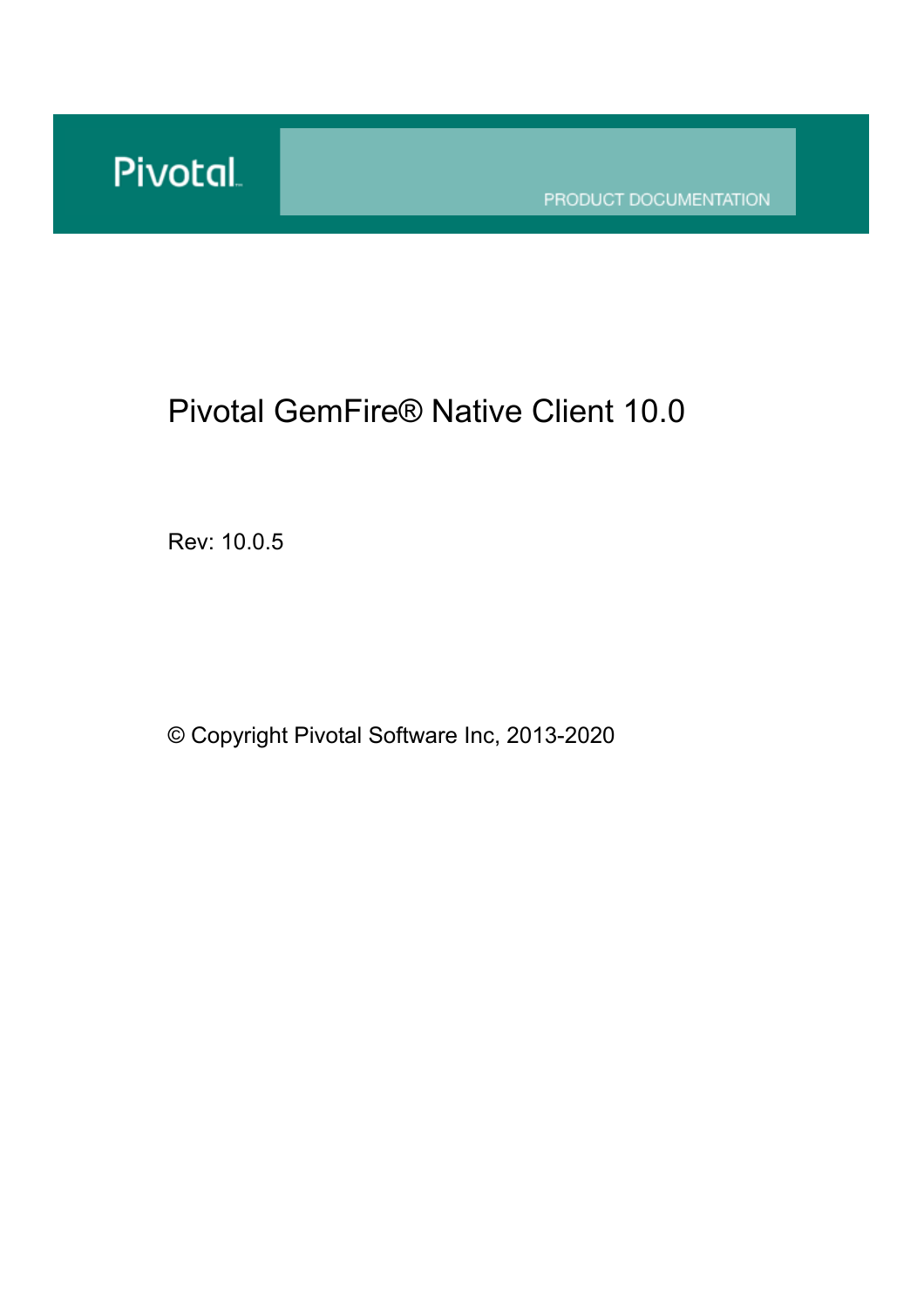Pivotal

PRODUCT DOCUMENTATION

# Pivotal GemFire® Native Client 10.0

Rev: 10.0.5

© Copyright Pivotal Software Inc, 2013-2020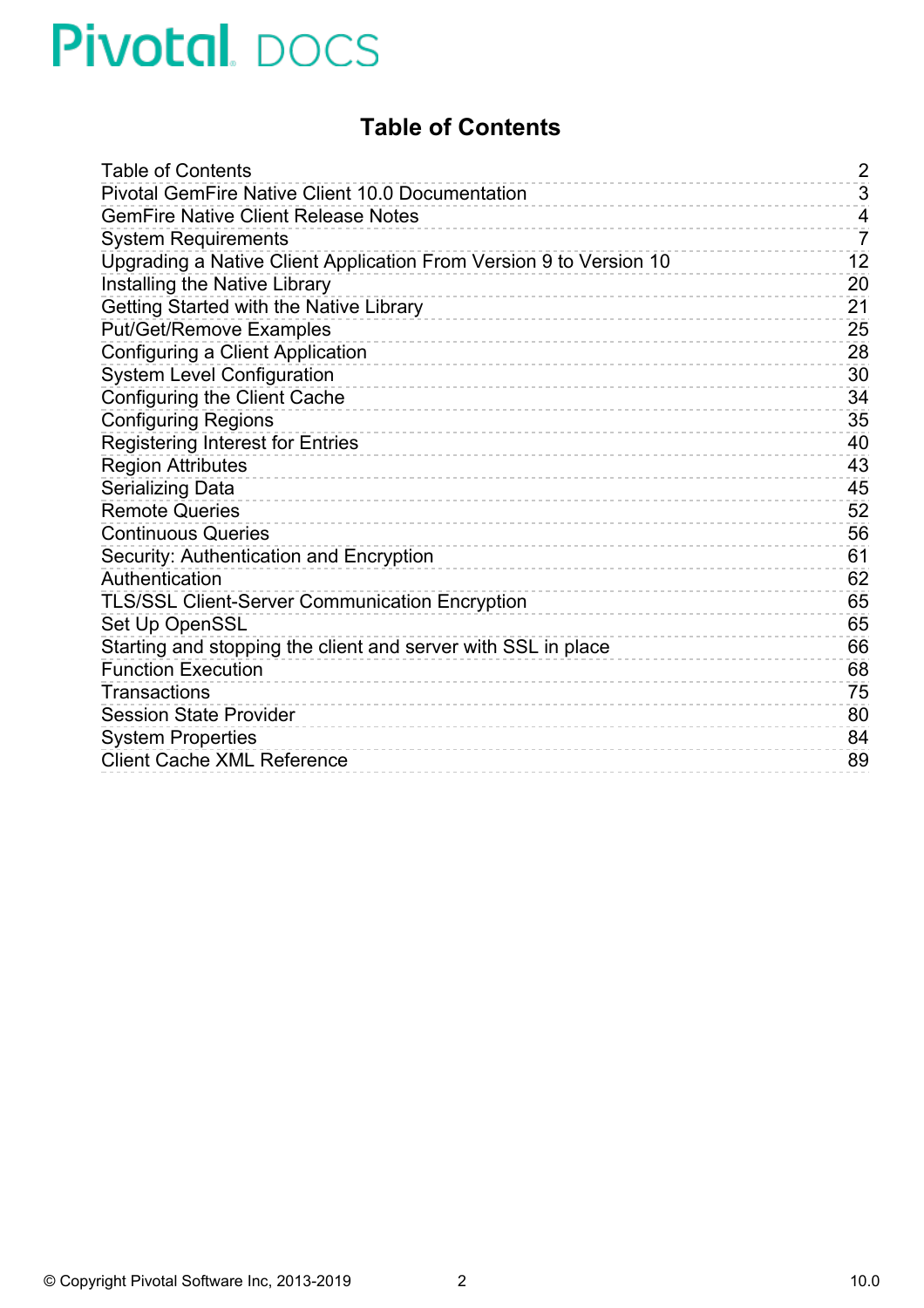# Table of Contents

| | |
|---|---|
| Table of Contents | 2 |
| Pivotal GemFire Native Client 10.0 Documentation | 3 |
| GemFire Native Client Release Notes | 4 |
| System Requirements | 7 |
| Upgrading a Native Client Application From Version 9 to Version 10 | 12 |
| Installing the Native Library | 20 |
| Getting Started with the Native Library | 21 |
| Put/Get/Remove Examples | 25 |
| Configuring a Client Application | 28 |
| System Level Configuration | 30 |
| Configuring the Client Cache | 34 |
| Configuring Regions | 35 |
| Registering Interest for Entries | 40 |
| Region Attributes | 43 |
| Serializing Data | 45 |
| Remote Queries | 52 |
| Continuous Queries | 56 |
| Security: Authentication and Encryption | 61 |
| Authentication | 62 |
| TLS/SSL Client-Server Communication Encryption | 65 |
| Set Up OpenSSL | 65 |
| Starting and stopping the client and server with SSL in place | 66 |
| Function Execution | 68 |
| Transactions | 75 |
| Session State Provider | 80 |
| System Properties | 84 |
| Client Cache XML Reference | 89 |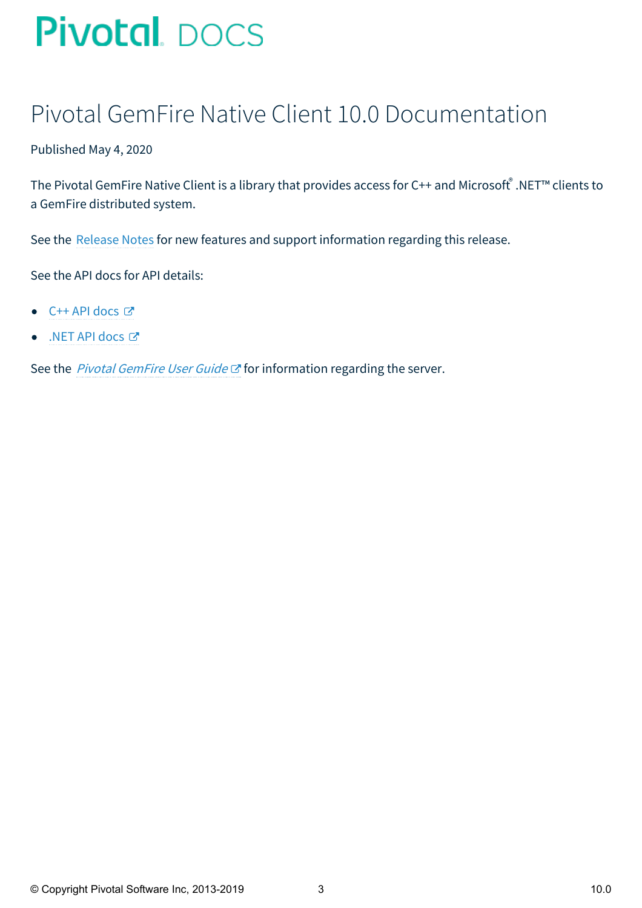Pivotal DOCS

# Pivotal GemFire Native Client 10.0 Documentation

Published May 4, 2020

The Pivotal GemFire Native Client is a library that provides access for C++ and Microsoft® .NET™ clients to a GemFire distributed system.

See the Release Notes for new features and support information regarding this release.

See the API docs for API details:

- C++ API docs
- .NET API docs

See the *Pivotal GemFire User Guide* for information regarding the server.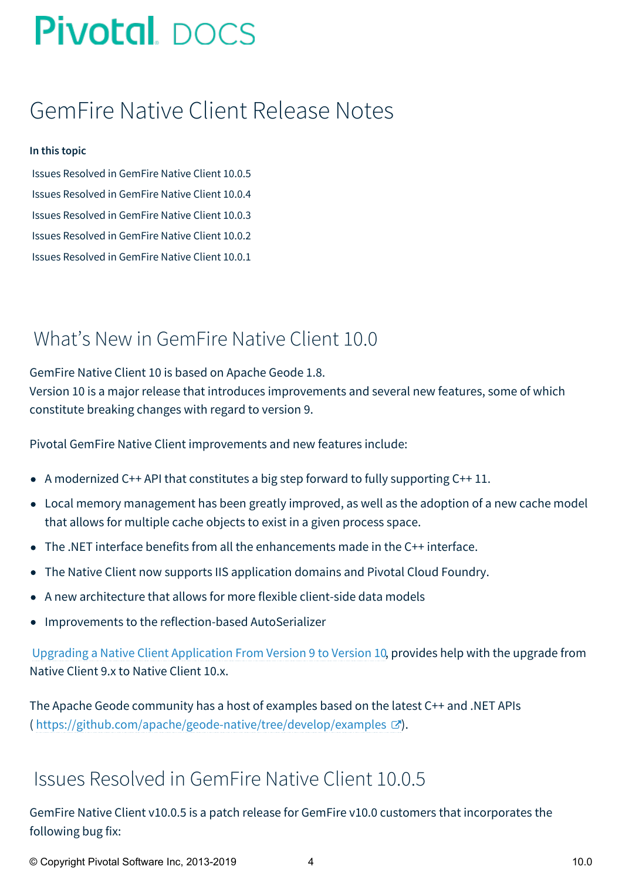# GemFire Native Client Release Notes

**In this topic**

Issues Resolved in GemFire Native Client 10.0.5

Issues Resolved in GemFire Native Client 10.0.4

Issues Resolved in GemFire Native Client 10.0.3

Issues Resolved in GemFire Native Client 10.0.2

Issues Resolved in GemFire Native Client 10.0.1

## What's New in GemFire Native Client 10.0

GemFire Native Client 10 is based on Apache Geode 1.8.
Version 10 is a major release that introduces improvements and several new features, some of which constitute breaking changes with regard to version 9.

Pivotal GemFire Native Client improvements and new features include:

- A modernized C++ API that constitutes a big step forward to fully supporting C++ 11.
- Local memory management has been greatly improved, as well as the adoption of a new cache model that allows for multiple cache objects to exist in a given process space.
- The .NET interface benefits from all the enhancements made in the C++ interface.
- The Native Client now supports IIS application domains and Pivotal Cloud Foundry.
- A new architecture that allows for more flexible client-side data models
- Improvements to the reflection-based AutoSerializer

Upgrading a Native Client Application From Version 9 to Version 10, provides help with the upgrade from Native Client 9.x to Native Client 10.x.

The Apache Geode community has a host of examples based on the latest C++ and .NET APIs ( https://github.com/apache/geode-native/tree/develop/examples ).

## Issues Resolved in GemFire Native Client 10.0.5

GemFire Native Client v10.0.5 is a patch release for GemFire v10.0 customers that incorporates the following bug fix: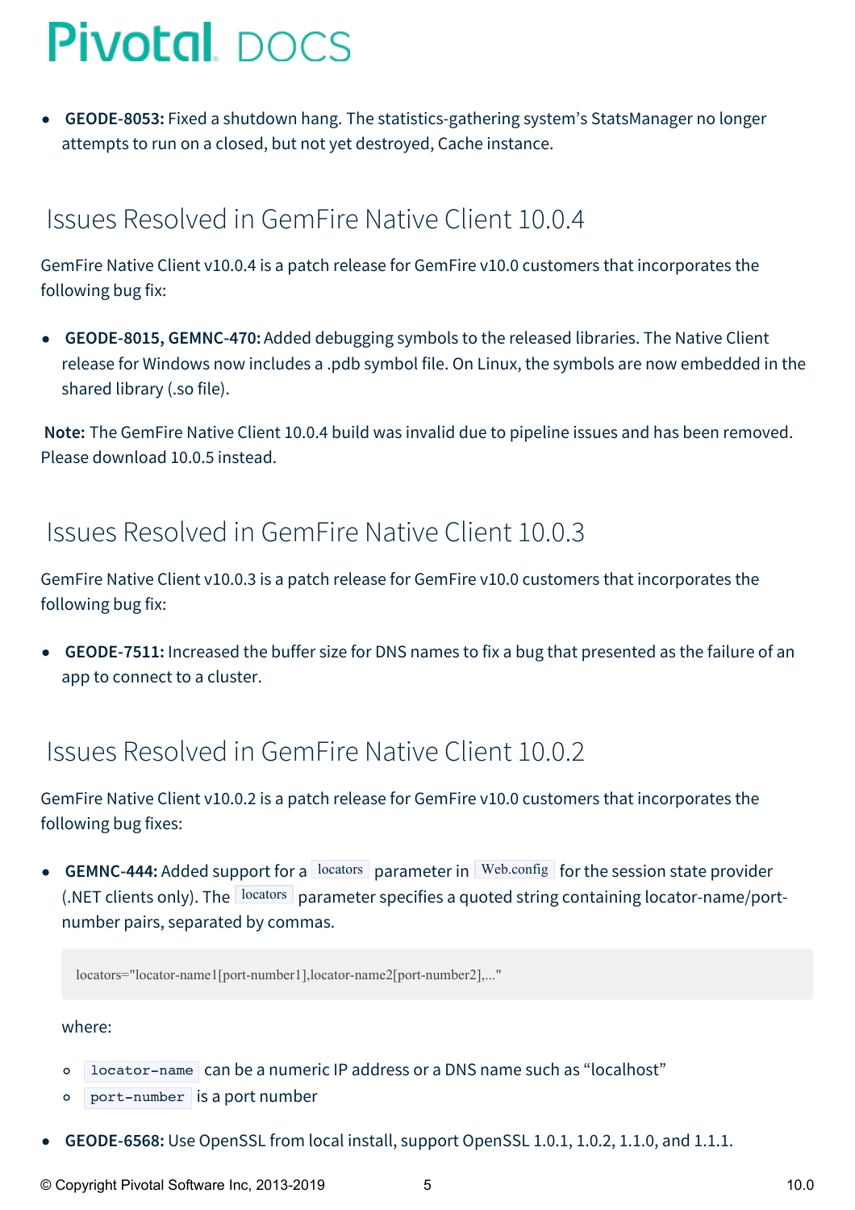- **GEODE-8053:** Fixed a shutdown hang. The statistics-gathering system's StatsManager no longer attempts to run on a closed, but not yet destroyed, Cache instance.

## Issues Resolved in GemFire Native Client 10.0.4

GemFire Native Client v10.0.4 is a patch release for GemFire v10.0 customers that incorporates the following bug fix:

- **GEODE-8015, GEMNC-470:** Added debugging symbols to the released libraries. The Native Client release for Windows now includes a .pdb symbol file. On Linux, the symbols are now embedded in the shared library (.so file).

**Note:** The GemFire Native Client 10.0.4 build was invalid due to pipeline issues and has been removed. Please download 10.0.5 instead.

## Issues Resolved in GemFire Native Client 10.0.3

GemFire Native Client v10.0.3 is a patch release for GemFire v10.0 customers that incorporates the following bug fix:

- **GEODE-7511:** Increased the buffer size for DNS names to fix a bug that presented as the failure of an app to connect to a cluster.

## Issues Resolved in GemFire Native Client 10.0.2

GemFire Native Client v10.0.2 is a patch release for GemFire v10.0 customers that incorporates the following bug fixes:

- **GEMNC-444:** Added support for a `locators` parameter in `Web.config` for the session state provider (.NET clients only). The `locators` parameter specifies a quoted string containing locator-name/port-number pairs, separated by commas.

  ```
  locators="locator-name1[port-number1],locator-name2[port-number2],..."
  ```

  where:

  - `locator-name` can be a numeric IP address or a DNS name such as "localhost"
  - `port-number` is a port number

- **GEODE-6568:** Use OpenSSL from local install, support OpenSSL 1.0.1, 1.0.2, 1.1.0, and 1.1.1.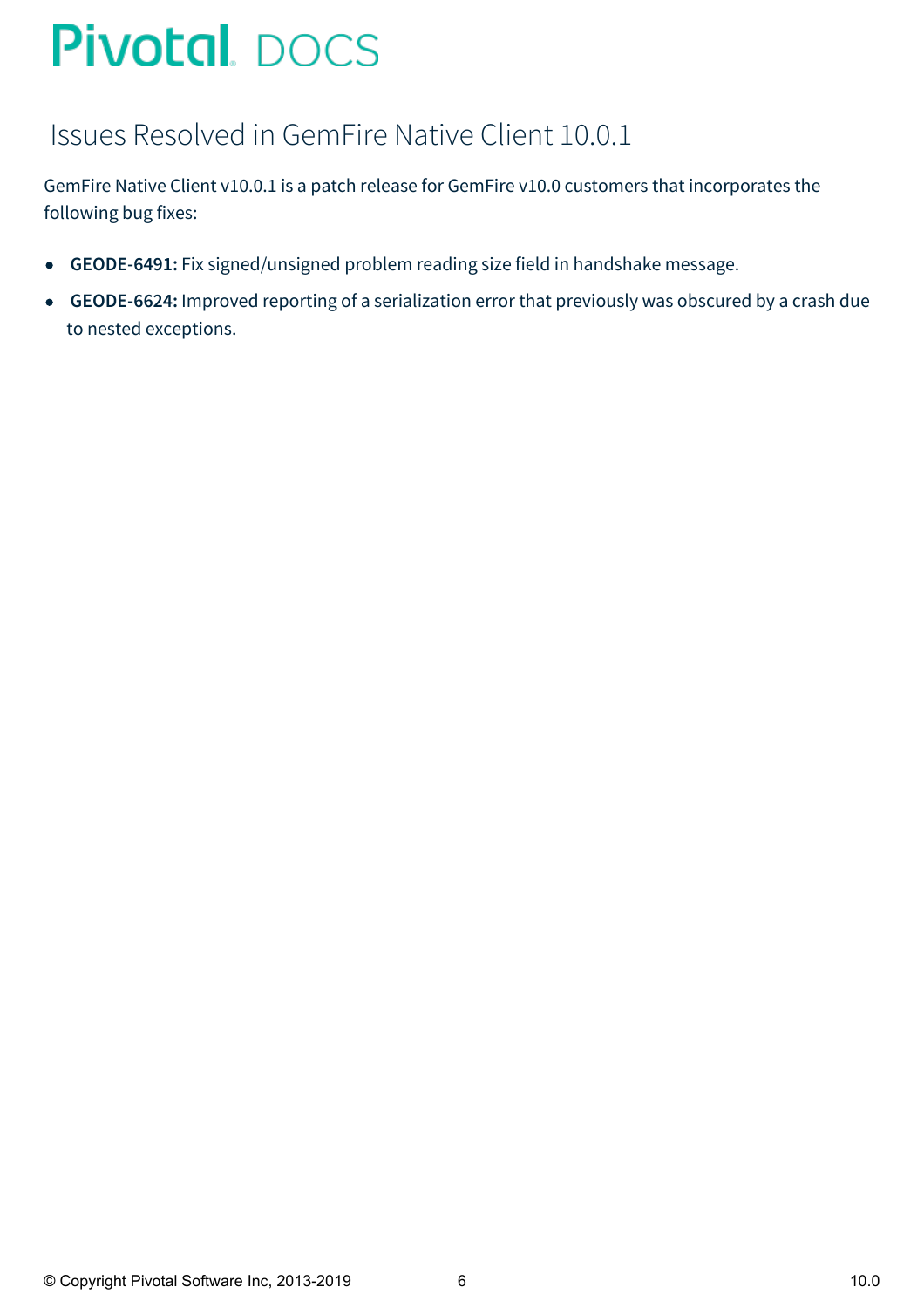# Issues Resolved in GemFire Native Client 10.0.1

GemFire Native Client v10.0.1 is a patch release for GemFire v10.0 customers that incorporates the following bug fixes:

- **GEODE-6491:** Fix signed/unsigned problem reading size field in handshake message.
- **GEODE-6624:** Improved reporting of a serialization error that previously was obscured by a crash due to nested exceptions.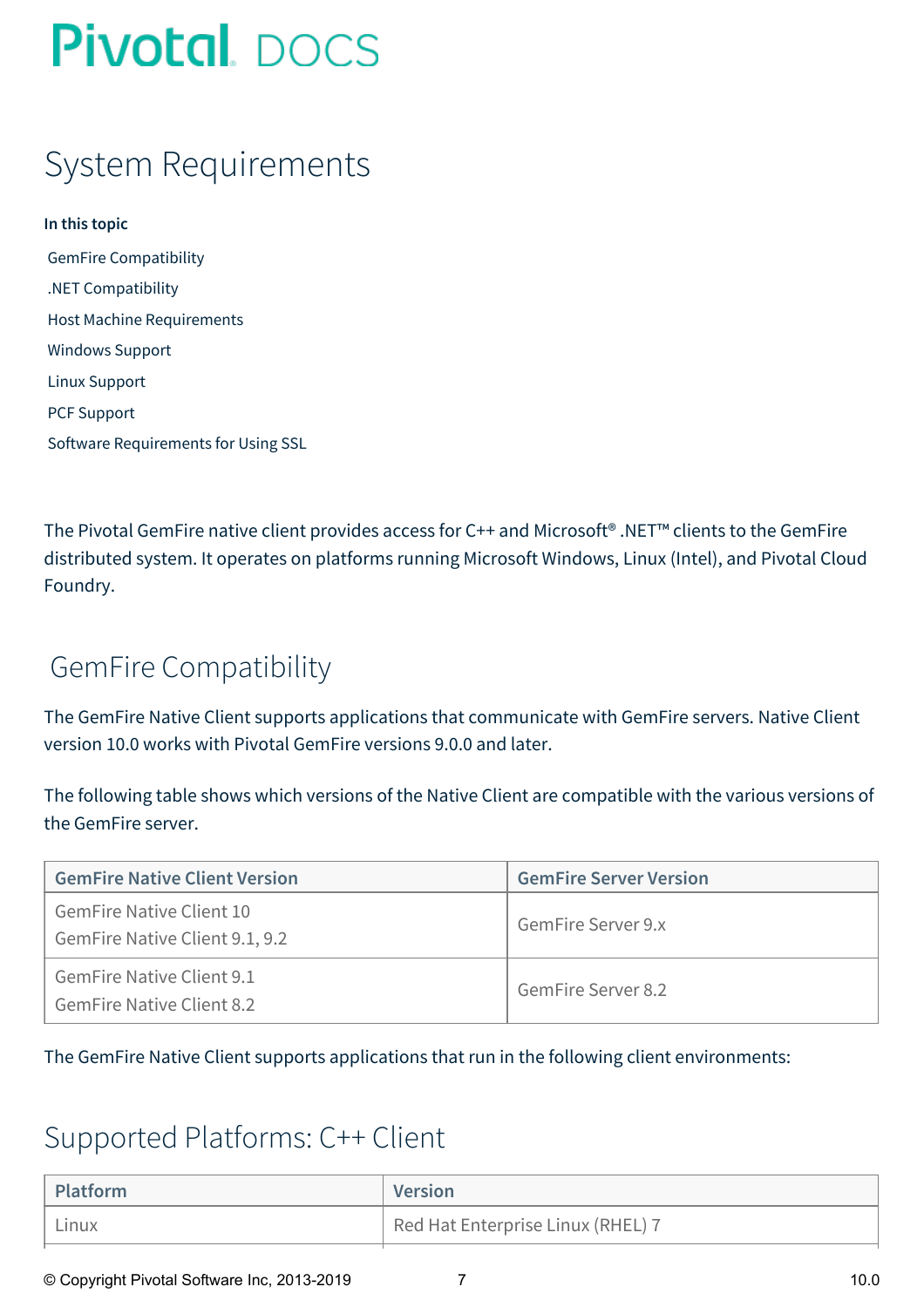# System Requirements

**In this topic**

GemFire Compatibility

.NET Compatibility

Host Machine Requirements

Windows Support

Linux Support

PCF Support

Software Requirements for Using SSL

The Pivotal GemFire native client provides access for C++ and Microsoft® .NET™ clients to the GemFire distributed system. It operates on platforms running Microsoft Windows, Linux (Intel), and Pivotal Cloud Foundry.

## GemFire Compatibility

The GemFire Native Client supports applications that communicate with GemFire servers. Native Client version 10.0 works with Pivotal GemFire versions 9.0.0 and later.

The following table shows which versions of the Native Client are compatible with the various versions of the GemFire server.

| GemFire Native Client Version | GemFire Server Version |
|---|---|
| GemFire Native Client 10<br>GemFire Native Client 9.1, 9.2 | GemFire Server 9.x |
| GemFire Native Client 9.1<br>GemFire Native Client 8.2 | GemFire Server 8.2 |

The GemFire Native Client supports applications that run in the following client environments:

## Supported Platforms: C++ Client

| Platform | Version |
|---|---|
| Linux | Red Hat Enterprise Linux (RHEL) 7 |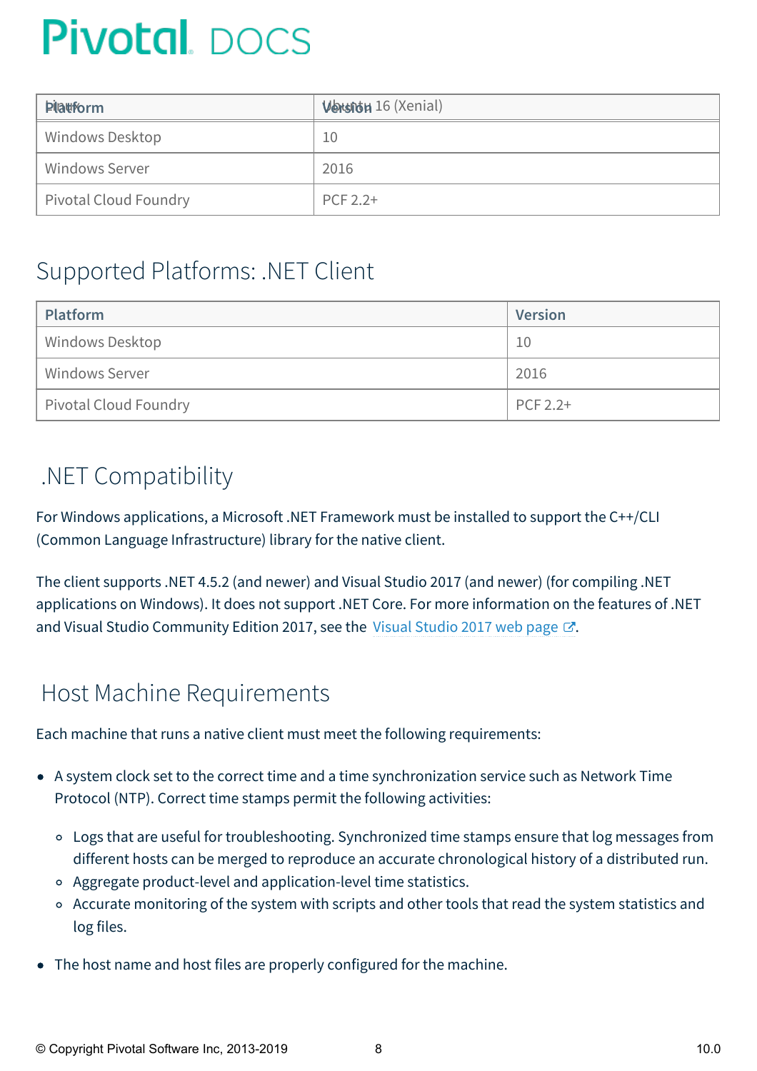| Platform | Version |
| --- | --- |
| Linux | Ubuntu 16 (Xenial) |
| Windows Desktop | 10 |
| Windows Server | 2016 |
| Pivotal Cloud Foundry | PCF 2.2+ |

## Supported Platforms: .NET Client

| Platform | Version |
| --- | --- |
| Windows Desktop | 10 |
| Windows Server | 2016 |
| Pivotal Cloud Foundry | PCF 2.2+ |

## .NET Compatibility

For Windows applications, a Microsoft .NET Framework must be installed to support the C++/CLI (Common Language Infrastructure) library for the native client.

The client supports .NET 4.5.2 (and newer) and Visual Studio 2017 (and newer) (for compiling .NET applications on Windows). It does not support .NET Core. For more information on the features of .NET and Visual Studio Community Edition 2017, see the Visual Studio 2017 web page.

## Host Machine Requirements

Each machine that runs a native client must meet the following requirements:

- A system clock set to the correct time and a time synchronization service such as Network Time Protocol (NTP). Correct time stamps permit the following activities:
  - Logs that are useful for troubleshooting. Synchronized time stamps ensure that log messages from different hosts can be merged to reproduce an accurate chronological history of a distributed run.
  - Aggregate product-level and application-level time statistics.
  - Accurate monitoring of the system with scripts and other tools that read the system statistics and log files.
- The host name and host files are properly configured for the machine.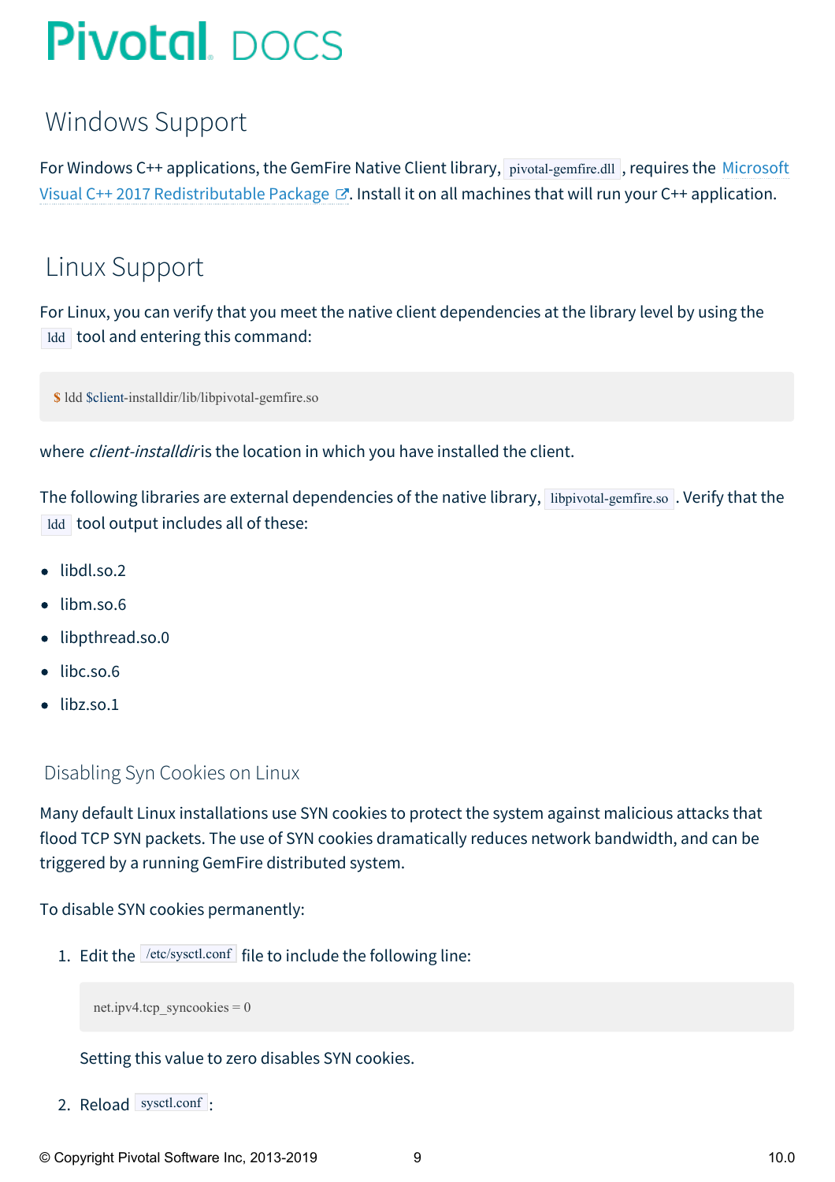## Windows Support

For Windows C++ applications, the GemFire Native Client library, `pivotal-gemfire.dll`, requires the Microsoft Visual C++ 2017 Redistributable Package. Install it on all machines that will run your C++ application.

## Linux Support

For Linux, you can verify that you meet the native client dependencies at the library level by using the `ldd` tool and entering this command:

```
$ ldd $client-installdir/lib/libpivotal-gemfire.so
```

where *client-installdir* is the location in which you have installed the client.

The following libraries are external dependencies of the native library, `libpivotal-gemfire.so`. Verify that the `ldd` tool output includes all of these:

- libdl.so.2
- libm.so.6
- libpthread.so.0
- libc.so.6
- libz.so.1

### Disabling Syn Cookies on Linux

Many default Linux installations use SYN cookies to protect the system against malicious attacks that flood TCP SYN packets. The use of SYN cookies dramatically reduces network bandwidth, and can be triggered by a running GemFire distributed system.

To disable SYN cookies permanently:

1. Edit the `/etc/sysctl.conf` file to include the following line:

   ```
   net.ipv4.tcp_syncookies = 0
   ```

   Setting this value to zero disables SYN cookies.

2. Reload `sysctl.conf`: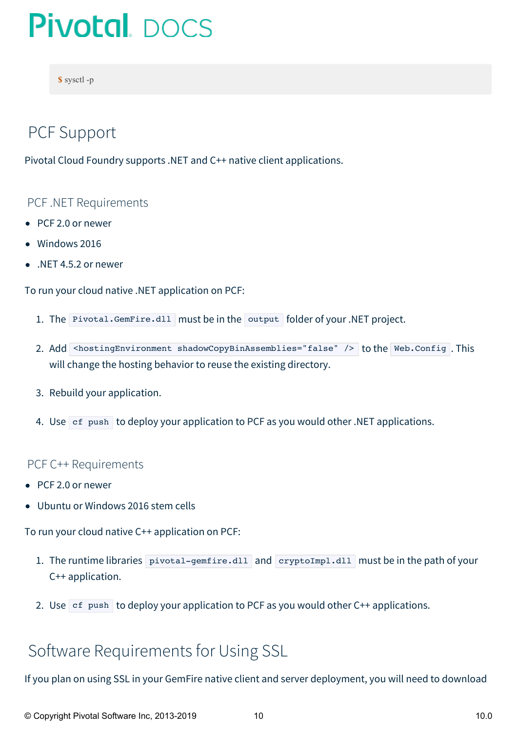```
$ sysctl -p
```

## PCF Support

Pivotal Cloud Foundry supports .NET and C++ native client applications.

### PCF .NET Requirements

- PCF 2.0 or newer
- Windows 2016
- .NET 4.5.2 or newer

To run your cloud native .NET application on PCF:

1. The `Pivotal.GemFire.dll` must be in the `output` folder of your .NET project.
2. Add `<hostingEnvironment shadowCopyBinAssemblies="false" />` to the `Web.Config`. This will change the hosting behavior to reuse the existing directory.
3. Rebuild your application.
4. Use `cf push` to deploy your application to PCF as you would other .NET applications.

### PCF C++ Requirements

- PCF 2.0 or newer
- Ubuntu or Windows 2016 stem cells

To run your cloud native C++ application on PCF:

1. The runtime libraries `pivotal-gemfire.dll` and `cryptoImpl.dll` must be in the path of your C++ application.
2. Use `cf push` to deploy your application to PCF as you would other C++ applications.

## Software Requirements for Using SSL

If you plan on using SSL in your GemFire native client and server deployment, you will need to download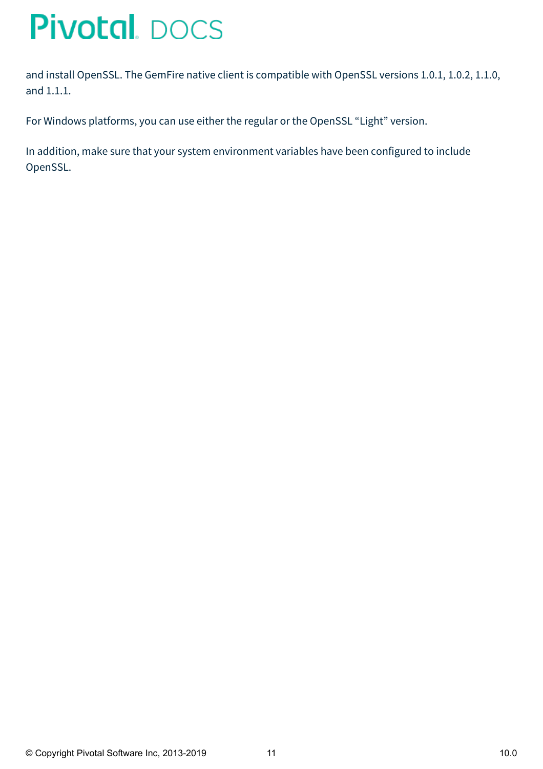and install OpenSSL. The GemFire native client is compatible with OpenSSL versions 1.0.1, 1.0.2, 1.1.0, and 1.1.1.

For Windows platforms, you can use either the regular or the OpenSSL "Light" version.

In addition, make sure that your system environment variables have been configured to include OpenSSL.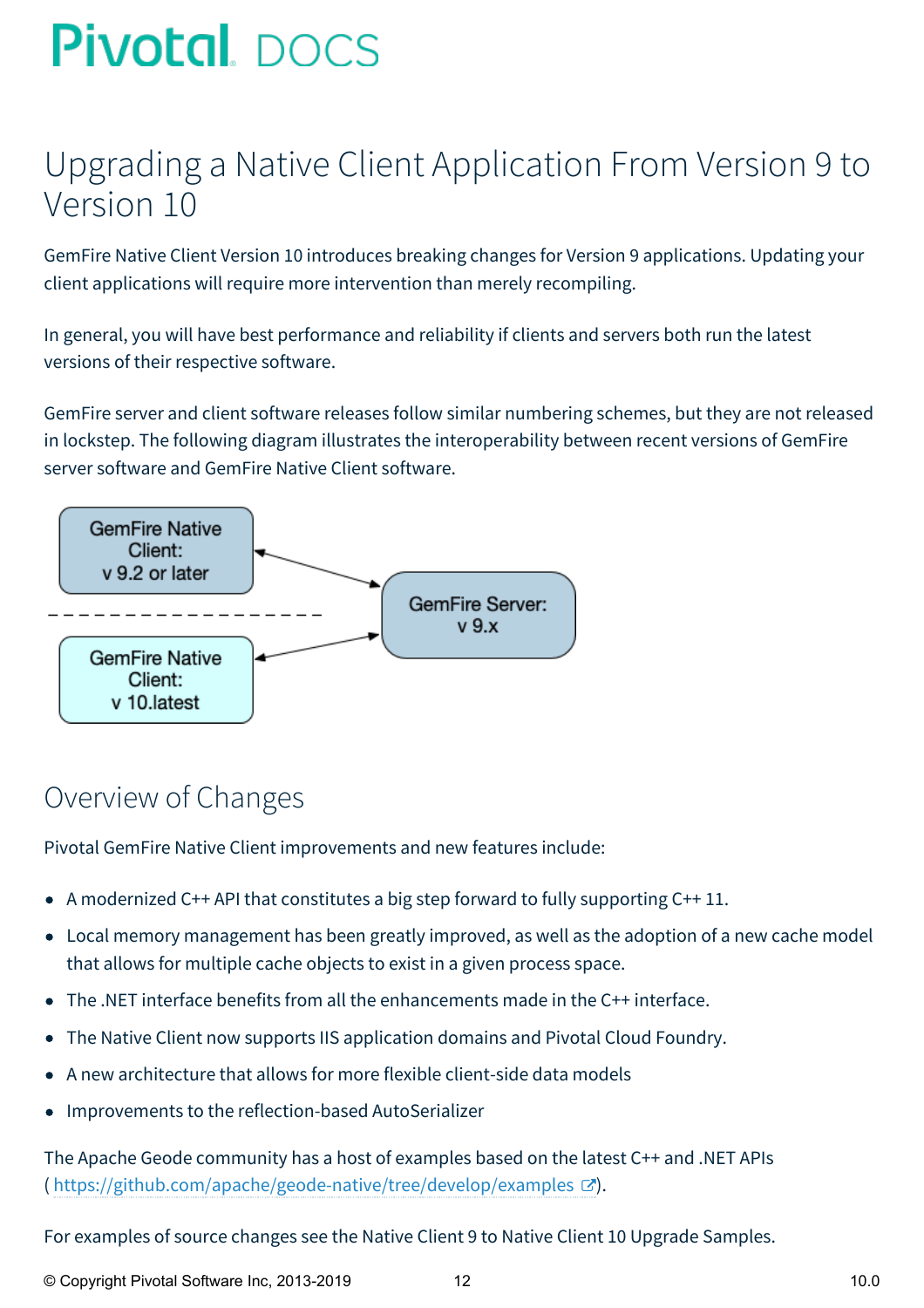# Upgrading a Native Client Application From Version 9 to Version 10

GemFire Native Client Version 10 introduces breaking changes for Version 9 applications. Updating your client applications will require more intervention than merely recompiling.

In general, you will have best performance and reliability if clients and servers both run the latest versions of their respective software.

GemFire server and client software releases follow similar numbering schemes, but they are not released in lockstep. The following diagram illustrates the interoperability between recent versions of GemFire server software and GemFire Native Client software.

GemFire Native Client: v 9.2 or later

GemFire Native Client: v 10.latest

GemFire Server: v 9.x

## Overview of Changes

Pivotal GemFire Native Client improvements and new features include:

- A modernized C++ API that constitutes a big step forward to fully supporting C++ 11.
- Local memory management has been greatly improved, as well as the adoption of a new cache model that allows for multiple cache objects to exist in a given process space.
- The .NET interface benefits from all the enhancements made in the C++ interface.
- The Native Client now supports IIS application domains and Pivotal Cloud Foundry.
- A new architecture that allows for more flexible client-side data models
- Improvements to the reflection-based AutoSerializer

The Apache Geode community has a host of examples based on the latest C++ and .NET APIs ( https://github.com/apache/geode-native/tree/develop/examples ).

For examples of source changes see the Native Client 9 to Native Client 10 Upgrade Samples.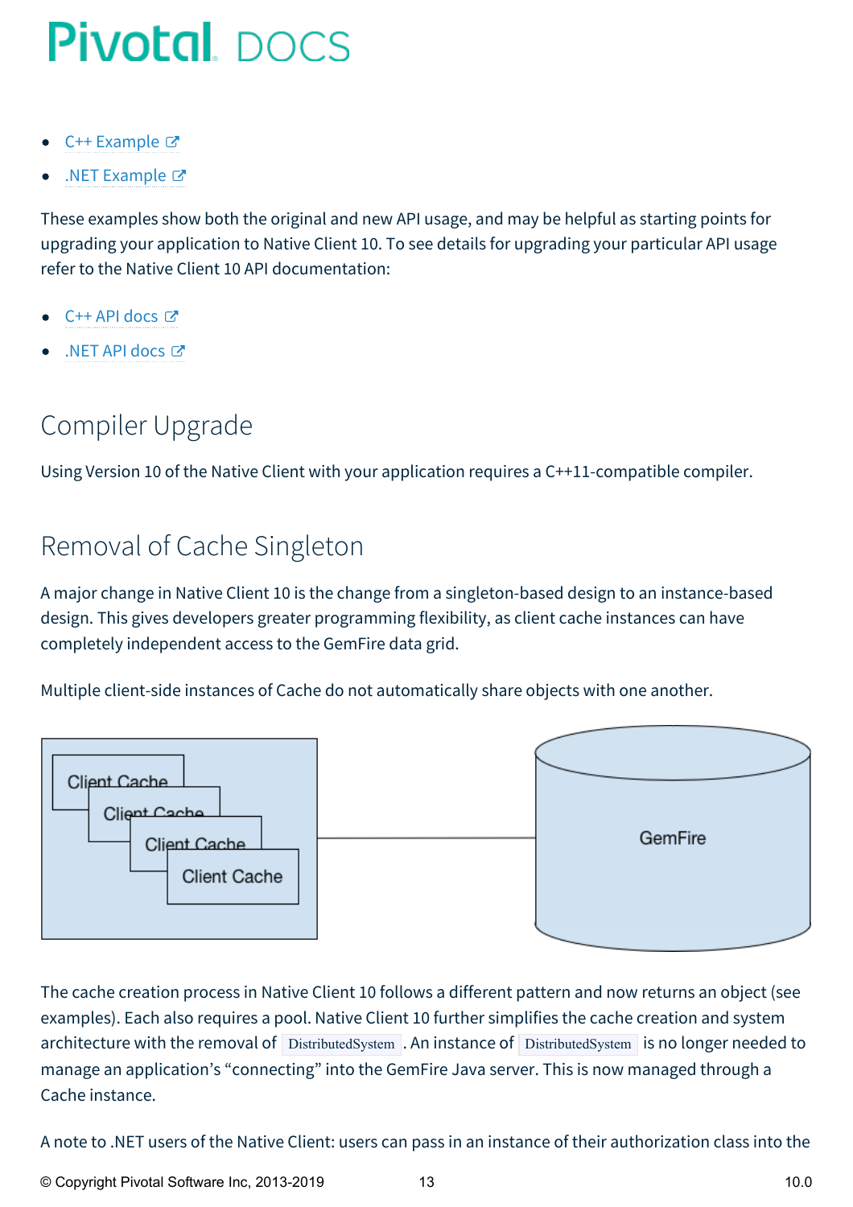- C++ Example
- .NET Example

These examples show both the original and new API usage, and may be helpful as starting points for upgrading your application to Native Client 10. To see details for upgrading your particular API usage refer to the Native Client 10 API documentation:

- C++ API docs
- .NET API docs

## Compiler Upgrade

Using Version 10 of the Native Client with your application requires a C++11-compatible compiler.

## Removal of Cache Singleton

A major change in Native Client 10 is the change from a singleton-based design to an instance-based design. This gives developers greater programming flexibility, as client cache instances can have completely independent access to the GemFire data grid.

Multiple client-side instances of Cache do not automatically share objects with one another.

Client Cache
Client Cache
Client Cache
Client Cache
GemFire

The cache creation process in Native Client 10 follows a different pattern and now returns an object (see examples). Each also requires a pool. Native Client 10 further simplifies the cache creation and system architecture with the removal of `DistributedSystem`. An instance of `DistributedSystem` is no longer needed to manage an application's "connecting" into the GemFire Java server. This is now managed through a Cache instance.

A note to .NET users of the Native Client: users can pass in an instance of their authorization class into the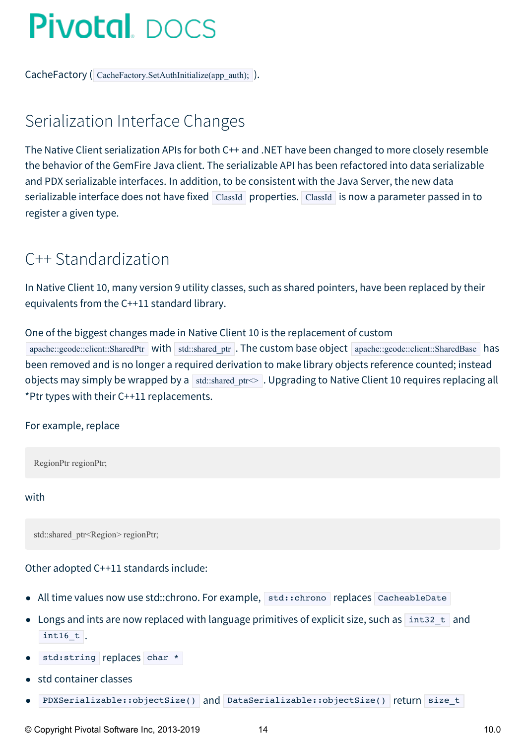CacheFactory ( `CacheFactory.SetAuthInitialize(app_auth);` ).

## Serialization Interface Changes

The Native Client serialization APIs for both C++ and .NET have been changed to more closely resemble the behavior of the GemFire Java client. The serializable API has been refactored into data serializable and PDX serializable interfaces. In addition, to be consistent with the Java Server, the new data serializable interface does not have fixed `ClassId` properties. `ClassId` is now a parameter passed in to register a given type.

## C++ Standardization

In Native Client 10, many version 9 utility classes, such as shared pointers, have been replaced by their equivalents from the C++11 standard library.

One of the biggest changes made in Native Client 10 is the replacement of custom `apache::geode::client::SharedPtr` with `std::shared_ptr`. The custom base object `apache::geode::client::SharedBase` has been removed and is no longer a required derivation to make library objects reference counted; instead objects may simply be wrapped by a `std::shared_ptr<>`. Upgrading to Native Client 10 requires replacing all *Ptr types with their C++11 replacements.

For example, replace

```
RegionPtr regionPtr;
```

with

```
std::shared_ptr<Region> regionPtr;
```

Other adopted C++11 standards include:

- All time values now use std::chrono. For example, `std::chrono` replaces `CacheableDate`
- Longs and ints are now replaced with language primitives of explicit size, such as `int32_t` and `int16_t`.
- `std:string` replaces `char *`
- std container classes
- `PDXSerializable::objectSize()` and `DataSerializable::objectSize()` return `size_t`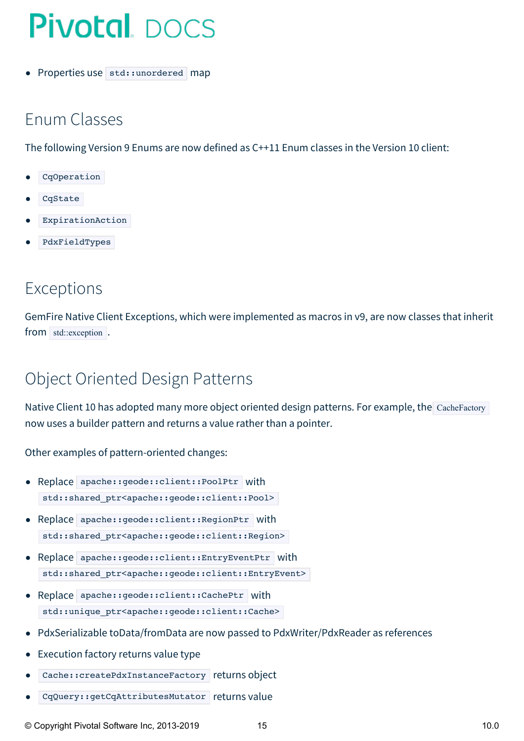- Properties use `std::unordered` map

## Enum Classes

The following Version 9 Enums are now defined as C++11 Enum classes in the Version 10 client:

- `CqOperation`
- `CqState`
- `ExpirationAction`
- `PdxFieldTypes`

## Exceptions

GemFire Native Client Exceptions, which were implemented as macros in v9, are now classes that inherit from `std::exception`.

## Object Oriented Design Patterns

Native Client 10 has adopted many more object oriented design patterns. For example, the `CacheFactory` now uses a builder pattern and returns a value rather than a pointer.

Other examples of pattern-oriented changes:

- Replace `apache::geode::client::PoolPtr` with `std::shared_ptr<apache::geode::client::Pool>`
- Replace `apache::geode::client::RegionPtr` with `std::shared_ptr<apache::geode::client::Region>`
- Replace `apache::geode::client::EntryEventPtr` with `std::shared_ptr<apache::geode::client::EntryEvent>`
- Replace `apache::geode::client::CachePtr` with `std::unique_ptr<apache::geode::client::Cache>`
- PdxSerializable toData/fromData are now passed to PdxWriter/PdxReader as references
- Execution factory returns value type
- `Cache::createPdxInstanceFactory` returns object
- `CqQuery::getCqAttributesMutator` returns value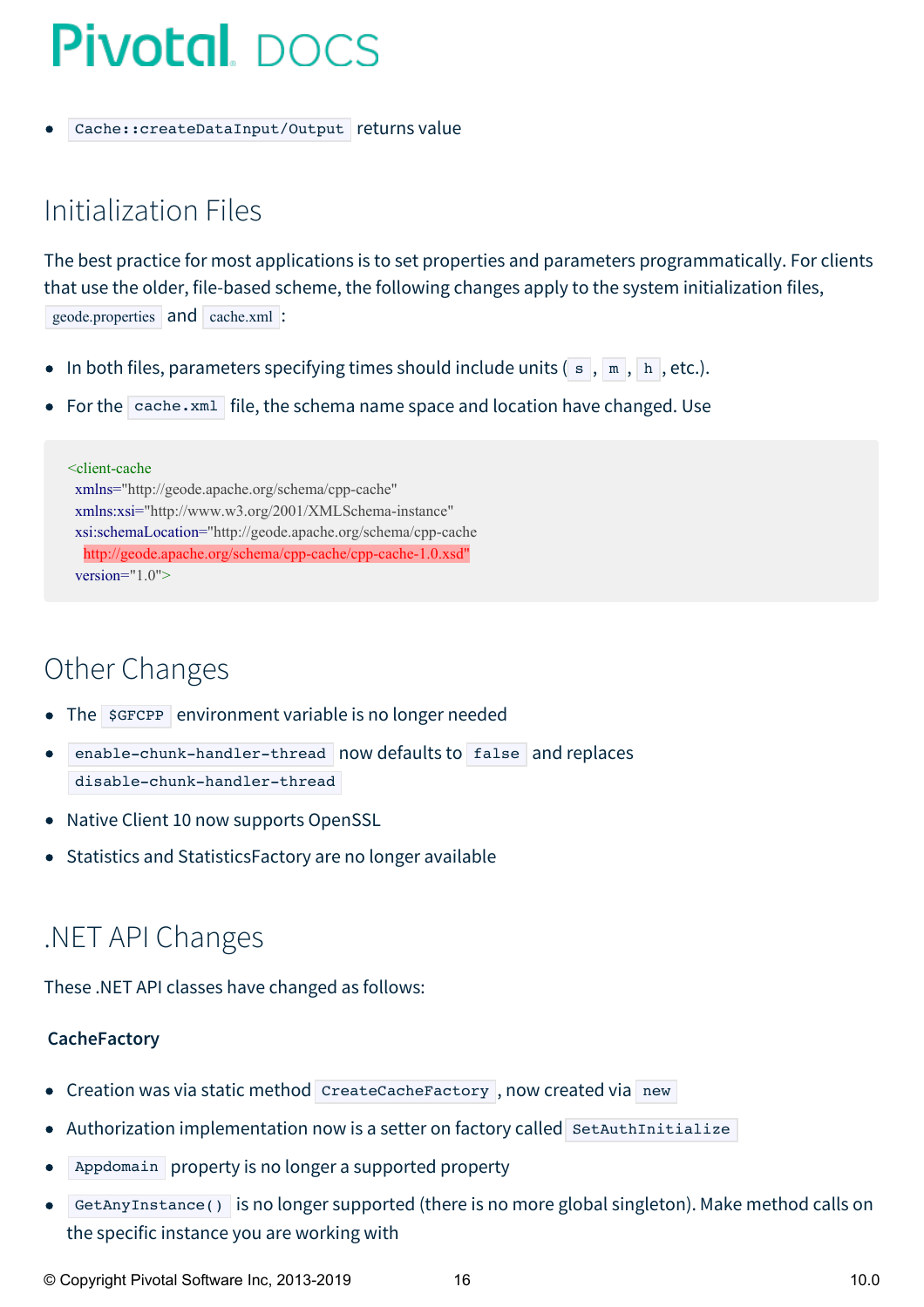- `Cache::createDataInput/Output` returns value

## Initialization Files

The best practice for most applications is to set properties and parameters programmatically. For clients that use the older, file-based scheme, the following changes apply to the system initialization files, `geode.properties` and `cache.xml`:

- In both files, parameters specifying times should include units ( `s`, `m`, `h`, etc.).
- For the `cache.xml` file, the schema name space and location have changed. Use

```
<client-cache
  xmlns="http://geode.apache.org/schema/cpp-cache"
  xmlns:xsi="http://www.w3.org/2001/XMLSchema-instance"
  xsi:schemaLocation="http://geode.apache.org/schema/cpp-cache
    http://geode.apache.org/schema/cpp-cache/cpp-cache-1.0.xsd"
  version="1.0">
```

## Other Changes

- The `$GFCPP` environment variable is no longer needed
- `enable-chunk-handler-thread` now defaults to `false` and replaces `disable-chunk-handler-thread`
- Native Client 10 now supports OpenSSL
- Statistics and StatisticsFactory are no longer available

## .NET API Changes

These .NET API classes have changed as follows:

### CacheFactory

- Creation was via static method `CreateCacheFactory`, now created via `new`
- Authorization implementation now is a setter on factory called `SetAuthInitialize`
- `Appdomain` property is no longer a supported property
- `GetAnyInstance()` is no longer supported (there is no more global singleton). Make method calls on the specific instance you are working with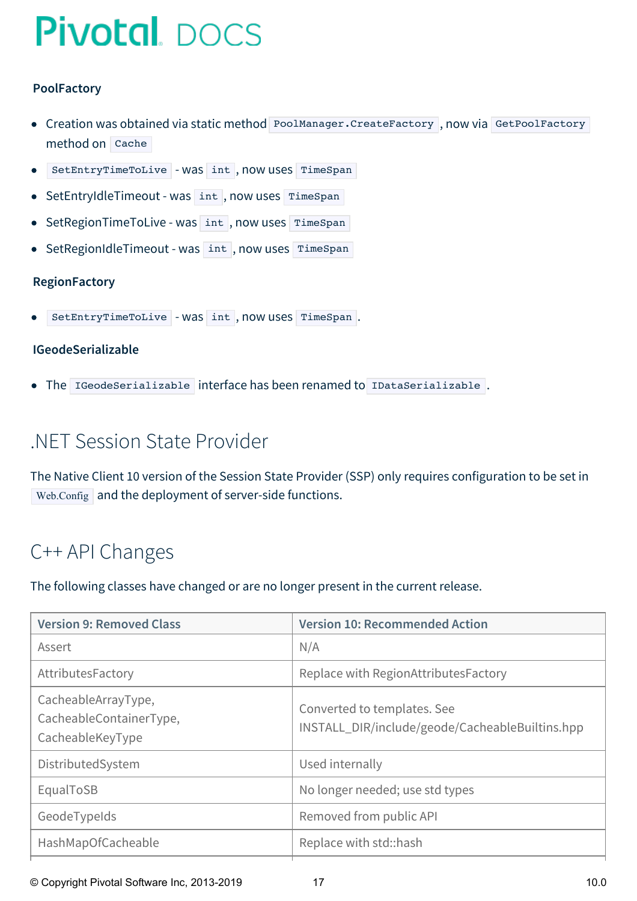#### PoolFactory

- Creation was obtained via static method `PoolManager.CreateFactory`, now via `GetPoolFactory` method on `Cache`
- `SetEntryTimeToLive` - was `int`, now uses `TimeSpan`
- SetEntryIdleTimeout - was `int`, now uses `TimeSpan`
- SetRegionTimeToLive - was `int`, now uses `TimeSpan`
- SetRegionIdleTimeout - was `int`, now uses `TimeSpan`

#### RegionFactory

- `SetEntryTimeToLive` - was `int`, now uses `TimeSpan`.

#### IGeodeSerializable

- The `IGeodeSerializable` interface has been renamed to `IDataSerializable`.

## .NET Session State Provider

The Native Client 10 version of the Session State Provider (SSP) only requires configuration to be set in `Web.Config` and the deployment of server-side functions.

## C++ API Changes

The following classes have changed or are no longer present in the current release.

| Version 9: Removed Class | Version 10: Recommended Action |
| --- | --- |
| Assert | N/A |
| AttributesFactory | Replace with RegionAttributesFactory |
| CacheableArrayType, CacheableContainerType, CacheableKeyType | Converted to templates. See INSTALL_DIR/include/geode/CacheableBuiltins.hpp |
| DistributedSystem | Used internally |
| EqualToSB | No longer needed; use std types |
| GeodeTypeIds | Removed from public API |
| HashMapOfCacheable | Replace with std::hash |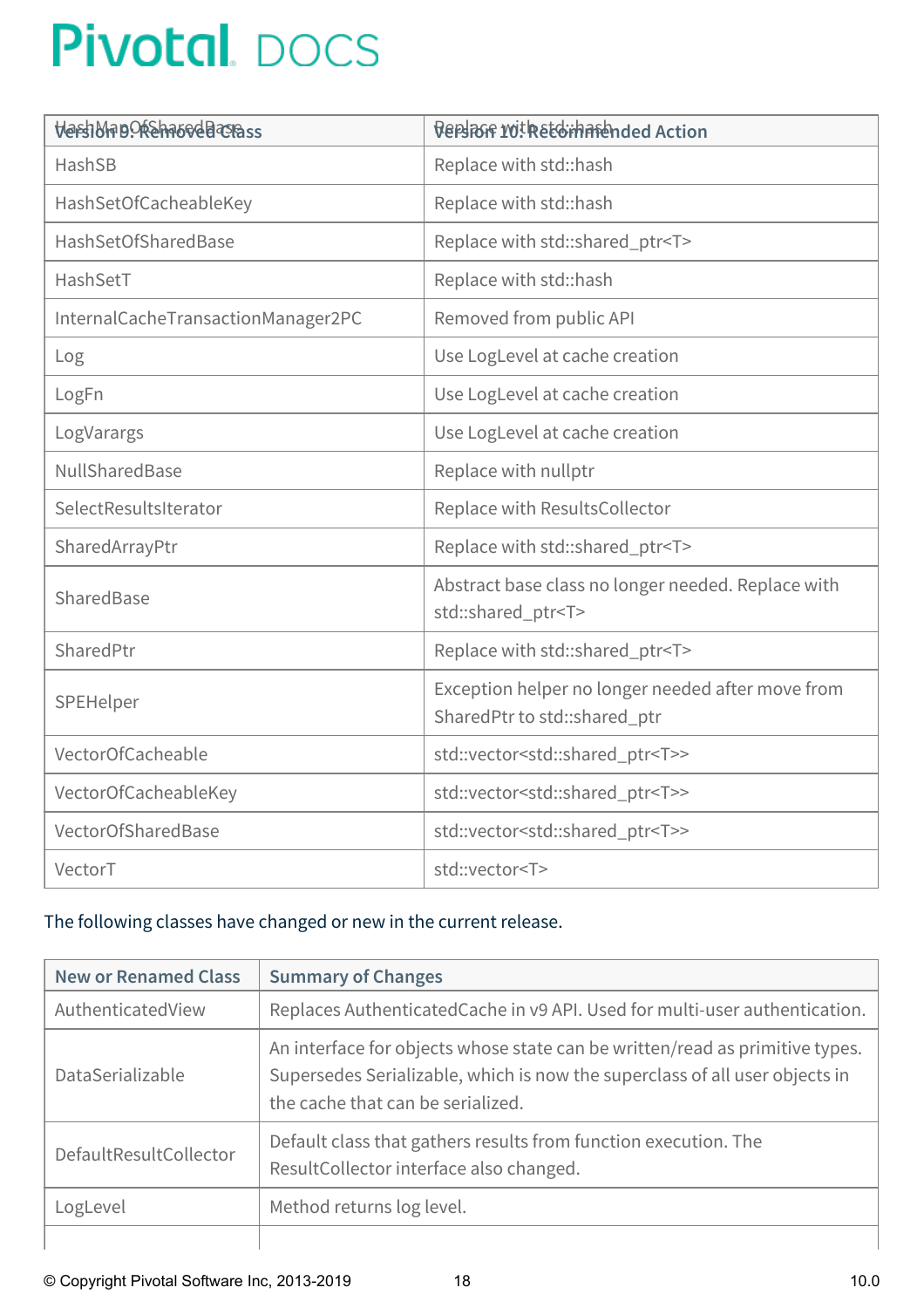| Version 9: Removed Class | Version 10: Recommended Action |
| --- | --- |
| HashMapOfSharedBase | Replace with std::hash |
| HashSB | Replace with std::hash |
| HashSetOfCacheableKey | Replace with std::hash |
| HashSetOfSharedBase | Replace with std::shared_ptr<T> |
| HashSetT | Replace with std::hash |
| InternalCacheTransactionManager2PC | Removed from public API |
| Log | Use LogLevel at cache creation |
| LogFn | Use LogLevel at cache creation |
| LogVarargs | Use LogLevel at cache creation |
| NullSharedBase | Replace with nullptr |
| SelectResultsIterator | Replace with ResultsCollector |
| SharedArrayPtr | Replace with std::shared_ptr<T> |
| SharedBase | Abstract base class no longer needed. Replace with std::shared_ptr<T> |
| SharedPtr | Replace with std::shared_ptr<T> |
| SPEHelper | Exception helper no longer needed after move from SharedPtr to std::shared_ptr |
| VectorOfCacheable | std::vector<std::shared_ptr<T>> |
| VectorOfCacheableKey | std::vector<std::shared_ptr<T>> |
| VectorOfSharedBase | std::vector<std::shared_ptr<T>> |
| VectorT | std::vector<T> |

The following classes have changed or new in the current release.

| New or Renamed Class | Summary of Changes |
| --- | --- |
| AuthenticatedView | Replaces AuthenticatedCache in v9 API. Used for multi-user authentication. |
| DataSerializable | An interface for objects whose state can be written/read as primitive types. Supersedes Serializable, which is now the superclass of all user objects in the cache that can be serialized. |
| DefaultResultCollector | Default class that gathers results from function execution. The ResultCollector interface also changed. |
| LogLevel | Method returns log level. |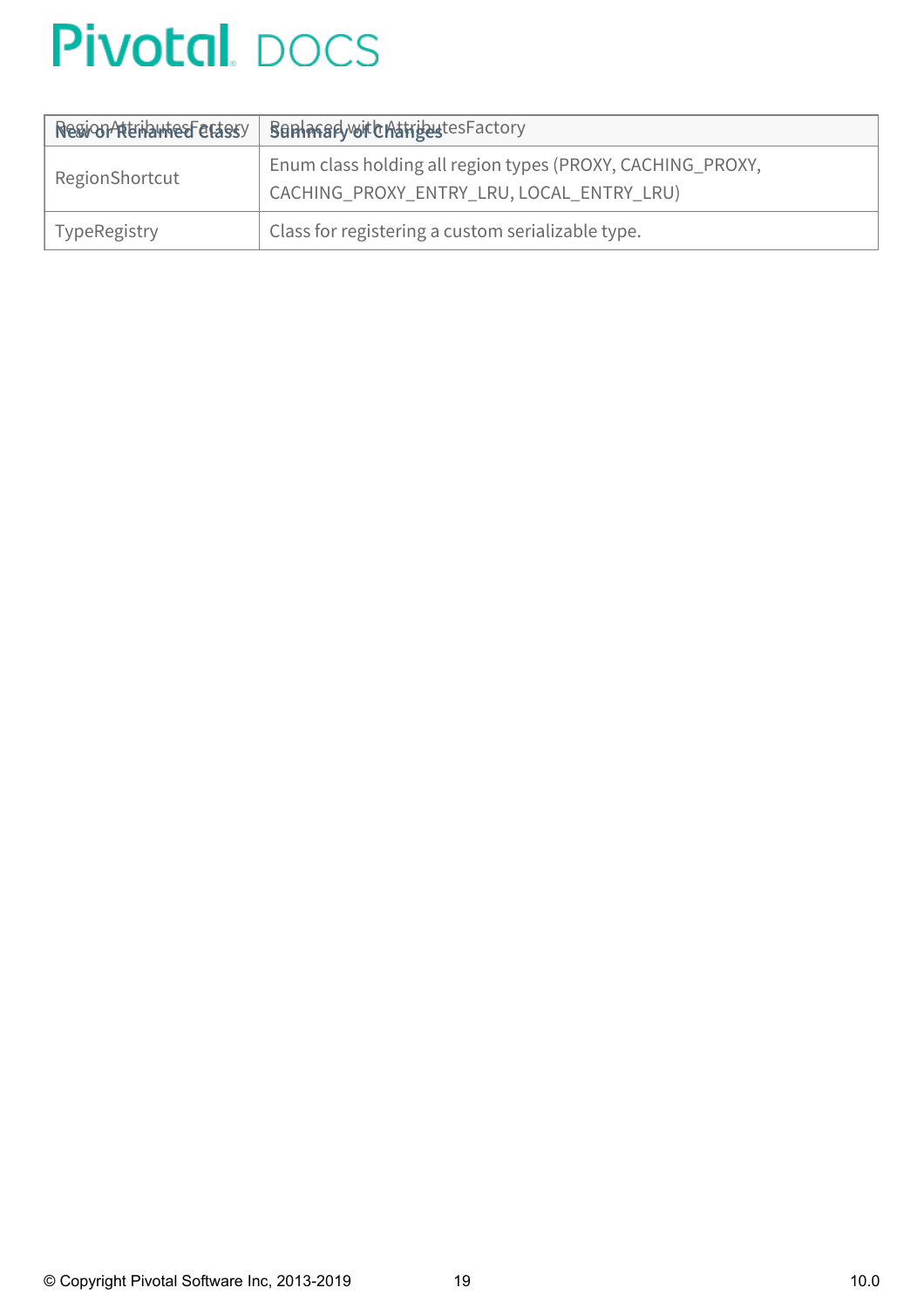| New or Renamed Class | Summary of Changes |
| --- | --- |
| RegionAttributesFactory | Replaced with AttributesFactory |
| RegionShortcut | Enum class holding all region types (PROXY, CACHING_PROXY, CACHING_PROXY_ENTRY_LRU, LOCAL_ENTRY_LRU) |
| TypeRegistry | Class for registering a custom serializable type. |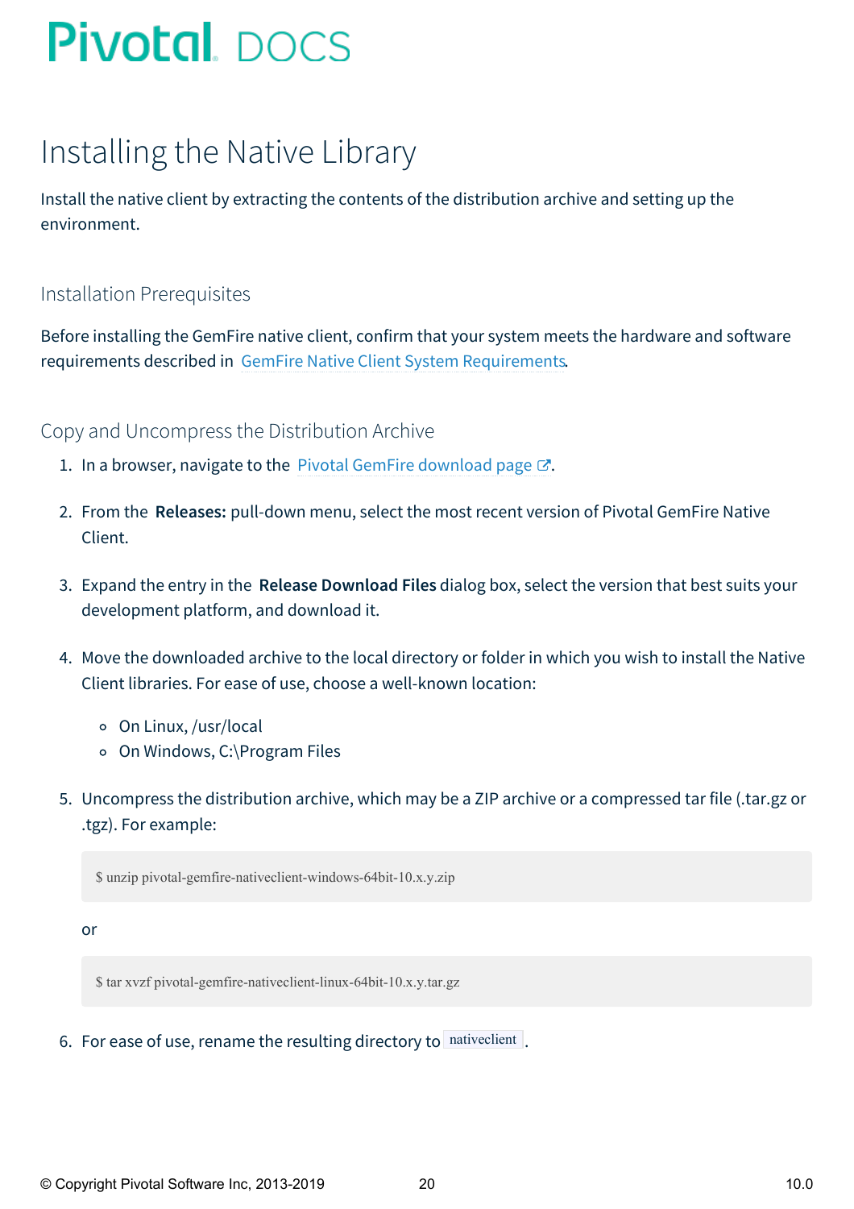# Installing the Native Library

Install the native client by extracting the contents of the distribution archive and setting up the environment.

## Installation Prerequisites

Before installing the GemFire native client, confirm that your system meets the hardware and software requirements described in GemFire Native Client System Requirements.

## Copy and Uncompress the Distribution Archive

1. In a browser, navigate to the Pivotal GemFire download page.
2. From the **Releases:** pull-down menu, select the most recent version of Pivotal GemFire Native Client.
3. Expand the entry in the **Release Download Files** dialog box, select the version that best suits your development platform, and download it.
4. Move the downloaded archive to the local directory or folder in which you wish to install the Native Client libraries. For ease of use, choose a well-known location:
   - On Linux, /usr/local
   - On Windows, C:\Program Files
5. Uncompress the distribution archive, which may be a ZIP archive or a compressed tar file (.tar.gz or .tgz). For example:

   ```
   $ unzip pivotal-gemfire-nativeclient-windows-64bit-10.x.y.zip
   ```

   or

   ```
   $ tar xvzf pivotal-gemfire-nativeclient-linux-64bit-10.x.y.tar.gz
   ```

6. For ease of use, rename the resulting directory to `nativeclient`.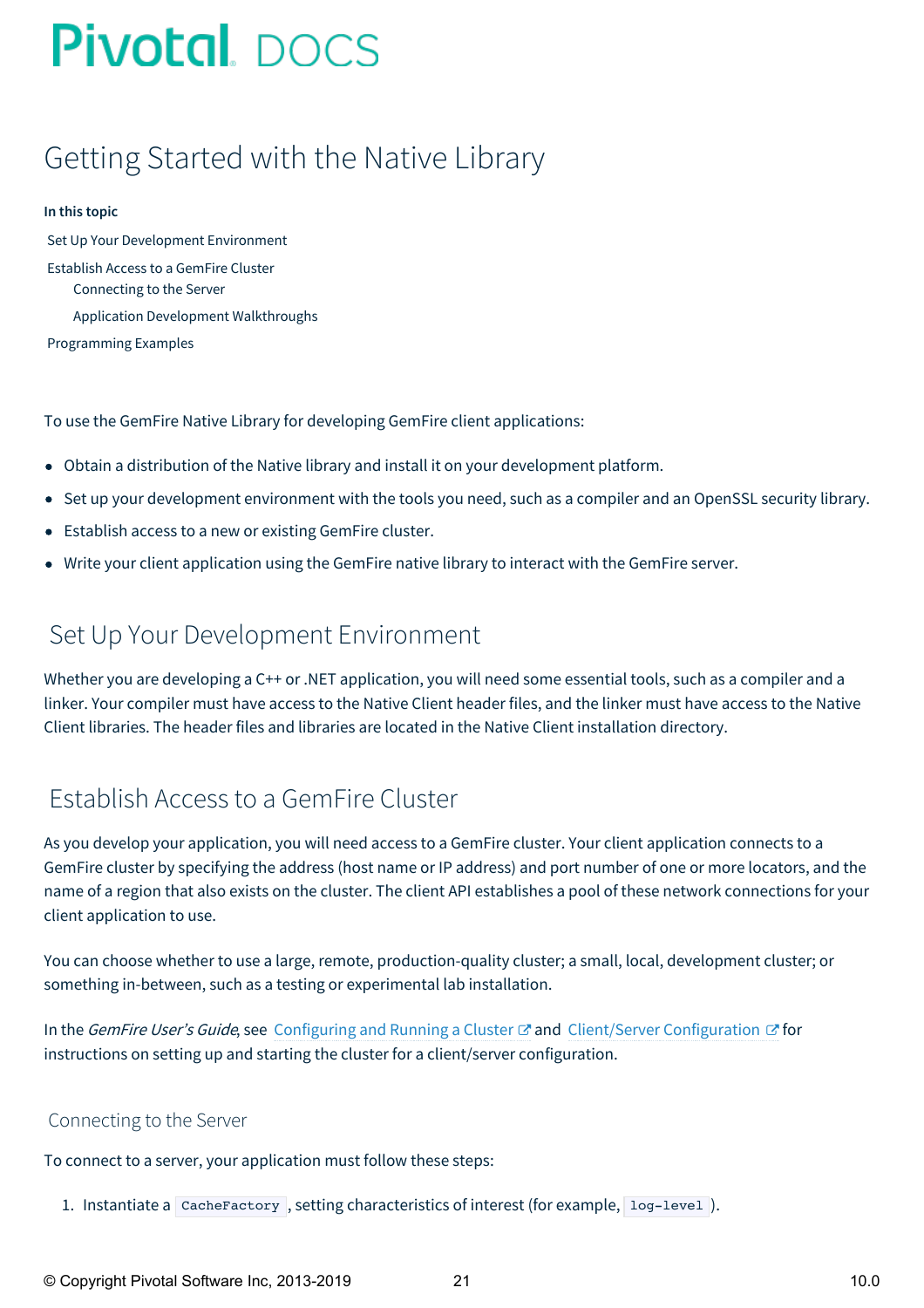# Getting Started with the Native Library

**In this topic**

- Set Up Your Development Environment
- Establish Access to a GemFire Cluster
  - Connecting to the Server
  - Application Development Walkthroughs
- Programming Examples

To use the GemFire Native Library for developing GemFire client applications:

- Obtain a distribution of the Native library and install it on your development platform.
- Set up your development environment with the tools you need, such as a compiler and an OpenSSL security library.
- Establish access to a new or existing GemFire cluster.
- Write your client application using the GemFire native library to interact with the GemFire server.

## Set Up Your Development Environment

Whether you are developing a C++ or .NET application, you will need some essential tools, such as a compiler and a linker. Your compiler must have access to the Native Client header files, and the linker must have access to the Native Client libraries. The header files and libraries are located in the Native Client installation directory.

## Establish Access to a GemFire Cluster

As you develop your application, you will need access to a GemFire cluster. Your client application connects to a GemFire cluster by specifying the address (host name or IP address) and port number of one or more locators, and the name of a region that also exists on the cluster. The client API establishes a pool of these network connections for your client application to use.

You can choose whether to use a large, remote, production-quality cluster; a small, local, development cluster; or something in-between, such as a testing or experimental lab installation.

In the *GemFire User's Guide*, see Configuring and Running a Cluster and Client/Server Configuration for instructions on setting up and starting the cluster for a client/server configuration.

### Connecting to the Server

To connect to a server, your application must follow these steps:

1. Instantiate a `CacheFactory`, setting characteristics of interest (for example, `log-level`).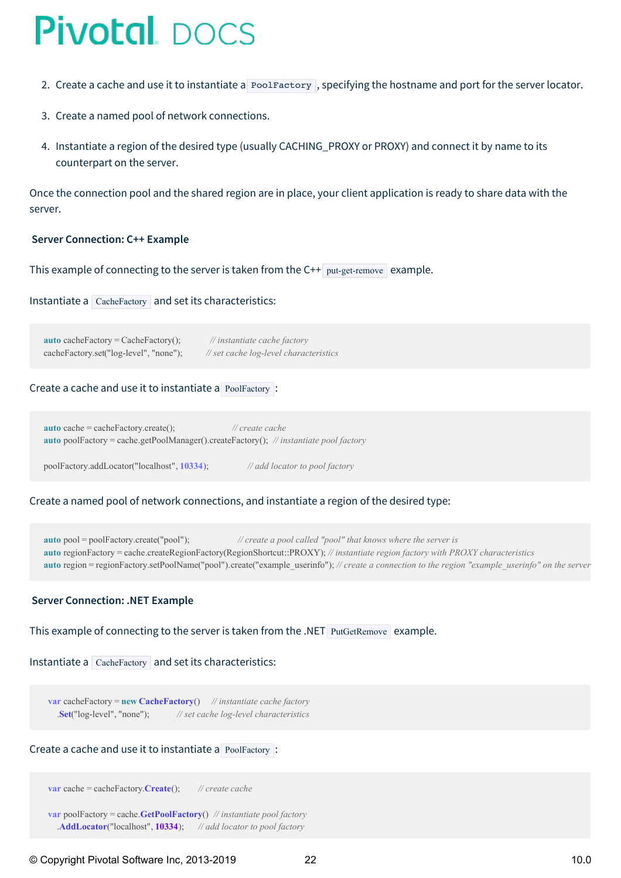2. Create a cache and use it to instantiate a `PoolFactory`, specifying the hostname and port for the server locator.

3. Create a named pool of network connections.

4. Instantiate a region of the desired type (usually CACHING_PROXY or PROXY) and connect it by name to its counterpart on the server.

Once the connection pool and the shared region are in place, your client application is ready to share data with the server.

### Server Connection: C++ Example

This example of connecting to the server is taken from the C++ `put-get-remove` example.

Instantiate a `CacheFactory` and set its characteristics:

```
auto cacheFactory = CacheFactory();          // instantiate cache factory
cacheFactory.set("log-level", "none");       // set cache log-level characteristics
```

Create a cache and use it to instantiate a `PoolFactory`:

```
auto cache = cacheFactory.create();                      // create cache
auto poolFactory = cache.getPoolManager().createFactory();  // instantiate pool factory

poolFactory.addLocator("localhost", 10334);              // add locator to pool factory
```

Create a named pool of network connections, and instantiate a region of the desired type:

```
auto pool = poolFactory.create("pool");                  // create a pool called "pool" that knows where the server is
auto regionFactory = cache.createRegionFactory(RegionShortcut::PROXY); // instantiate region factory with PROXY characteristics
auto region = regionFactory.setPoolName("pool").create("example_userinfo"); // create a connection to the region "example_userinfo" on the server
```

### Server Connection: .NET Example

This example of connecting to the server is taken from the .NET `PutGetRemove` example.

Instantiate a `CacheFactory` and set its characteristics:

```
var cacheFactory = new CacheFactory()     // instantiate cache factory
    .Set("log-level", "none");            // set cache log-level characteristics
```

Create a cache and use it to instantiate a `PoolFactory`:

```
var cache = cacheFactory.Create();        // create cache

var poolFactory = cache.GetPoolFactory()  // instantiate pool factory
    .AddLocator("localhost", 10334);      // add locator to pool factory
```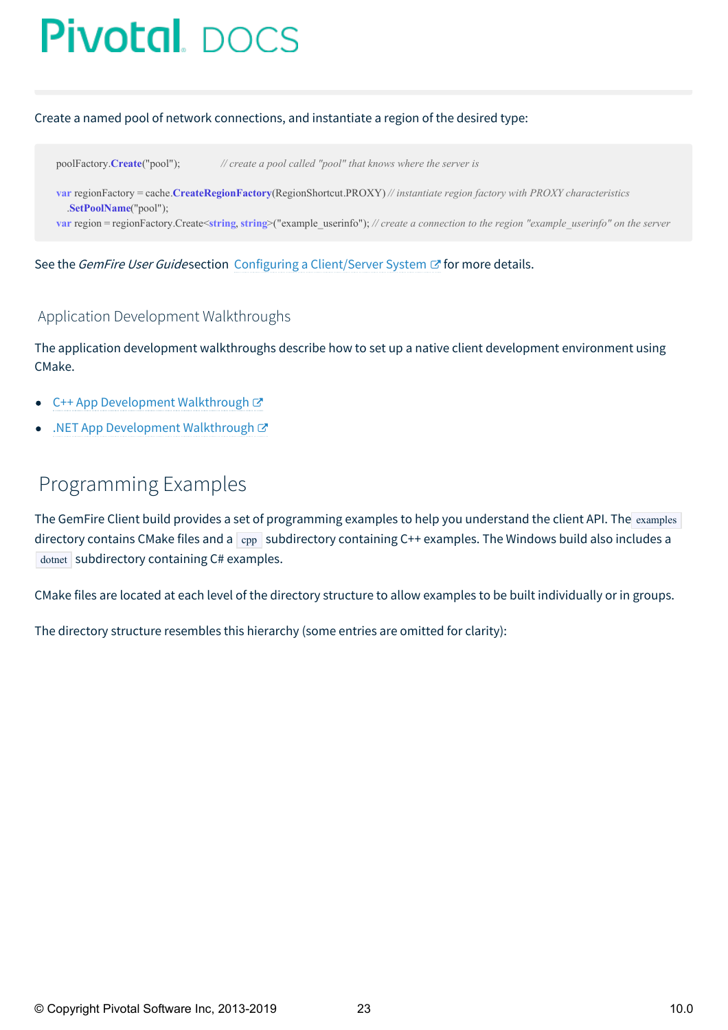Create a named pool of network connections, and instantiate a region of the desired type:

```
poolFactory.Create("pool");            // create a pool called "pool" that knows where the server is

var regionFactory = cache.CreateRegionFactory(RegionShortcut.PROXY) // instantiate region factory with PROXY characteristics
   .SetPoolName("pool");
var region = regionFactory.Create<string, string>("example_userinfo"); // create a connection to the region "example_userinfo" on the server
```

See the *GemFire User Guide* section Configuring a Client/Server System for more details.

### Application Development Walkthroughs

The application development walkthroughs describe how to set up a native client development environment using CMake.

- C++ App Development Walkthrough
- .NET App Development Walkthrough

## Programming Examples

The GemFire Client build provides a set of programming examples to help you understand the client API. The `examples` directory contains CMake files and a `cpp` subdirectory containing C++ examples. The Windows build also includes a `dotnet` subdirectory containing C# examples.

CMake files are located at each level of the directory structure to allow examples to be built individually or in groups.

The directory structure resembles this hierarchy (some entries are omitted for clarity):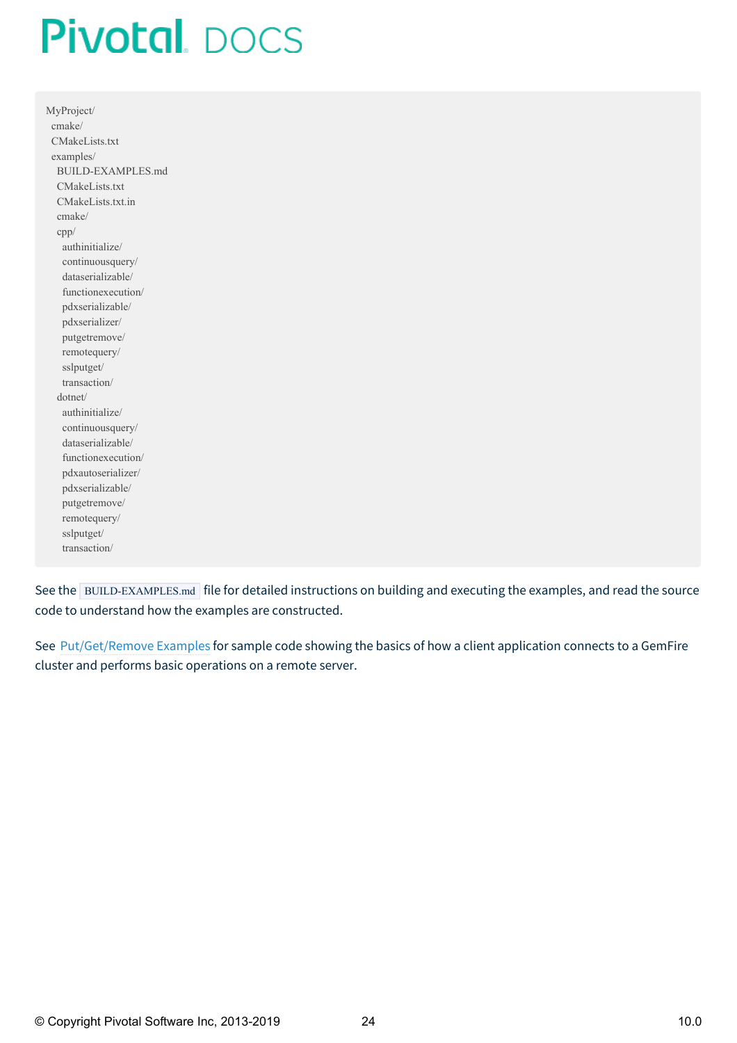```
MyProject/
  cmake/
  CMakeLists.txt
  examples/
    BUILD-EXAMPLES.md
    CMakeLists.txt
    CMakeLists.txt.in
    cmake/
    cpp/
      authinitialize/
      continuousquery/
      dataserializable/
      functionexecution/
      pdxserializable/
      pdxserializer/
      putgetremove/
      remotequery/
      sslputget/
      transaction/
    dotnet/
      authinitialize/
      continuousquery/
      dataserializable/
      functionexecution/
      pdxautoserializer/
      pdxserializable/
      putgetremove/
      remotequery/
      sslputget/
      transaction/
```

See the `BUILD-EXAMPLES.md` file for detailed instructions on building and executing the examples, and read the source code to understand how the examples are constructed.

See Put/Get/Remove Examples for sample code showing the basics of how a client application connects to a GemFire cluster and performs basic operations on a remote server.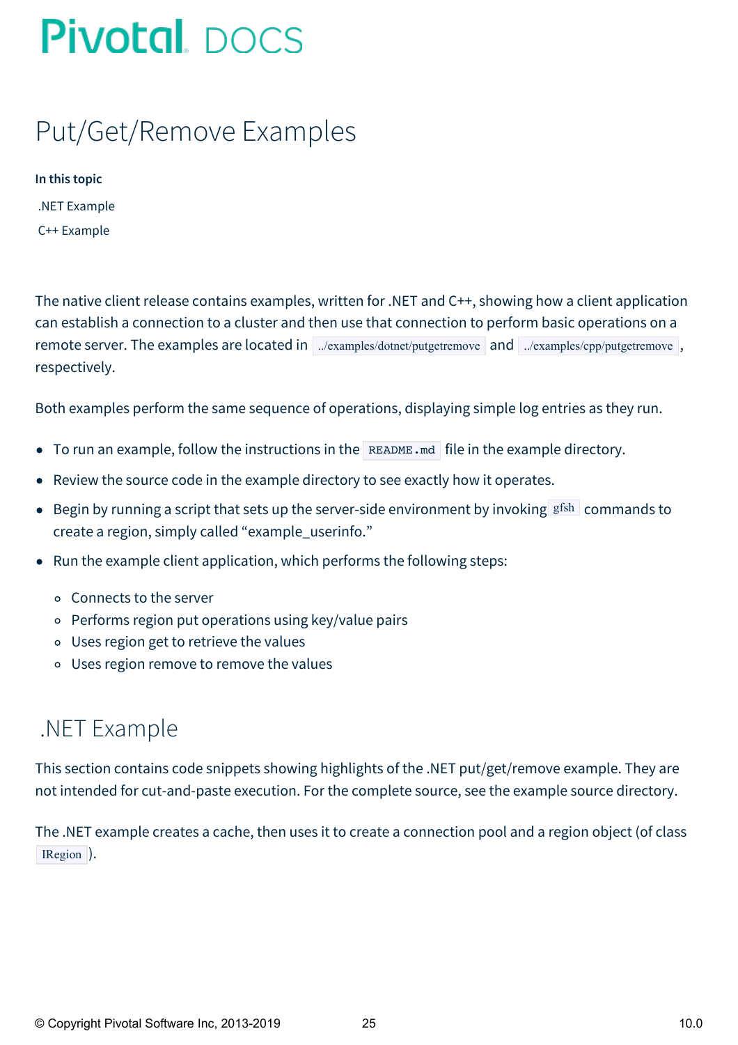# Put/Get/Remove Examples

**In this topic**

.NET Example

C++ Example

The native client release contains examples, written for .NET and C++, showing how a client application can establish a connection to a cluster and then use that connection to perform basic operations on a remote server. The examples are located in `../examples/dotnet/putgetremove` and `../examples/cpp/putgetremove`, respectively.

Both examples perform the same sequence of operations, displaying simple log entries as they run.

- To run an example, follow the instructions in the `README.md` file in the example directory.
- Review the source code in the example directory to see exactly how it operates.
- Begin by running a script that sets up the server-side environment by invoking `gfsh` commands to create a region, simply called "example_userinfo."
- Run the example client application, which performs the following steps:
  - Connects to the server
  - Performs region put operations using key/value pairs
  - Uses region get to retrieve the values
  - Uses region remove to remove the values

## .NET Example

This section contains code snippets showing highlights of the .NET put/get/remove example. They are not intended for cut-and-paste execution. For the complete source, see the example source directory.

The .NET example creates a cache, then uses it to create a connection pool and a region object (of class `IRegion`).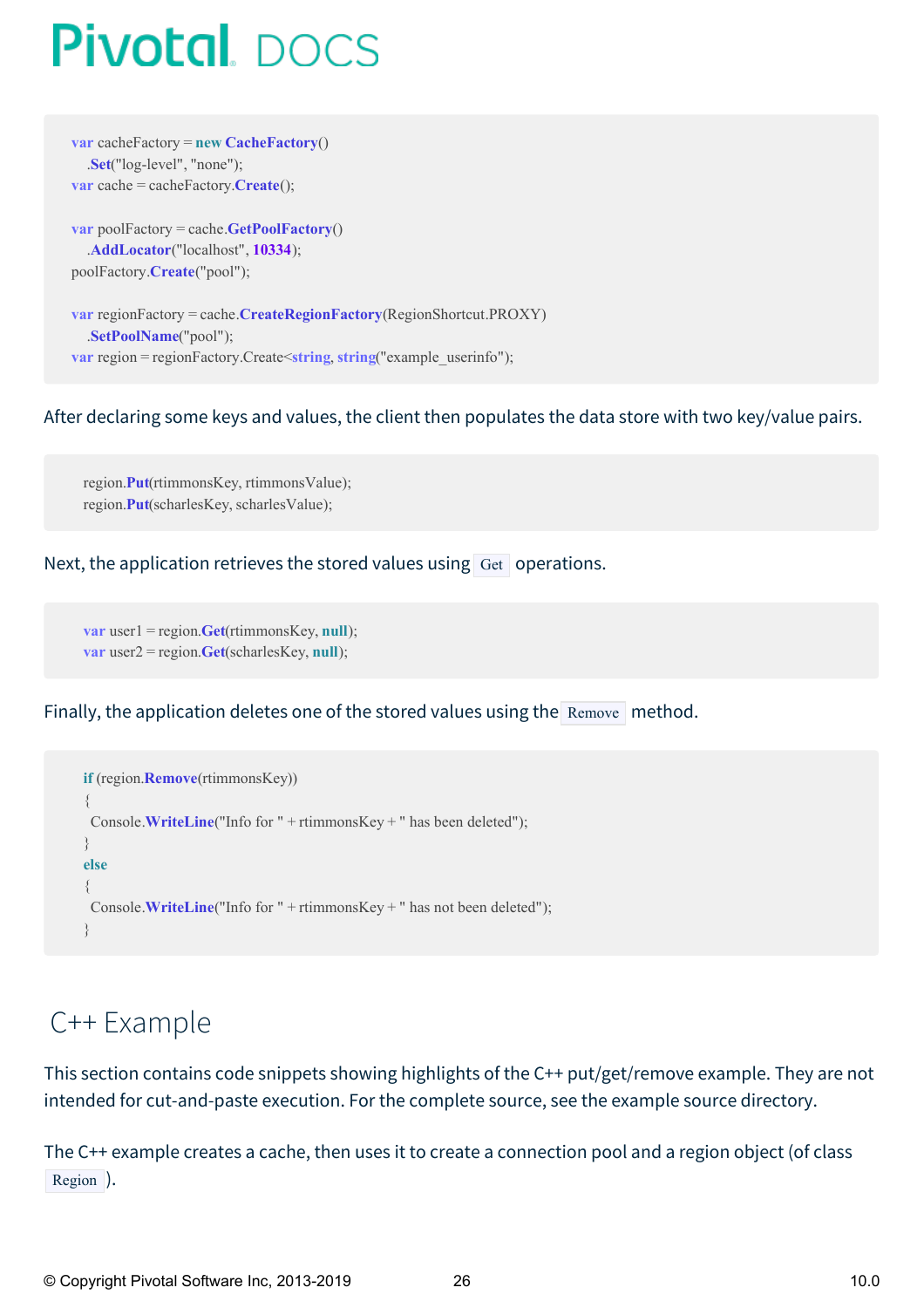```
var cacheFactory = new CacheFactory()
    .Set("log-level", "none");
var cache = cacheFactory.Create();

var poolFactory = cache.GetPoolFactory()
    .AddLocator("localhost", 10334);
poolFactory.Create("pool");

var regionFactory = cache.CreateRegionFactory(RegionShortcut.PROXY)
    .SetPoolName("pool");
var region = regionFactory.Create<string, string>("example_userinfo");
```

After declaring some keys and values, the client then populates the data store with two key/value pairs.

```
region.Put(rtimmonsKey, rtimmonsValue);
region.Put(scharlesKey, scharlesValue);
```

Next, the application retrieves the stored values using `Get` operations.

```
var user1 = region.Get(rtimmonsKey, null);
var user2 = region.Get(scharlesKey, null);
```

Finally, the application deletes one of the stored values using the `Remove` method.

```
if (region.Remove(rtimmonsKey))
{
  Console.WriteLine("Info for " + rtimmonsKey + " has been deleted");
}
else
{
  Console.WriteLine("Info for " + rtimmonsKey + " has not been deleted");
}
```

## C++ Example

This section contains code snippets showing highlights of the C++ put/get/remove example. They are not intended for cut-and-paste execution. For the complete source, see the example source directory.

The C++ example creates a cache, then uses it to create a connection pool and a region object (of class `Region`).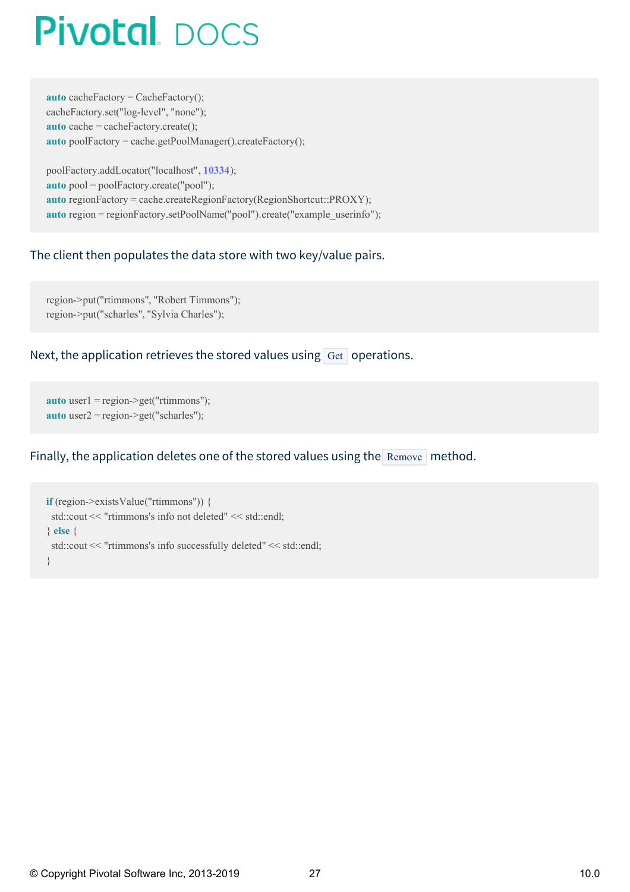```
auto cacheFactory = CacheFactory();
cacheFactory.set("log-level", "none");
auto cache = cacheFactory.create();
auto poolFactory = cache.getPoolManager().createFactory();

poolFactory.addLocator("localhost", 10334);
auto pool = poolFactory.create("pool");
auto regionFactory = cache.createRegionFactory(RegionShortcut::PROXY);
auto region = regionFactory.setPoolName("pool").create("example_userinfo");
```

The client then populates the data store with two key/value pairs.

```
region->put("rtimmons", "Robert Timmons");
region->put("scharles", "Sylvia Charles");
```

Next, the application retrieves the stored values using `Get` operations.

```
auto user1 = region->get("rtimmons");
auto user2 = region->get("scharles");
```

Finally, the application deletes one of the stored values using the `Remove` method.

```
if (region->existsValue("rtimmons")) {
  std::cout << "rtimmons's info not deleted" << std::endl;
} else {
  std::cout << "rtimmons's info successfully deleted" << std::endl;
}
```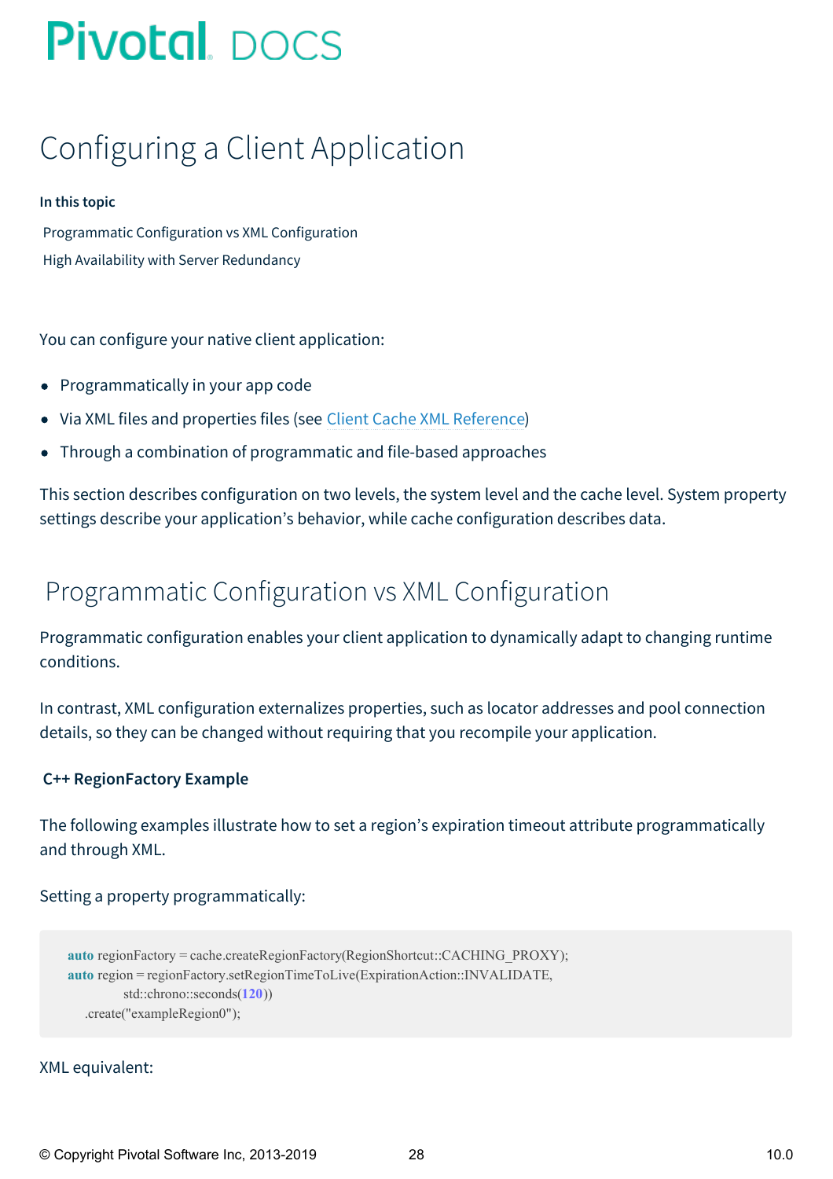# Configuring a Client Application

**In this topic**

Programmatic Configuration vs XML Configuration

High Availability with Server Redundancy

You can configure your native client application:

- Programmatically in your app code
- Via XML files and properties files (see Client Cache XML Reference)
- Through a combination of programmatic and file-based approaches

This section describes configuration on two levels, the system level and the cache level. System property settings describe your application's behavior, while cache configuration describes data.

## Programmatic Configuration vs XML Configuration

Programmatic configuration enables your client application to dynamically adapt to changing runtime conditions.

In contrast, XML configuration externalizes properties, such as locator addresses and pool connection details, so they can be changed without requiring that you recompile your application.

### C++ RegionFactory Example

The following examples illustrate how to set a region's expiration timeout attribute programmatically and through XML.

Setting a property programmatically:

```
auto regionFactory = cache.createRegionFactory(RegionShortcut::CACHING_PROXY);
auto region = regionFactory.setRegionTimeToLive(ExpirationAction::INVALIDATE,
            std::chrono::seconds(120))
    .create("exampleRegion0");
```

XML equivalent: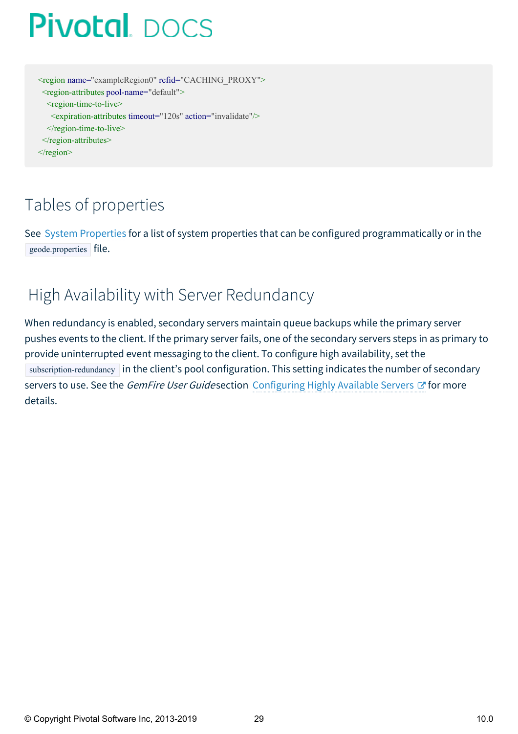```xml
<region name="exampleRegion0" refid="CACHING_PROXY">
  <region-attributes pool-name="default">
    <region-time-to-live>
      <expiration-attributes timeout="120s" action="invalidate"/>
    </region-time-to-live>
  </region-attributes>
</region>
```

## Tables of properties

See System Properties for a list of system properties that can be configured programmatically or in the `geode.properties` file.

## High Availability with Server Redundancy

When redundancy is enabled, secondary servers maintain queue backups while the primary server pushes events to the client. If the primary server fails, one of the secondary servers steps in as primary to provide uninterrupted event messaging to the client. To configure high availability, set the `subscription-redundancy` in the client's pool configuration. This setting indicates the number of secondary servers to use. See the *GemFire User Guide* section Configuring Highly Available Servers for more details.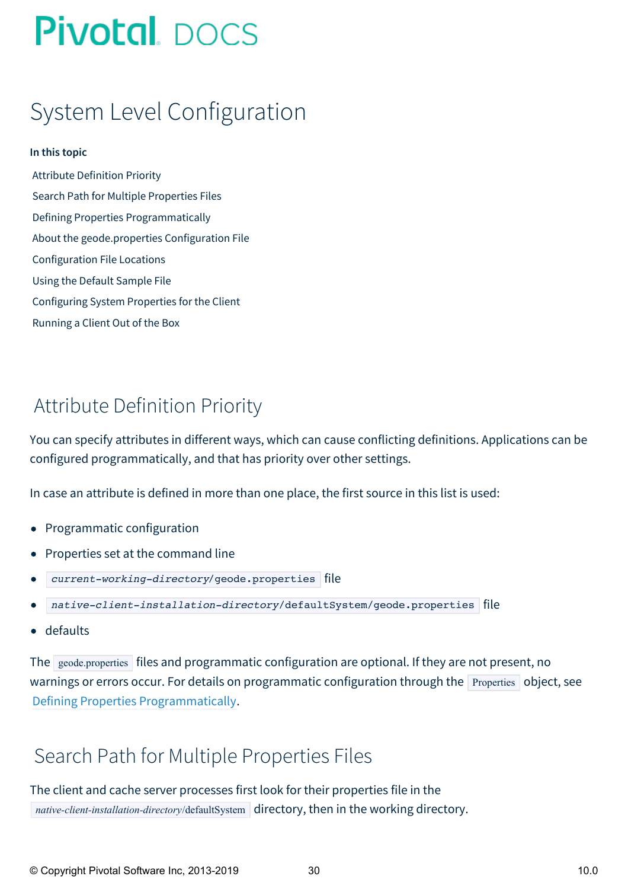# System Level Configuration

**In this topic**

- Attribute Definition Priority
- Search Path for Multiple Properties Files
- Defining Properties Programmatically
- About the geode.properties Configuration File
- Configuration File Locations
- Using the Default Sample File
- Configuring System Properties for the Client
- Running a Client Out of the Box

## Attribute Definition Priority

You can specify attributes in different ways, which can cause conflicting definitions. Applications can be configured programmatically, and that has priority over other settings.

In case an attribute is defined in more than one place, the first source in this list is used:

- Programmatic configuration
- Properties set at the command line
- `current-working-directory/geode.properties` file
- `native-client-installation-directory/defaultSystem/geode.properties` file
- defaults

The `geode.properties` files and programmatic configuration are optional. If they are not present, no warnings or errors occur. For details on programmatic configuration through the `Properties` object, see Defining Properties Programmatically.

## Search Path for Multiple Properties Files

The client and cache server processes first look for their properties file in the `native-client-installation-directory/defaultSystem` directory, then in the working directory.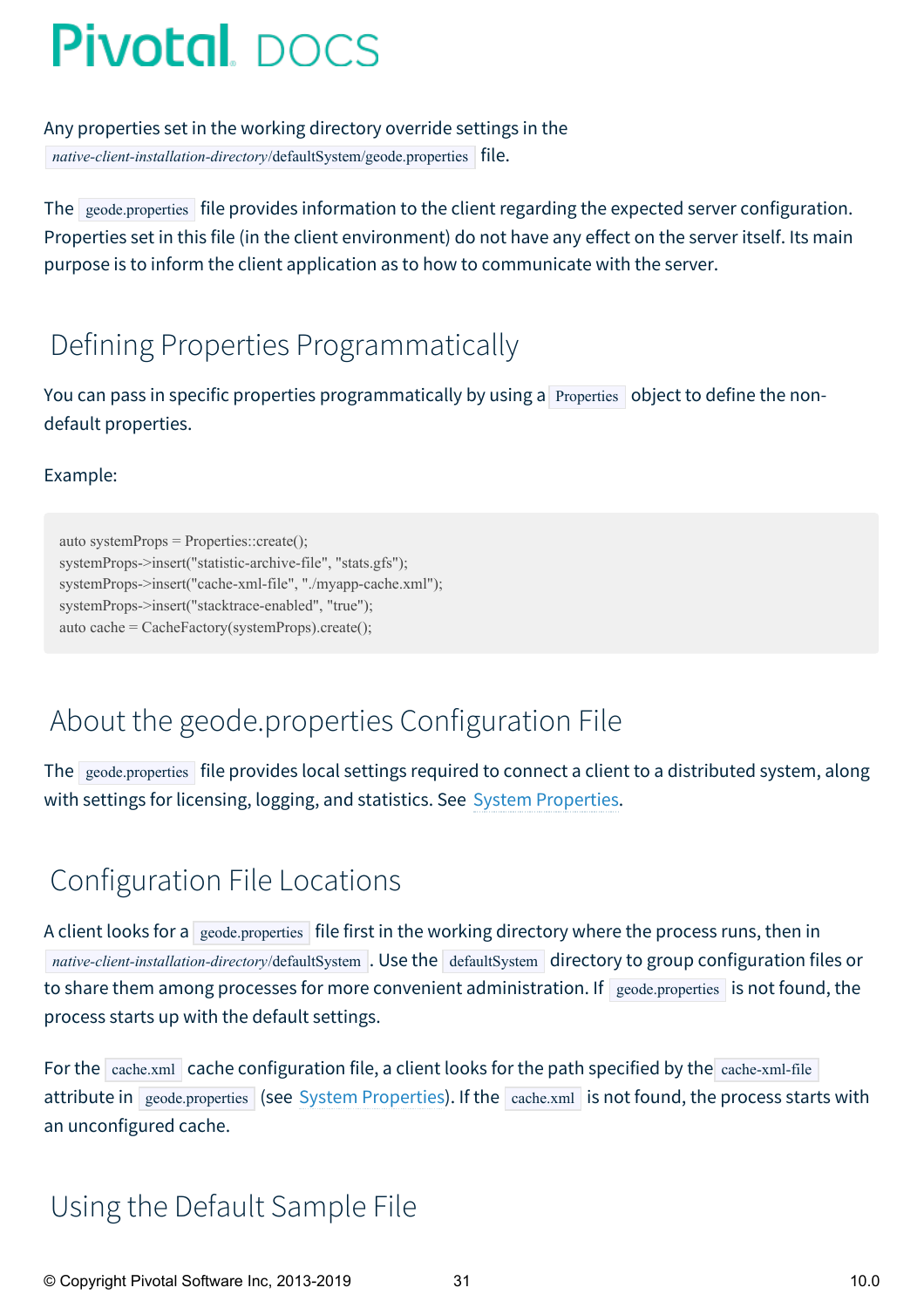Any properties set in the working directory override settings in the `native-client-installation-directory/defaultSystem/geode.properties` file.

The `geode.properties` file provides information to the client regarding the expected server configuration. Properties set in this file (in the client environment) do not have any effect on the server itself. Its main purpose is to inform the client application as to how to communicate with the server.

## Defining Properties Programmatically

You can pass in specific properties programmatically by using a `Properties` object to define the non-default properties.

Example:

```
auto systemProps = Properties::create();
systemProps->insert("statistic-archive-file", "stats.gfs");
systemProps->insert("cache-xml-file", "./myapp-cache.xml");
systemProps->insert("stacktrace-enabled", "true");
auto cache = CacheFactory(systemProps).create();
```

## About the geode.properties Configuration File

The `geode.properties` file provides local settings required to connect a client to a distributed system, along with settings for licensing, logging, and statistics. See System Properties.

## Configuration File Locations

A client looks for a `geode.properties` file first in the working directory where the process runs, then in `native-client-installation-directory/defaultSystem`. Use the `defaultSystem` directory to group configuration files or to share them among processes for more convenient administration. If `geode.properties` is not found, the process starts up with the default settings.

For the `cache.xml` cache configuration file, a client looks for the path specified by the `cache-xml-file` attribute in `geode.properties` (see System Properties). If the `cache.xml` is not found, the process starts with an unconfigured cache.

## Using the Default Sample File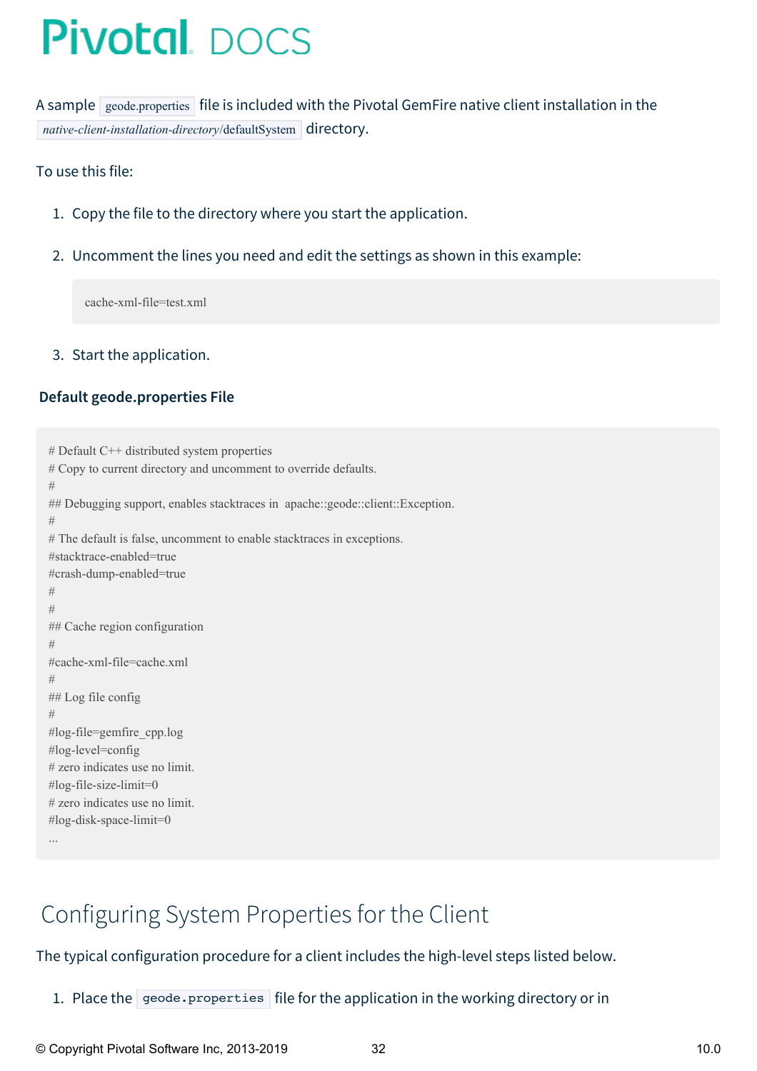A sample `geode.properties` file is included with the Pivotal GemFire native client installation in the `native-client-installation-directory/defaultSystem` directory.

To use this file:

1. Copy the file to the directory where you start the application.
2. Uncomment the lines you need and edit the settings as shown in this example:

   ```
   cache-xml-file=test.xml
   ```

3. Start the application.

**Default geode.properties File**

```
# Default C++ distributed system properties
# Copy to current directory and uncomment to override defaults.
#
## Debugging support, enables stacktraces in  apache::geode::client::Exception.
#
# The default is false, uncomment to enable stacktraces in exceptions.
#stacktrace-enabled=true
#crash-dump-enabled=true
#
#
## Cache region configuration
#
#cache-xml-file=cache.xml
#
## Log file config
#
#log-file=gemfire_cpp.log
#log-level=config
# zero indicates use no limit.
#log-file-size-limit=0
# zero indicates use no limit.
#log-disk-space-limit=0
...
```

# Configuring System Properties for the Client

The typical configuration procedure for a client includes the high-level steps listed below.

1. Place the `geode.properties` file for the application in the working directory or in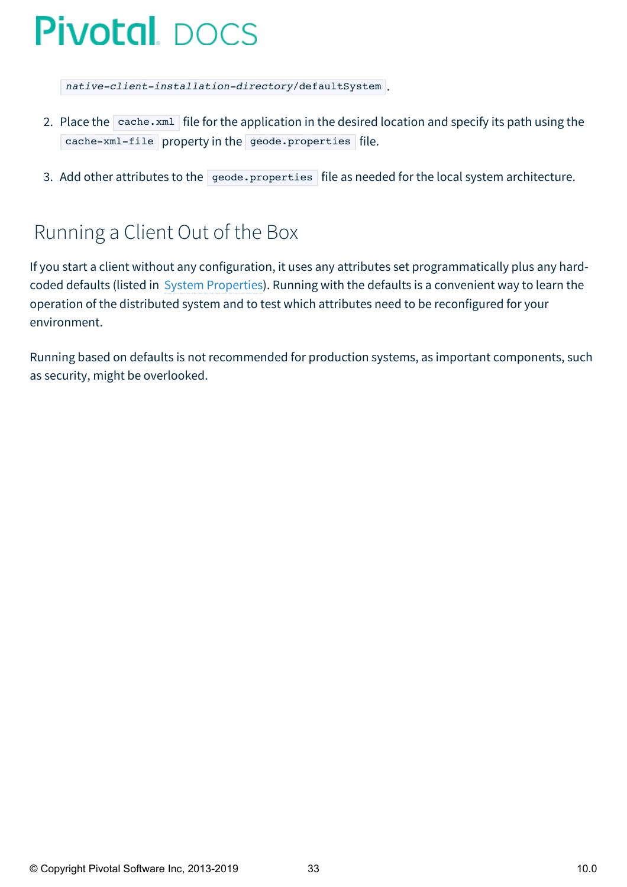`native-client-installation-directory/defaultSystem`.

2. Place the `cache.xml` file for the application in the desired location and specify its path using the `cache-xml-file` property in the `geode.properties` file.

3. Add other attributes to the `geode.properties` file as needed for the local system architecture.

## Running a Client Out of the Box

If you start a client without any configuration, it uses any attributes set programmatically plus any hard-coded defaults (listed in System Properties). Running with the defaults is a convenient way to learn the operation of the distributed system and to test which attributes need to be reconfigured for your environment.

Running based on defaults is not recommended for production systems, as important components, such as security, might be overlooked.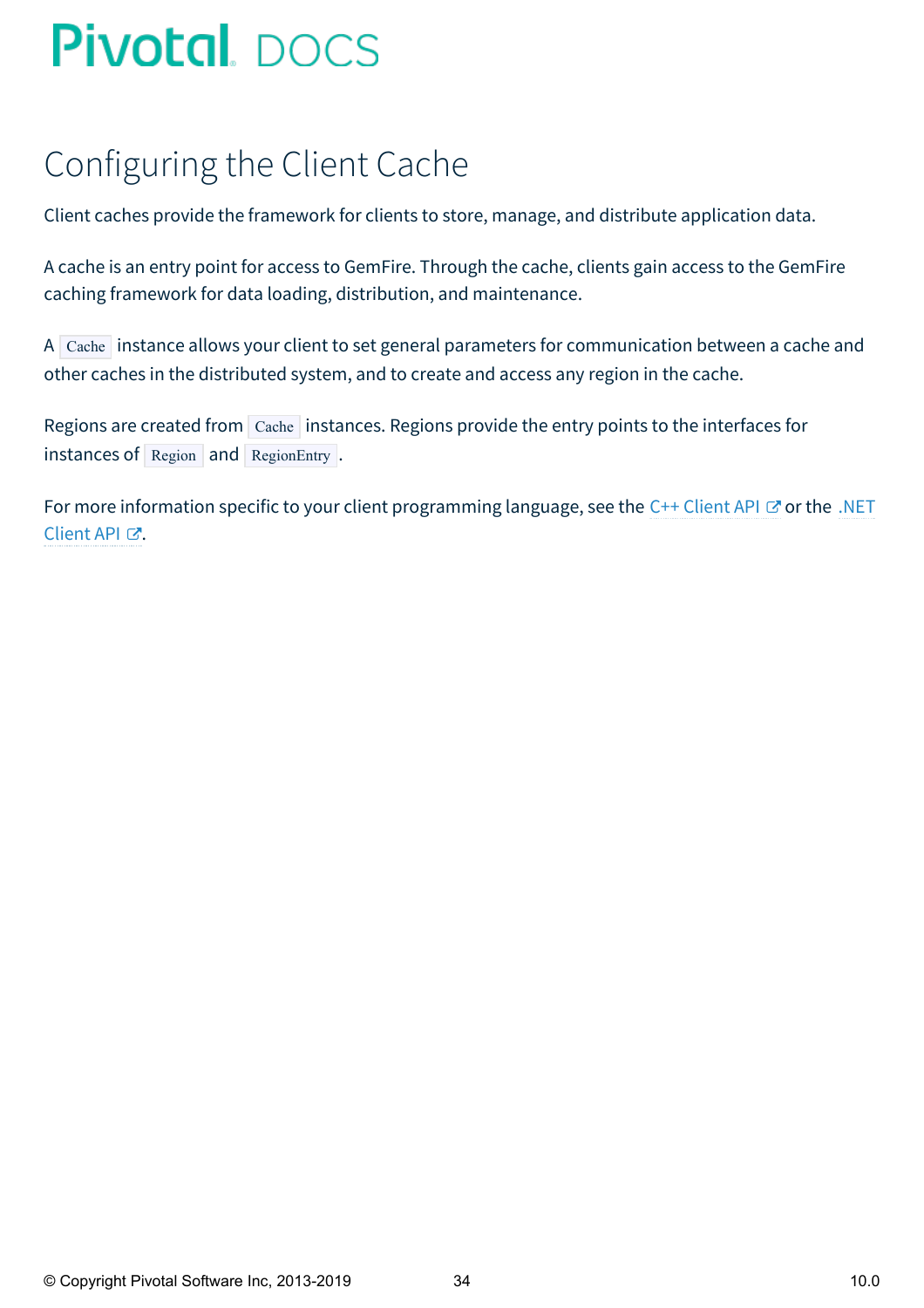# Configuring the Client Cache

Client caches provide the framework for clients to store, manage, and distribute application data.

A cache is an entry point for access to GemFire. Through the cache, clients gain access to the GemFire caching framework for data loading, distribution, and maintenance.

A `Cache` instance allows your client to set general parameters for communication between a cache and other caches in the distributed system, and to create and access any region in the cache.

Regions are created from `Cache` instances. Regions provide the entry points to the interfaces for instances of `Region` and `RegionEntry`.

For more information specific to your client programming language, see the C++ Client API or the .NET Client API.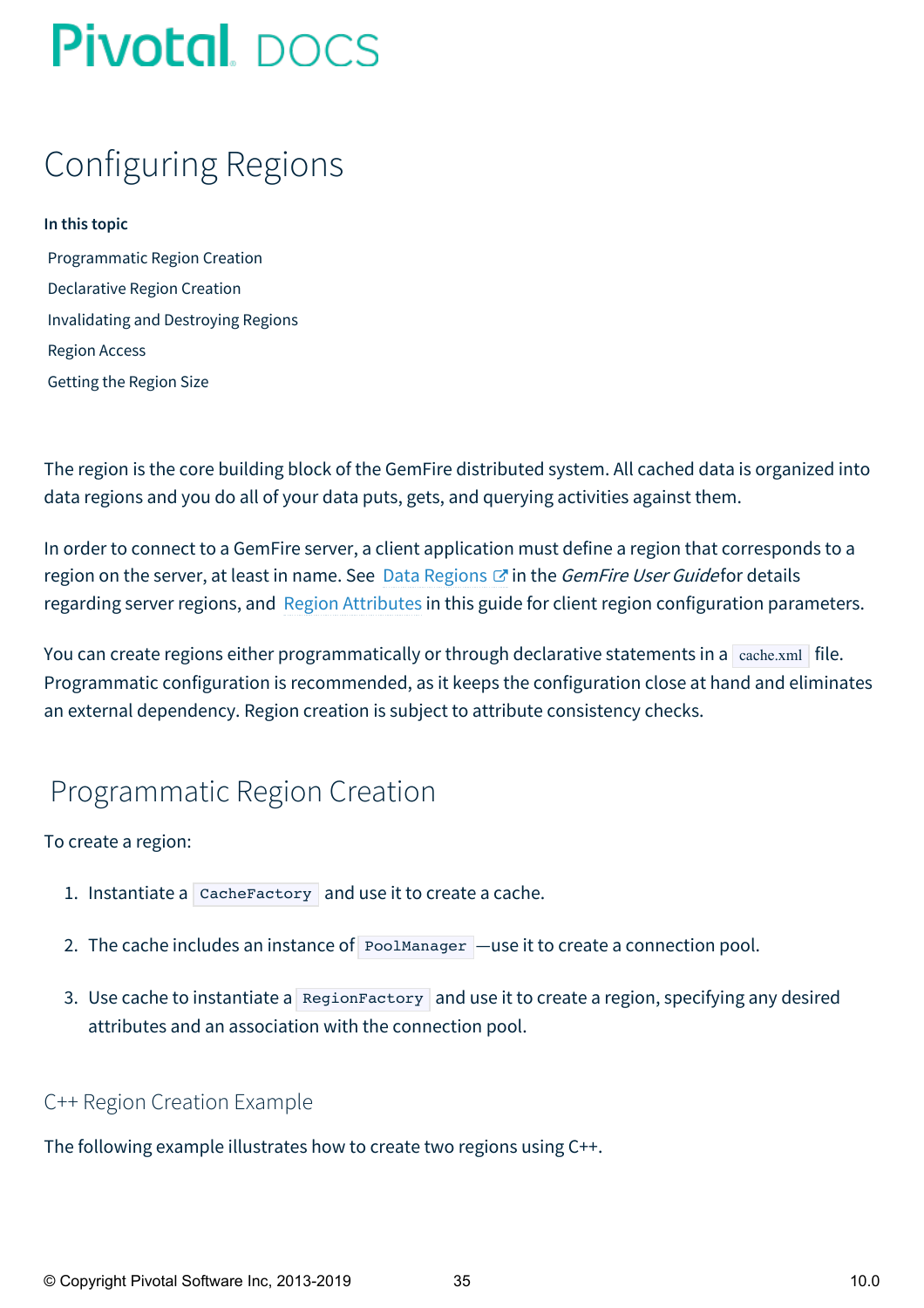# Configuring Regions

**In this topic**

Programmatic Region Creation

Declarative Region Creation

Invalidating and Destroying Regions

Region Access

Getting the Region Size

The region is the core building block of the GemFire distributed system. All cached data is organized into data regions and you do all of your data puts, gets, and querying activities against them.

In order to connect to a GemFire server, a client application must define a region that corresponds to a region on the server, at least in name. See Data Regions in the *GemFire User Guide* for details regarding server regions, and Region Attributes in this guide for client region configuration parameters.

You can create regions either programmatically or through declarative statements in a `cache.xml` file. Programmatic configuration is recommended, as it keeps the configuration close at hand and eliminates an external dependency. Region creation is subject to attribute consistency checks.

## Programmatic Region Creation

To create a region:

1. Instantiate a `CacheFactory` and use it to create a cache.
2. The cache includes an instance of `PoolManager` —use it to create a connection pool.
3. Use cache to instantiate a `RegionFactory` and use it to create a region, specifying any desired attributes and an association with the connection pool.

### C++ Region Creation Example

The following example illustrates how to create two regions using C++.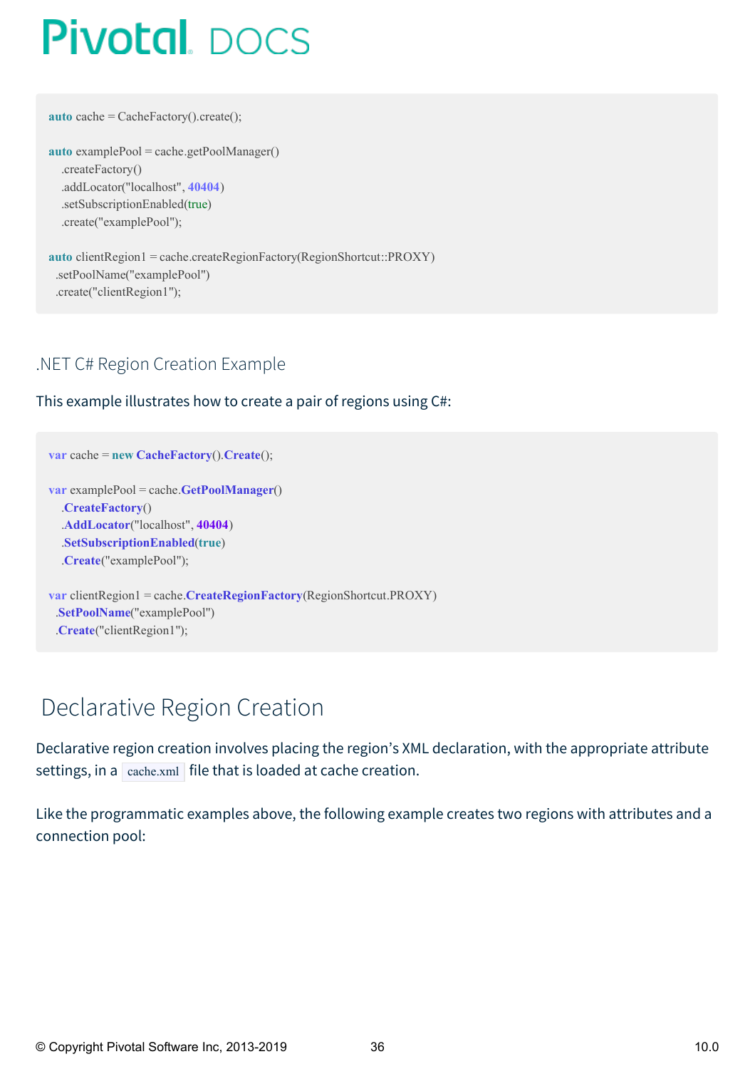```
auto cache = CacheFactory().create();

auto examplePool = cache.getPoolManager()
    .createFactory()
    .addLocator("localhost", 40404)
    .setSubscriptionEnabled(true)
    .create("examplePool");

auto clientRegion1 = cache.createRegionFactory(RegionShortcut::PROXY)
  .setPoolName("examplePool")
  .create("clientRegion1");
```

### .NET C# Region Creation Example

This example illustrates how to create a pair of regions using C#:

```
var cache = new CacheFactory().Create();

var examplePool = cache.GetPoolManager()
    .CreateFactory()
    .AddLocator("localhost", 40404)
    .SetSubscriptionEnabled(true)
    .Create("examplePool");

var clientRegion1 = cache.CreateRegionFactory(RegionShortcut.PROXY)
  .SetPoolName("examplePool")
  .Create("clientRegion1");
```

## Declarative Region Creation

Declarative region creation involves placing the region's XML declaration, with the appropriate attribute settings, in a `cache.xml` file that is loaded at cache creation.

Like the programmatic examples above, the following example creates two regions with attributes and a connection pool: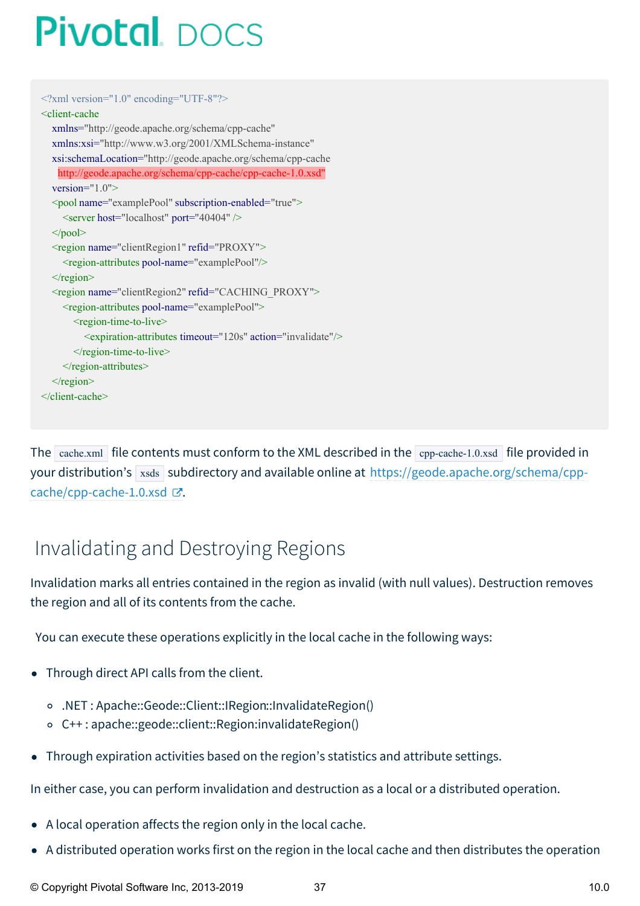```xml
<?xml version="1.0" encoding="UTF-8"?>
<client-cache
   xmlns="http://geode.apache.org/schema/cpp-cache"
   xmlns:xsi="http://www.w3.org/2001/XMLSchema-instance"
   xsi:schemaLocation="http://geode.apache.org/schema/cpp-cache
     http://geode.apache.org/schema/cpp-cache/cpp-cache-1.0.xsd"
   version="1.0">
   <pool name="examplePool" subscription-enabled="true">
      <server host="localhost" port="40404" />
   </pool>
   <region name="clientRegion1" refid="PROXY">
      <region-attributes pool-name="examplePool"/>
   </region>
   <region name="clientRegion2" refid="CACHING_PROXY">
      <region-attributes pool-name="examplePool">
         <region-time-to-live>
            <expiration-attributes timeout="120s" action="invalidate"/>
         </region-time-to-live>
      </region-attributes>
   </region>
</client-cache>
```

The `cache.xml` file contents must conform to the XML described in the `cpp-cache-1.0.xsd` file provided in your distribution's `xsds` subdirectory and available online at https://geode.apache.org/schema/cpp-cache/cpp-cache-1.0.xsd.

## Invalidating and Destroying Regions

Invalidation marks all entries contained in the region as invalid (with null values). Destruction removes the region and all of its contents from the cache.

You can execute these operations explicitly in the local cache in the following ways:

- Through direct API calls from the client.
  - .NET : Apache::Geode::Client::IRegion::InvalidateRegion()
  - C++ : apache::geode::client::Region:invalidateRegion()
- Through expiration activities based on the region's statistics and attribute settings.

In either case, you can perform invalidation and destruction as a local or a distributed operation.

- A local operation affects the region only in the local cache.
- A distributed operation works first on the region in the local cache and then distributes the operation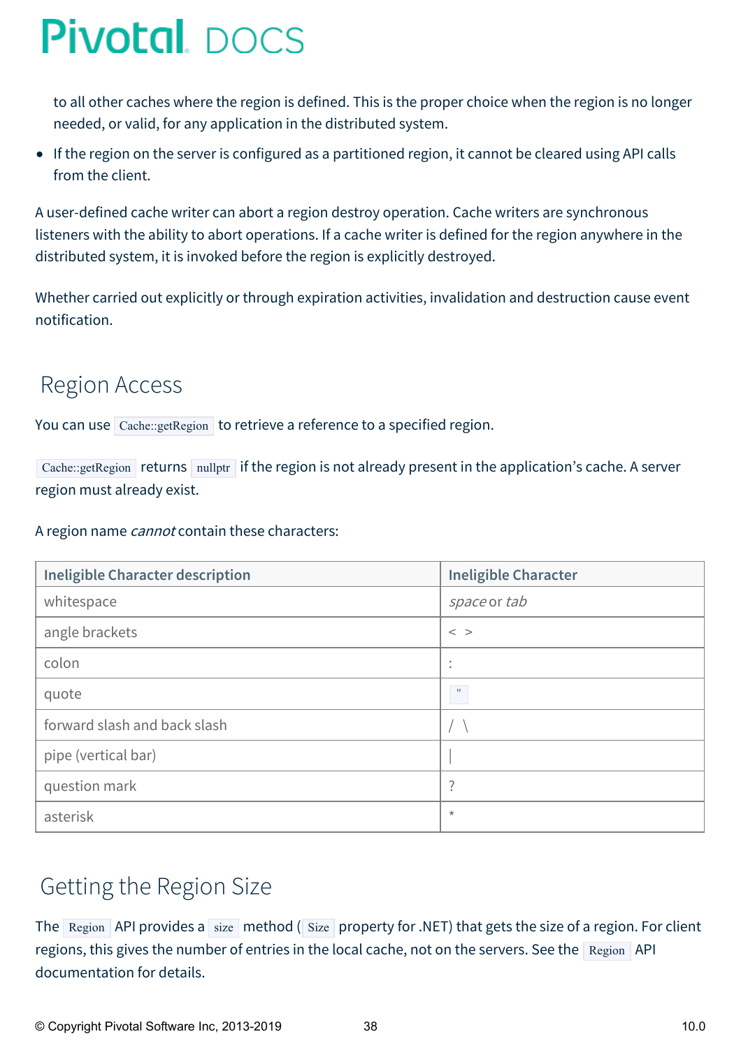to all other caches where the region is defined. This is the proper choice when the region is no longer needed, or valid, for any application in the distributed system.

- If the region on the server is configured as a partitioned region, it cannot be cleared using API calls from the client.

A user-defined cache writer can abort a region destroy operation. Cache writers are synchronous listeners with the ability to abort operations. If a cache writer is defined for the region anywhere in the distributed system, it is invoked before the region is explicitly destroyed.

Whether carried out explicitly or through expiration activities, invalidation and destruction cause event notification.

## Region Access

You can use `Cache::getRegion` to retrieve a reference to a specified region.

`Cache::getRegion` returns `nullptr` if the region is not already present in the application's cache. A server region must already exist.

A region name *cannot* contain these characters:

| Ineligible Character description | Ineligible Character |
| --- | --- |
| whitespace | *space* or *tab* |
| angle brackets | < > |
| colon | : |
| quote | `"` |
| forward slash and back slash | / \ |
| pipe (vertical bar) | \| |
| question mark | ? |
| asterisk | * |

## Getting the Region Size

The `Region` API provides a `size` method (`Size` property for .NET) that gets the size of a region. For client regions, this gives the number of entries in the local cache, not on the servers. See the `Region` API documentation for details.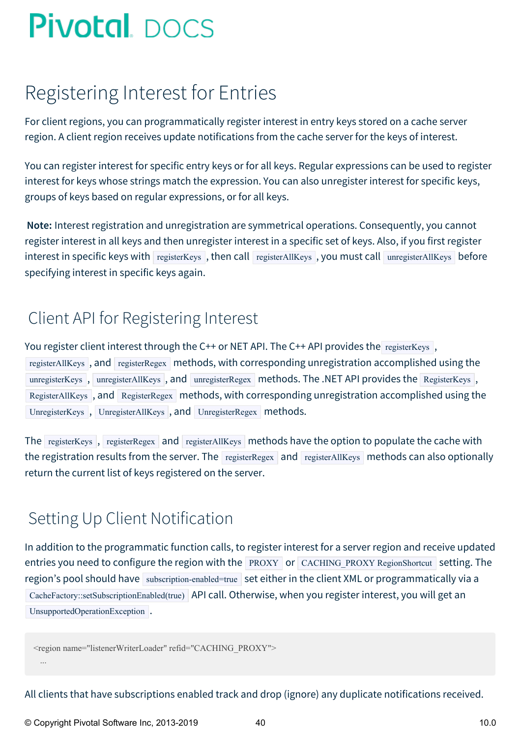# Registering Interest for Entries

For client regions, you can programmatically register interest in entry keys stored on a cache server region. A client region receives update notifications from the cache server for the keys of interest.

You can register interest for specific entry keys or for all keys. Regular expressions can be used to register interest for keys whose strings match the expression. You can also unregister interest for specific keys, groups of keys based on regular expressions, or for all keys.

**Note:** Interest registration and unregistration are symmetrical operations. Consequently, you cannot register interest in all keys and then unregister interest in a specific set of keys. Also, if you first register interest in specific keys with `registerKeys`, then call `registerAllKeys`, you must call `unregisterAllKeys` before specifying interest in specific keys again.

## Client API for Registering Interest

You register client interest through the C++ or NET API. The C++ API provides the `registerKeys`, `registerAllKeys`, and `registerRegex` methods, with corresponding unregistration accomplished using the `unregisterKeys`, `unregisterAllKeys`, and `unregisterRegex` methods. The .NET API provides the `RegisterKeys`, `RegisterAllKeys`, and `RegisterRegex` methods, with corresponding unregistration accomplished using the `UnregisterKeys`, `UnregisterAllKeys`, and `UnregisterRegex` methods.

The `registerKeys`, `registerRegex` and `registerAllKeys` methods have the option to populate the cache with the registration results from the server. The `registerRegex` and `registerAllKeys` methods can also optionally return the current list of keys registered on the server.

## Setting Up Client Notification

In addition to the programmatic function calls, to register interest for a server region and receive updated entries you need to configure the region with the `PROXY` or `CACHING_PROXY RegionShortcut` setting. The region's pool should have `subscription-enabled=true` set either in the client XML or programmatically via a `CacheFactory::setSubscriptionEnabled(true)` API call. Otherwise, when you register interest, you will get an `UnsupportedOperationException`.

```
<region name="listenerWriterLoader" refid="CACHING_PROXY">
  ...
```

All clients that have subscriptions enabled track and drop (ignore) any duplicate notifications received.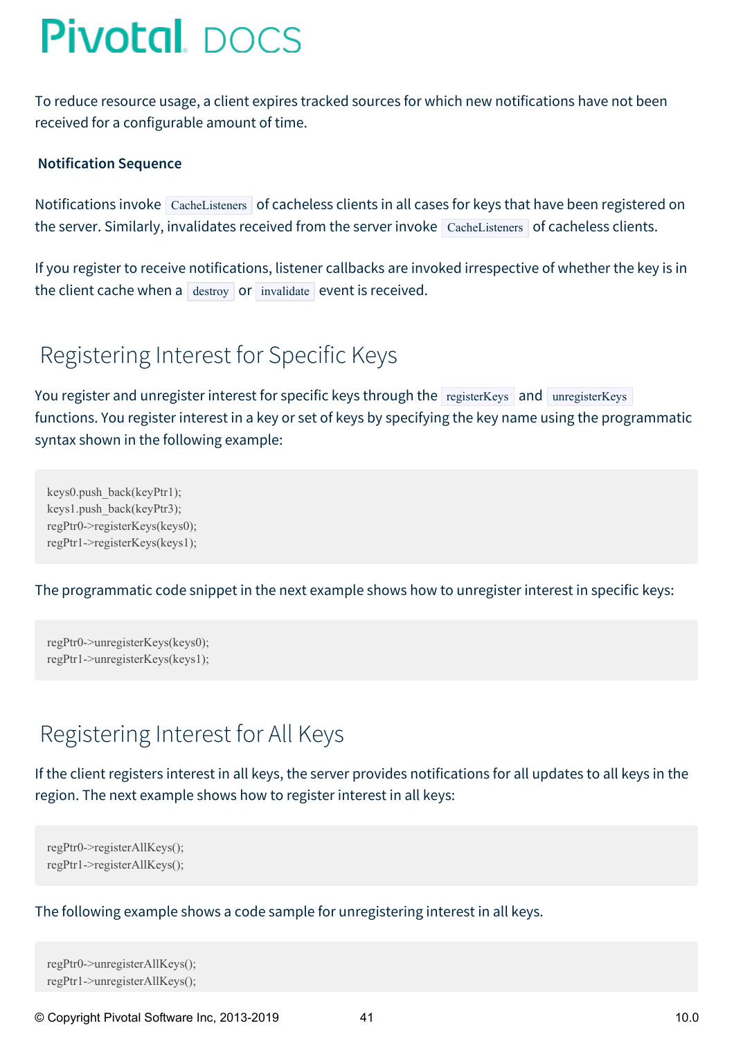To reduce resource usage, a client expires tracked sources for which new notifications have not been received for a configurable amount of time.

**Notification Sequence**

Notifications invoke `CacheListeners` of cacheless clients in all cases for keys that have been registered on the server. Similarly, invalidates received from the server invoke `CacheListeners` of cacheless clients.

If you register to receive notifications, listener callbacks are invoked irrespective of whether the key is in the client cache when a `destroy` or `invalidate` event is received.

## Registering Interest for Specific Keys

You register and unregister interest for specific keys through the `registerKeys` and `unregisterKeys` functions. You register interest in a key or set of keys by specifying the key name using the programmatic syntax shown in the following example:

```
keys0.push_back(keyPtr1);
keys1.push_back(keyPtr3);
regPtr0->registerKeys(keys0);
regPtr1->registerKeys(keys1);
```

The programmatic code snippet in the next example shows how to unregister interest in specific keys:

```
regPtr0->unregisterKeys(keys0);
regPtr1->unregisterKeys(keys1);
```

## Registering Interest for All Keys

If the client registers interest in all keys, the server provides notifications for all updates to all keys in the region. The next example shows how to register interest in all keys:

```
regPtr0->registerAllKeys();
regPtr1->registerAllKeys();
```

The following example shows a code sample for unregistering interest in all keys.

```
regPtr0->unregisterAllKeys();
regPtr1->unregisterAllKeys();
```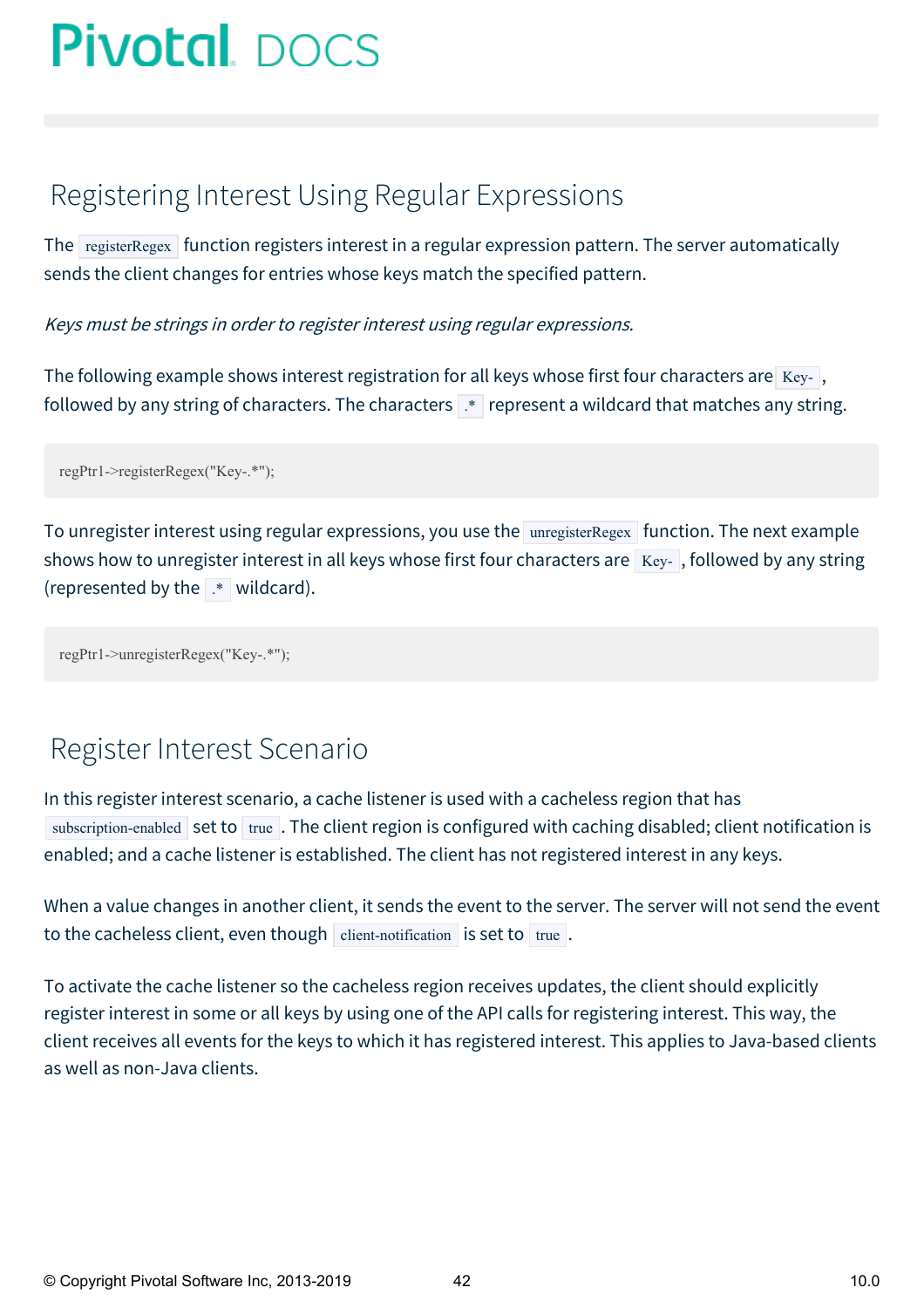## Registering Interest Using Regular Expressions

The `registerRegex` function registers interest in a regular expression pattern. The server automatically sends the client changes for entries whose keys match the specified pattern.

*Keys must be strings in order to register interest using regular expressions.*

The following example shows interest registration for all keys whose first four characters are `Key-`, followed by any string of characters. The characters `.*` represent a wildcard that matches any string.

```
regPtr1->registerRegex("Key-.*");
```

To unregister interest using regular expressions, you use the `unregisterRegex` function. The next example shows how to unregister interest in all keys whose first four characters are `Key-`, followed by any string (represented by the `.*` wildcard).

```
regPtr1->unregisterRegex("Key-.*");
```

## Register Interest Scenario

In this register interest scenario, a cache listener is used with a cacheless region that has `subscription-enabled` set to `true`. The client region is configured with caching disabled; client notification is enabled; and a cache listener is established. The client has not registered interest in any keys.

When a value changes in another client, it sends the event to the server. The server will not send the event to the cacheless client, even though `client-notification` is set to `true`.

To activate the cache listener so the cacheless region receives updates, the client should explicitly register interest in some or all keys by using one of the API calls for registering interest. This way, the client receives all events for the keys to which it has registered interest. This applies to Java-based clients as well as non-Java clients.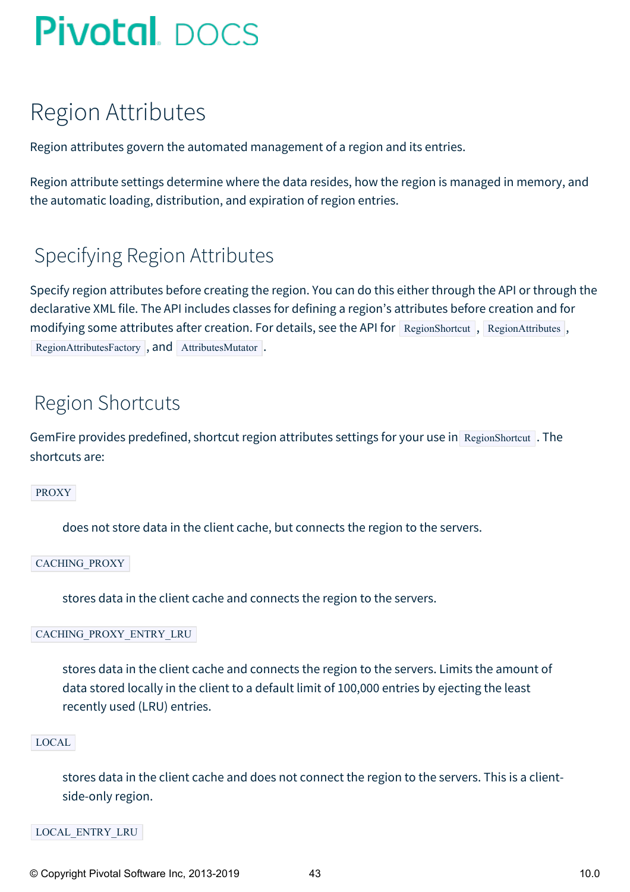# Region Attributes

Region attributes govern the automated management of a region and its entries.

Region attribute settings determine where the data resides, how the region is managed in memory, and the automatic loading, distribution, and expiration of region entries.

## Specifying Region Attributes

Specify region attributes before creating the region. You can do this either through the API or through the declarative XML file. The API includes classes for defining a region's attributes before creation and for modifying some attributes after creation. For details, see the API for `RegionShortcut`, `RegionAttributes`, `RegionAttributesFactory`, and `AttributesMutator`.

## Region Shortcuts

GemFire provides predefined, shortcut region attributes settings for your use in `RegionShortcut`. The shortcuts are:

`PROXY`

: does not store data in the client cache, but connects the region to the servers.

`CACHING_PROXY`

: stores data in the client cache and connects the region to the servers.

`CACHING_PROXY_ENTRY_LRU`

: stores data in the client cache and connects the region to the servers. Limits the amount of data stored locally in the client to a default limit of 100,000 entries by ejecting the least recently used (LRU) entries.

`LOCAL`

: stores data in the client cache and does not connect the region to the servers. This is a client-side-only region.

`LOCAL_ENTRY_LRU`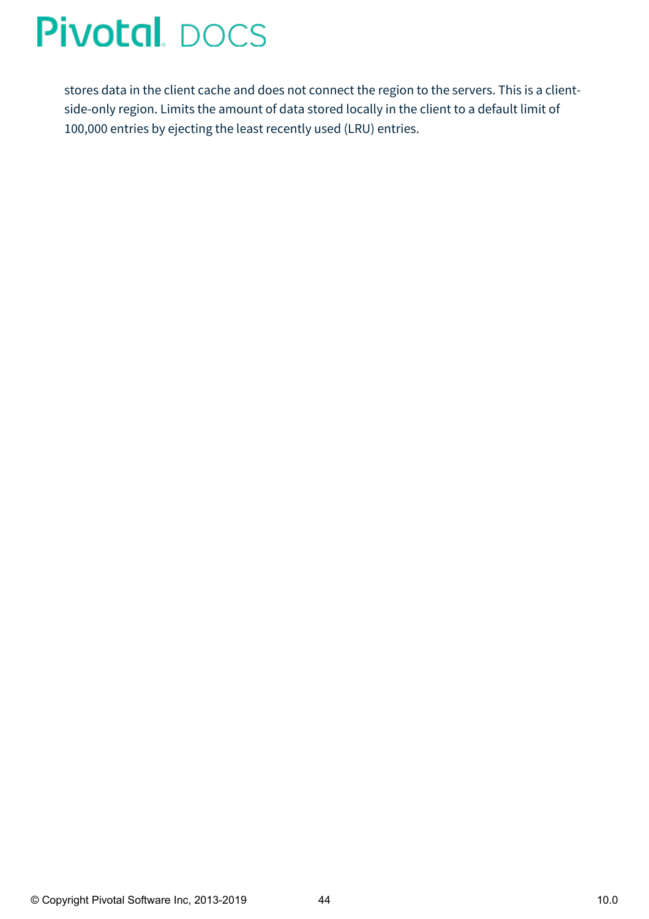stores data in the client cache and does not connect the region to the servers. This is a client-side-only region. Limits the amount of data stored locally in the client to a default limit of 100,000 entries by ejecting the least recently used (LRU) entries.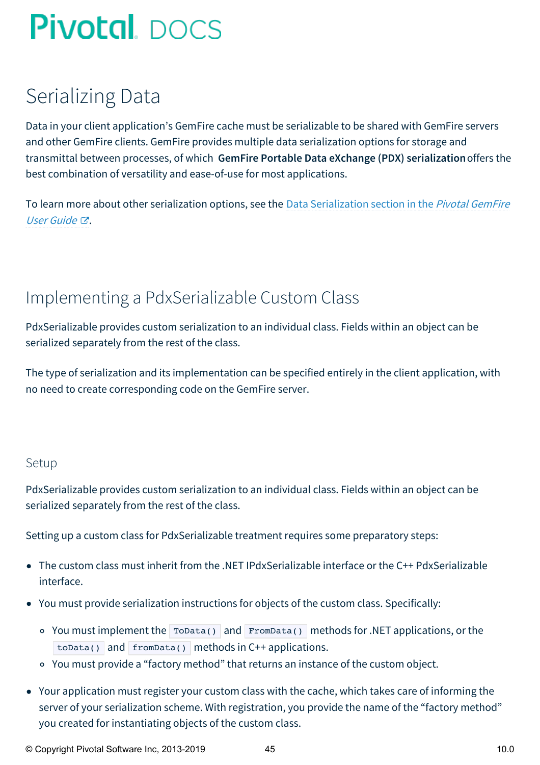# Serializing Data

Data in your client application's GemFire cache must be serializable to be shared with GemFire servers and other GemFire clients. GemFire provides multiple data serialization options for storage and transmittal between processes, of which **GemFire Portable Data eXchange (PDX) serialization** offers the best combination of versatility and ease-of-use for most applications.

To learn more about other serialization options, see the Data Serialization section in the *Pivotal GemFire User Guide*.

## Implementing a PdxSerializable Custom Class

PdxSerializable provides custom serialization to an individual class. Fields within an object can be serialized separately from the rest of the class.

The type of serialization and its implementation can be specified entirely in the client application, with no need to create corresponding code on the GemFire server.

### Setup

PdxSerializable provides custom serialization to an individual class. Fields within an object can be serialized separately from the rest of the class.

Setting up a custom class for PdxSerializable treatment requires some preparatory steps:

- The custom class must inherit from the .NET IPdxSerializable interface or the C++ PdxSerializable interface.
- You must provide serialization instructions for objects of the custom class. Specifically:
  - You must implement the `ToData()` and `FromData()` methods for .NET applications, or the `toData()` and `fromData()` methods in C++ applications.
  - You must provide a "factory method" that returns an instance of the custom object.
- Your application must register your custom class with the cache, which takes care of informing the server of your serialization scheme. With registration, you provide the name of the "factory method" you created for instantiating objects of the custom class.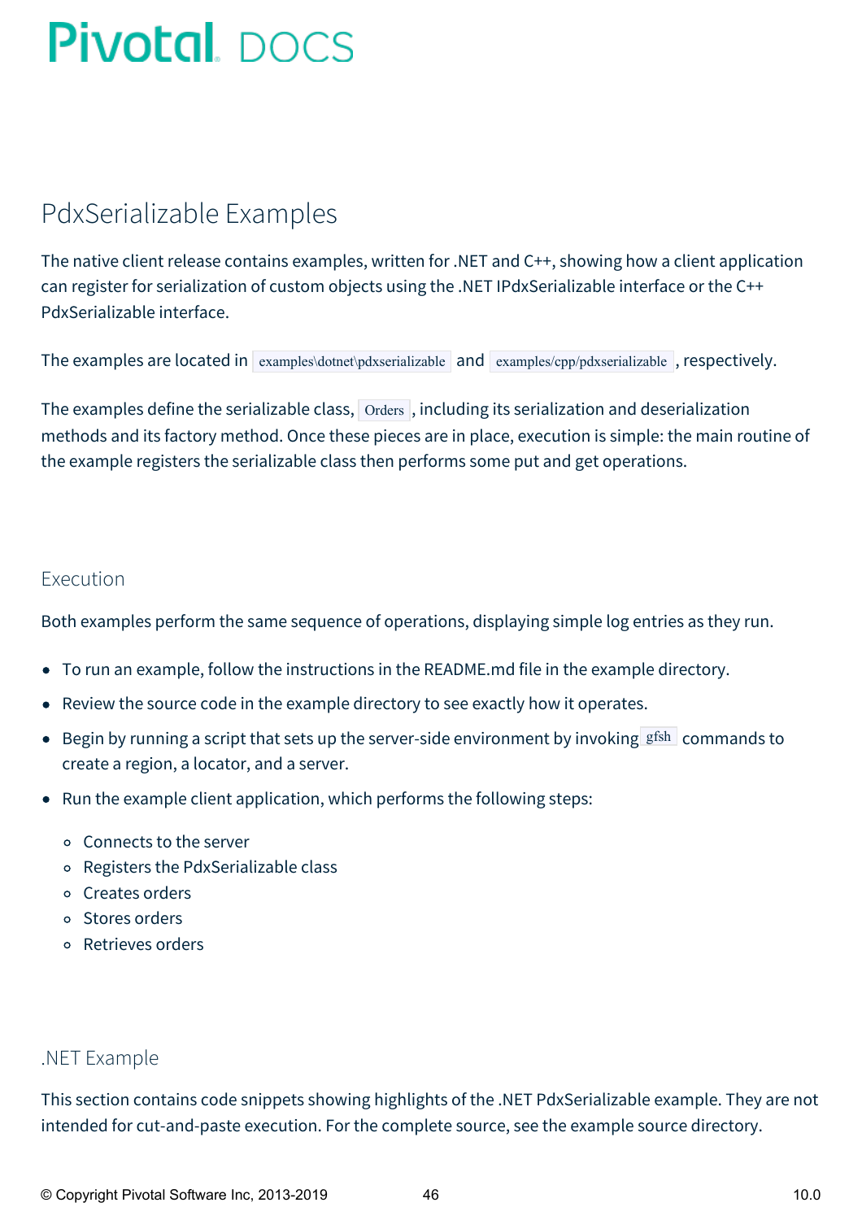# PdxSerializable Examples

The native client release contains examples, written for .NET and C++, showing how a client application can register for serialization of custom objects using the .NET IPdxSerializable interface or the C++ PdxSerializable interface.

The examples are located in `examples\dotnet\pdxserializable` and `examples/cpp/pdxserializable`, respectively.

The examples define the serializable class, `Orders`, including its serialization and deserialization methods and its factory method. Once these pieces are in place, execution is simple: the main routine of the example registers the serializable class then performs some put and get operations.

## Execution

Both examples perform the same sequence of operations, displaying simple log entries as they run.

- To run an example, follow the instructions in the README.md file in the example directory.
- Review the source code in the example directory to see exactly how it operates.
- Begin by running a script that sets up the server-side environment by invoking `gfsh` commands to create a region, a locator, and a server.
- Run the example client application, which performs the following steps:
  - Connects to the server
  - Registers the PdxSerializable class
  - Creates orders
  - Stores orders
  - Retrieves orders

## .NET Example

This section contains code snippets showing highlights of the .NET PdxSerializable example. They are not intended for cut-and-paste execution. For the complete source, see the example source directory.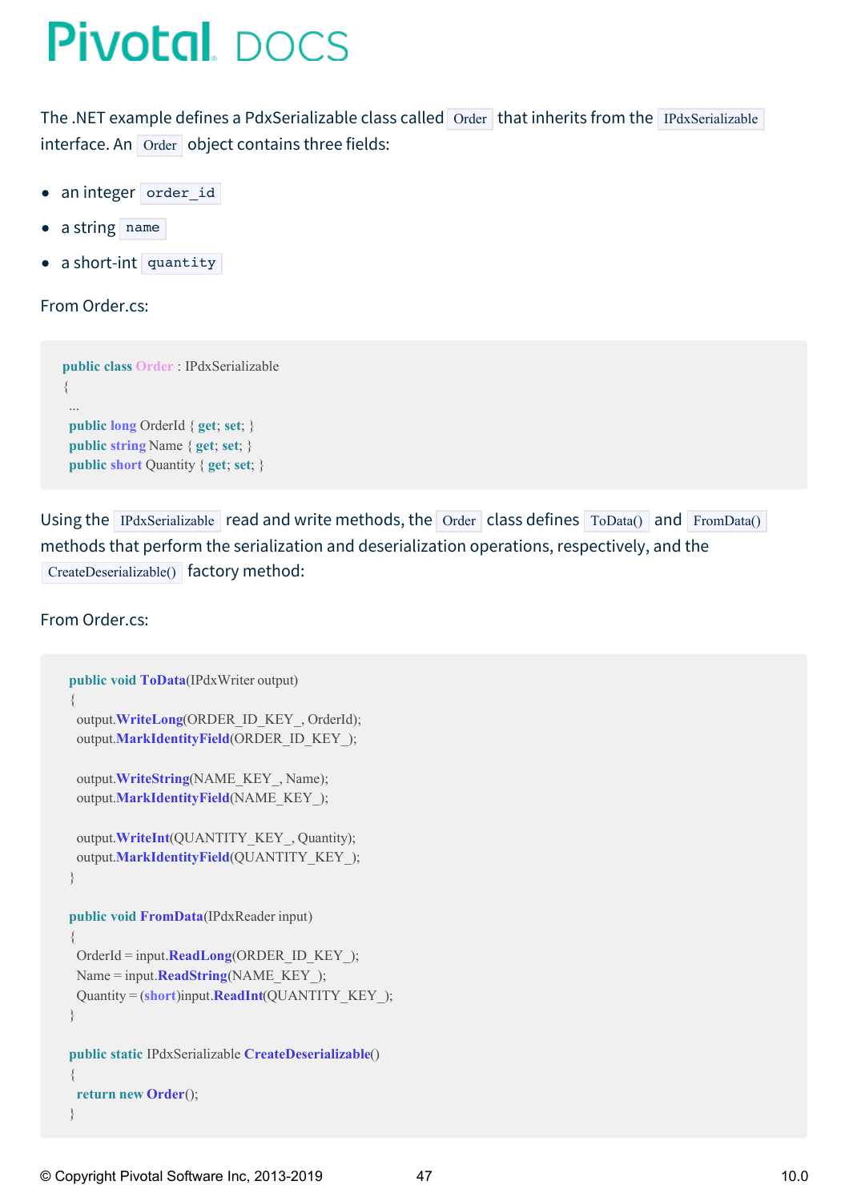The .NET example defines a PdxSerializable class called `Order` that inherits from the `IPdxSerializable` interface. An `Order` object contains three fields:

- an integer `order_id`
- a string `name`
- a short-int `quantity`

From Order.cs:

```
public class Order : IPdxSerializable
{
  ...
  public long OrderId { get; set; }
  public string Name { get; set; }
  public short Quantity { get; set; }
```

Using the `IPdxSerializable` read and write methods, the `Order` class defines `ToData()` and `FromData()` methods that perform the serialization and deserialization operations, respectively, and the `CreateDeserializable()` factory method:

From Order.cs:

```
public void ToData(IPdxWriter output)
{
  output.WriteLong(ORDER_ID_KEY_, OrderId);
  output.MarkIdentityField(ORDER_ID_KEY_);

  output.WriteString(NAME_KEY_, Name);
  output.MarkIdentityField(NAME_KEY_);

  output.WriteInt(QUANTITY_KEY_, Quantity);
  output.MarkIdentityField(QUANTITY_KEY_);
}

public void FromData(IPdxReader input)
{
  OrderId = input.ReadLong(ORDER_ID_KEY_);
  Name = input.ReadString(NAME_KEY_);
  Quantity = (short)input.ReadInt(QUANTITY_KEY_);
}

public static IPdxSerializable CreateDeserializable()
{
  return new Order();
}
```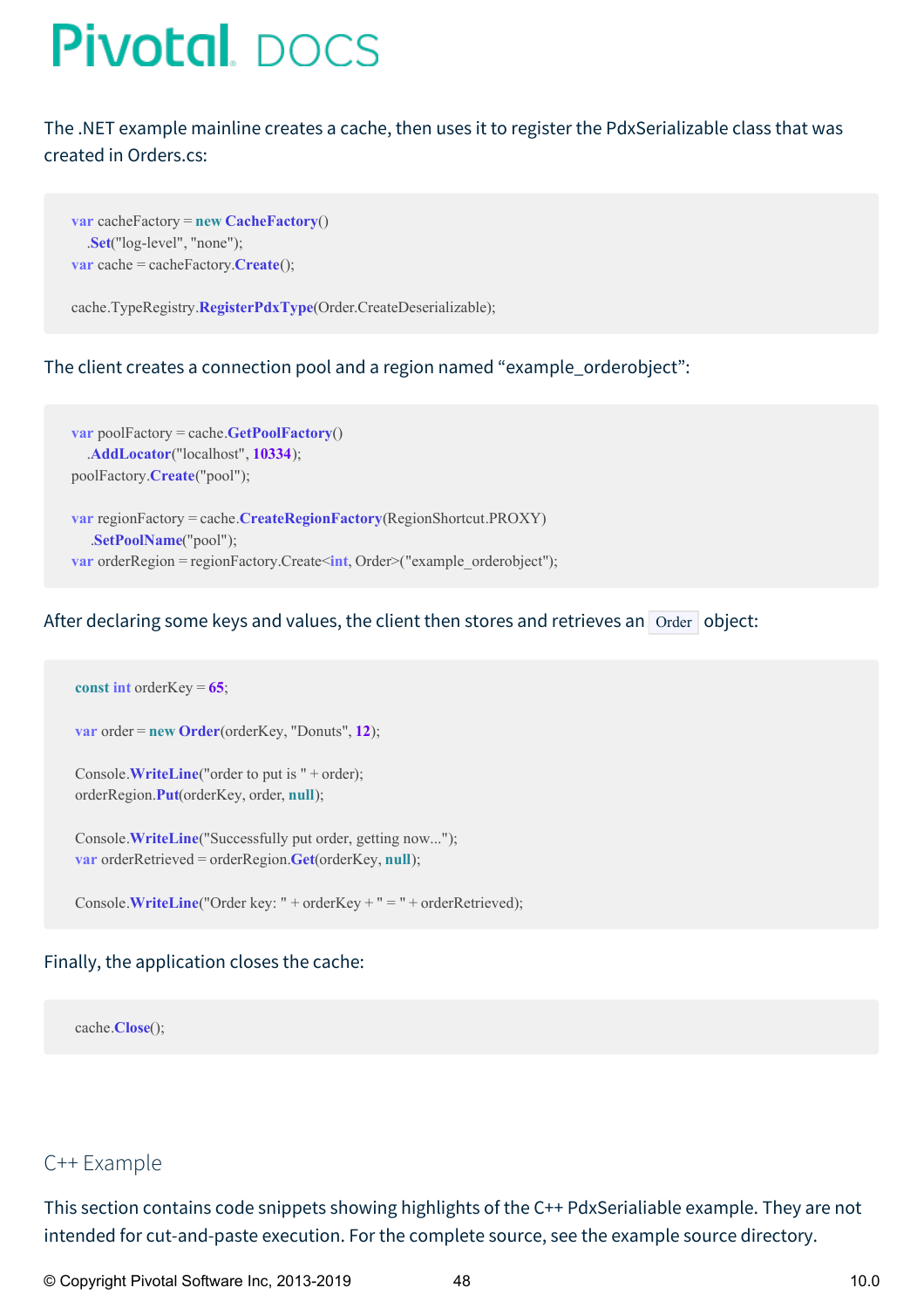The .NET example mainline creates a cache, then uses it to register the PdxSerializable class that was created in Orders.cs:

```
var cacheFactory = new CacheFactory()
    .Set("log-level", "none");
var cache = cacheFactory.Create();

cache.TypeRegistry.RegisterPdxType(Order.CreateDeserializable);
```

The client creates a connection pool and a region named “example_orderobject”:

```
var poolFactory = cache.GetPoolFactory()
    .AddLocator("localhost", 10334);
poolFactory.Create("pool");

var regionFactory = cache.CreateRegionFactory(RegionShortcut.PROXY)
    .SetPoolName("pool");
var orderRegion = regionFactory.Create<int, Order>("example_orderobject");
```

After declaring some keys and values, the client then stores and retrieves an `Order` object:

```
const int orderKey = 65;

var order = new Order(orderKey, "Donuts", 12);

Console.WriteLine("order to put is " + order);
orderRegion.Put(orderKey, order, null);

Console.WriteLine("Successfully put order, getting now...");
var orderRetrieved = orderRegion.Get(orderKey, null);

Console.WriteLine("Order key: " + orderKey + " = " + orderRetrieved);
```

Finally, the application closes the cache:

```
cache.Close();
```

## C++ Example

This section contains code snippets showing highlights of the C++ PdxSerialiable example. They are not intended for cut-and-paste execution. For the complete source, see the example source directory.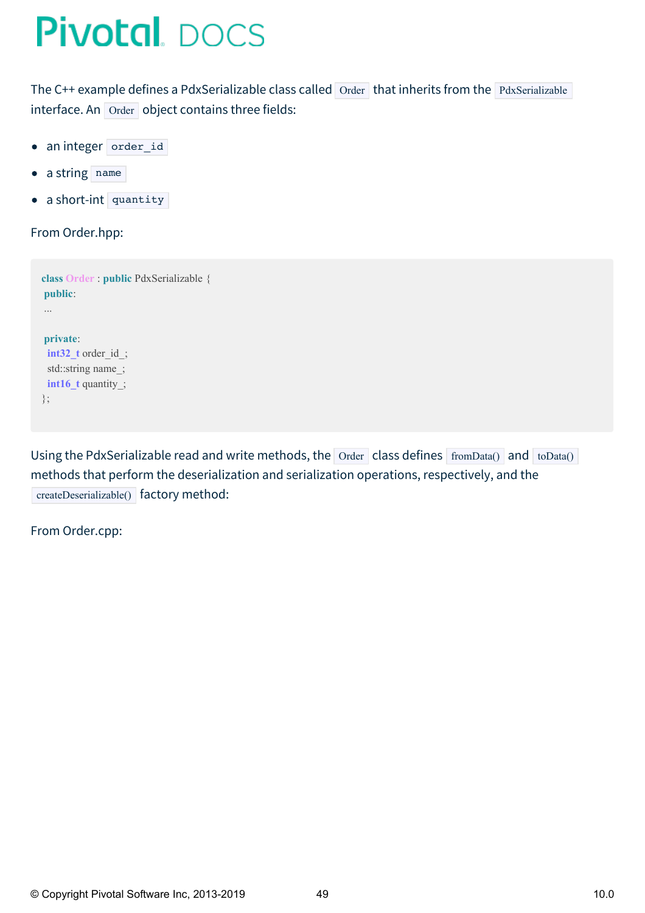The C++ example defines a PdxSerializable class called `Order` that inherits from the `PdxSerializable` interface. An `Order` object contains three fields:

- an integer `order_id`
- a string `name`
- a short-int `quantity`

From Order.hpp:

```
class Order : public PdxSerializable {
 public:
 ...

 private:
  int32_t order_id_;
  std::string name_;
  int16_t quantity_;
};
```

Using the PdxSerializable read and write methods, the `Order` class defines `fromData()` and `toData()` methods that perform the deserialization and serialization operations, respectively, and the `createDeserializable()` factory method:

From Order.cpp: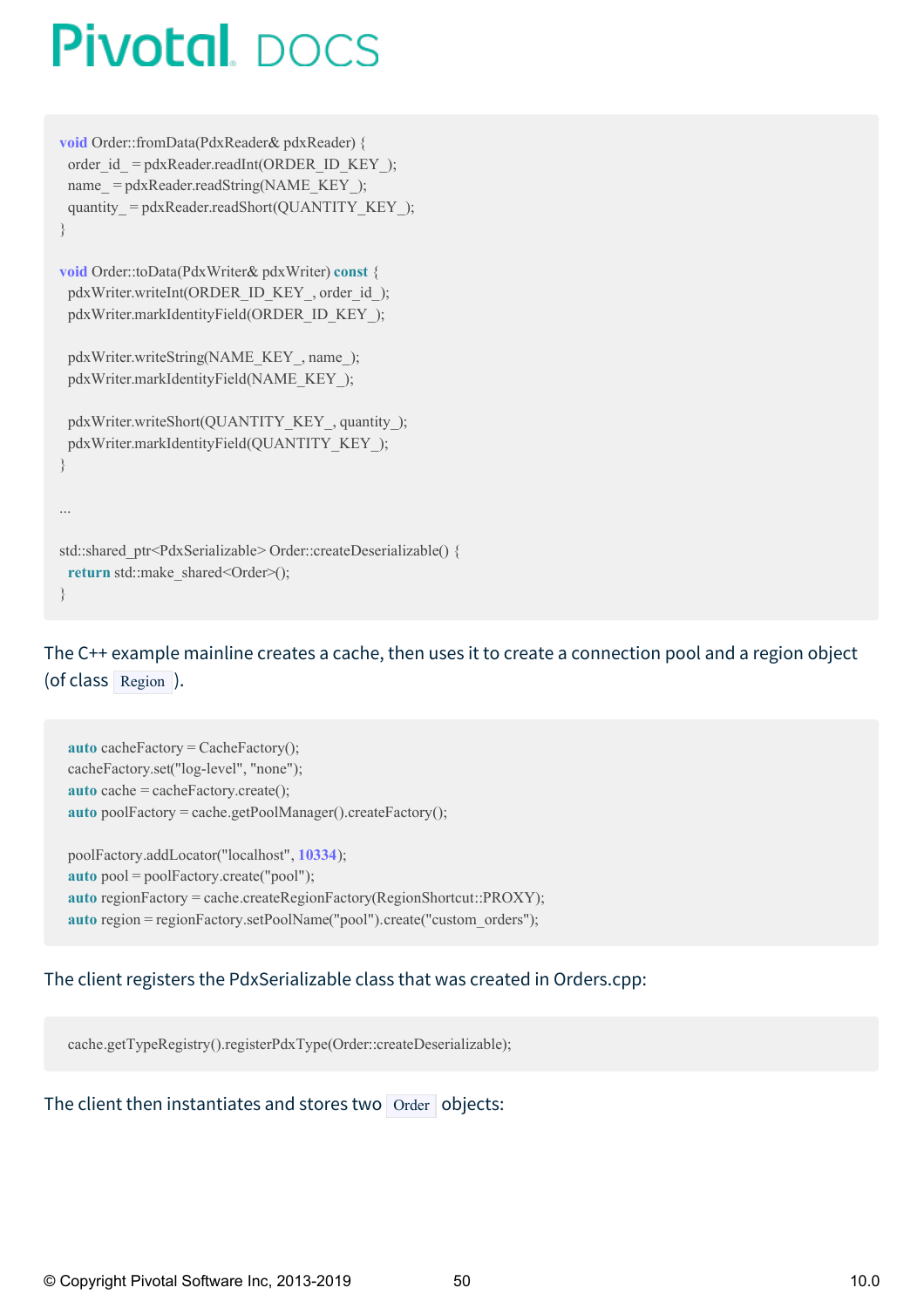```
void Order::fromData(PdxReader& pdxReader) {
  order_id_ = pdxReader.readInt(ORDER_ID_KEY_);
  name_ = pdxReader.readString(NAME_KEY_);
  quantity_ = pdxReader.readShort(QUANTITY_KEY_);
}

void Order::toData(PdxWriter& pdxWriter) const {
  pdxWriter.writeInt(ORDER_ID_KEY_, order_id_);
  pdxWriter.markIdentityField(ORDER_ID_KEY_);

  pdxWriter.writeString(NAME_KEY_, name_);
  pdxWriter.markIdentityField(NAME_KEY_);

  pdxWriter.writeShort(QUANTITY_KEY_, quantity_);
  pdxWriter.markIdentityField(QUANTITY_KEY_);
}

...

std::shared_ptr<PdxSerializable> Order::createDeserializable() {
  return std::make_shared<Order>();
}
```

The C++ example mainline creates a cache, then uses it to create a connection pool and a region object (of class `Region`).

```
auto cacheFactory = CacheFactory();
cacheFactory.set("log-level", "none");
auto cache = cacheFactory.create();
auto poolFactory = cache.getPoolManager().createFactory();

poolFactory.addLocator("localhost", 10334);
auto pool = poolFactory.create("pool");
auto regionFactory = cache.createRegionFactory(RegionShortcut::PROXY);
auto region = regionFactory.setPoolName("pool").create("custom_orders");
```

The client registers the PdxSerializable class that was created in Orders.cpp:

```
cache.getTypeRegistry().registerPdxType(Order::createDeserializable);
```

The client then instantiates and stores two `Order` objects: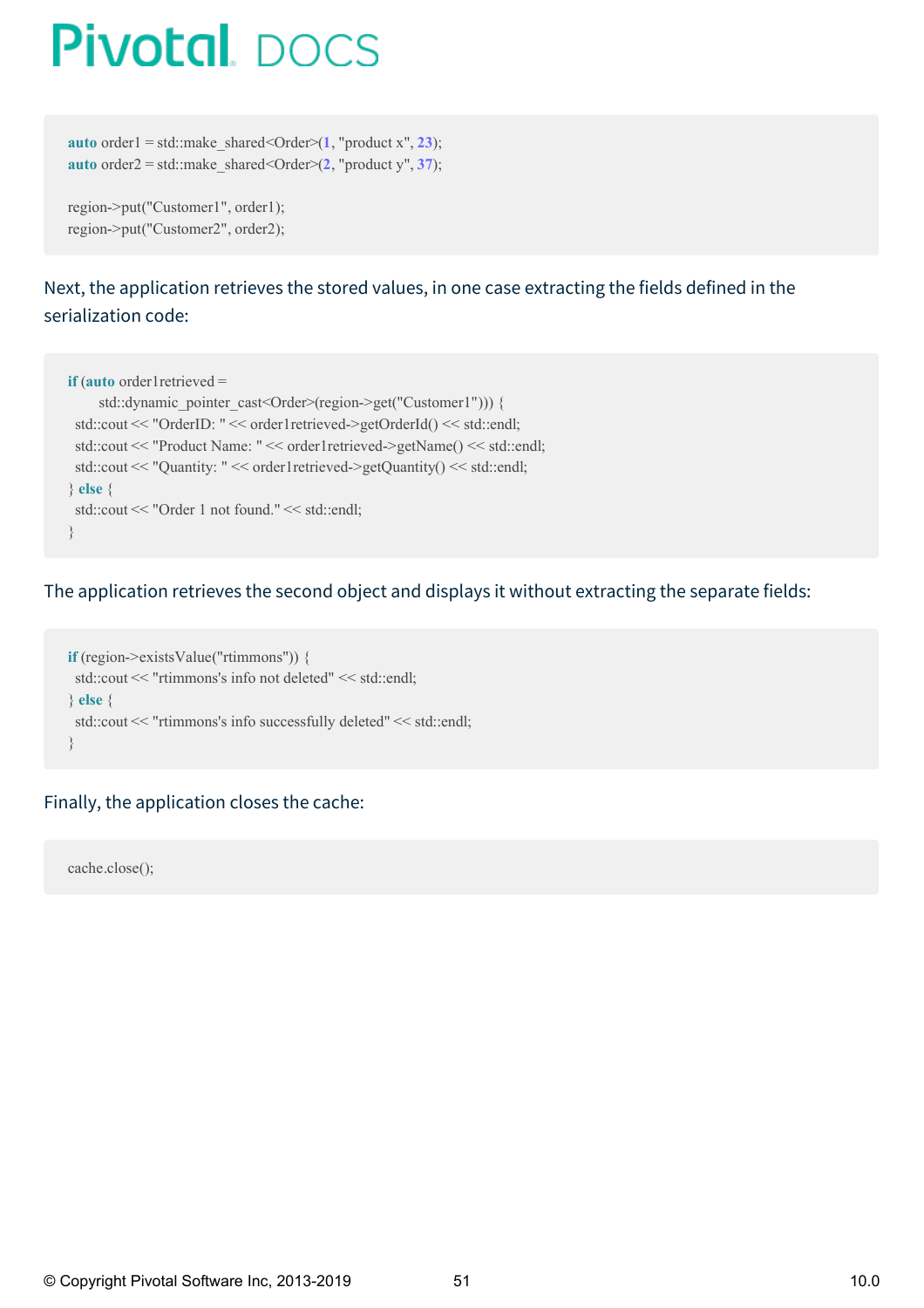```
auto order1 = std::make_shared<Order>(1, "product x", 23);
auto order2 = std::make_shared<Order>(2, "product y", 37);

region->put("Customer1", order1);
region->put("Customer2", order2);
```

Next, the application retrieves the stored values, in one case extracting the fields defined in the serialization code:

```
if (auto order1retrieved =
      std::dynamic_pointer_cast<Order>(region->get("Customer1"))) {
  std::cout << "OrderID: " << order1retrieved->getOrderId() << std::endl;
  std::cout << "Product Name: " << order1retrieved->getName() << std::endl;
  std::cout << "Quantity: " << order1retrieved->getQuantity() << std::endl;
} else {
  std::cout << "Order 1 not found." << std::endl;
}
```

The application retrieves the second object and displays it without extracting the separate fields:

```
if (region->existsValue("rtimmons")) {
  std::cout << "rtimmons's info not deleted" << std::endl;
} else {
  std::cout << "rtimmons's info successfully deleted" << std::endl;
}
```

Finally, the application closes the cache:

```
cache.close();
```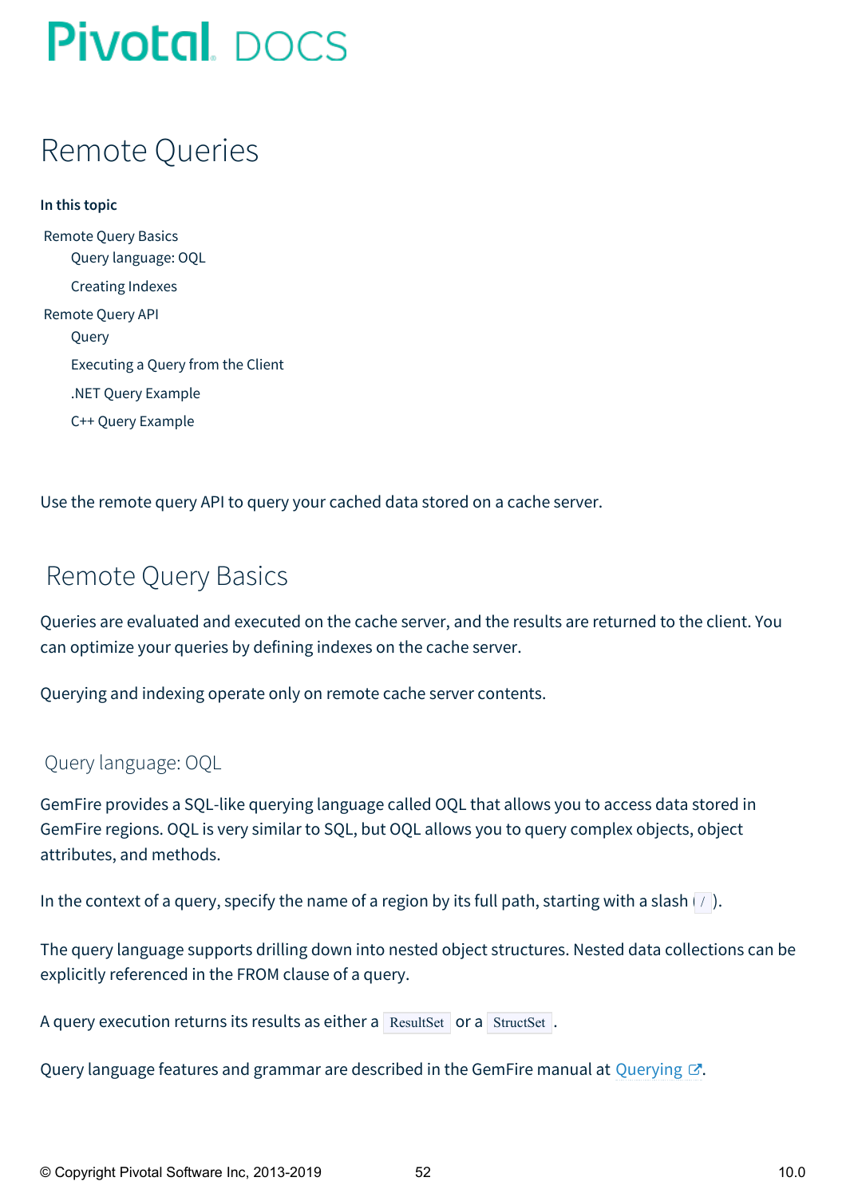# Remote Queries

**In this topic**

- Remote Query Basics
  - Query language: OQL
  - Creating Indexes
- Remote Query API
  - Query
  - Executing a Query from the Client
  - .NET Query Example
  - C++ Query Example

Use the remote query API to query your cached data stored on a cache server.

## Remote Query Basics

Queries are evaluated and executed on the cache server, and the results are returned to the client. You can optimize your queries by defining indexes on the cache server.

Querying and indexing operate only on remote cache server contents.

### Query language: OQL

GemFire provides a SQL-like querying language called OQL that allows you to access data stored in GemFire regions. OQL is very similar to SQL, but OQL allows you to query complex objects, object attributes, and methods.

In the context of a query, specify the name of a region by its full path, starting with a slash (`/`).

The query language supports drilling down into nested object structures. Nested data collections can be explicitly referenced in the FROM clause of a query.

A query execution returns its results as either a `ResultSet` or a `StructSet`.

Query language features and grammar are described in the GemFire manual at Querying.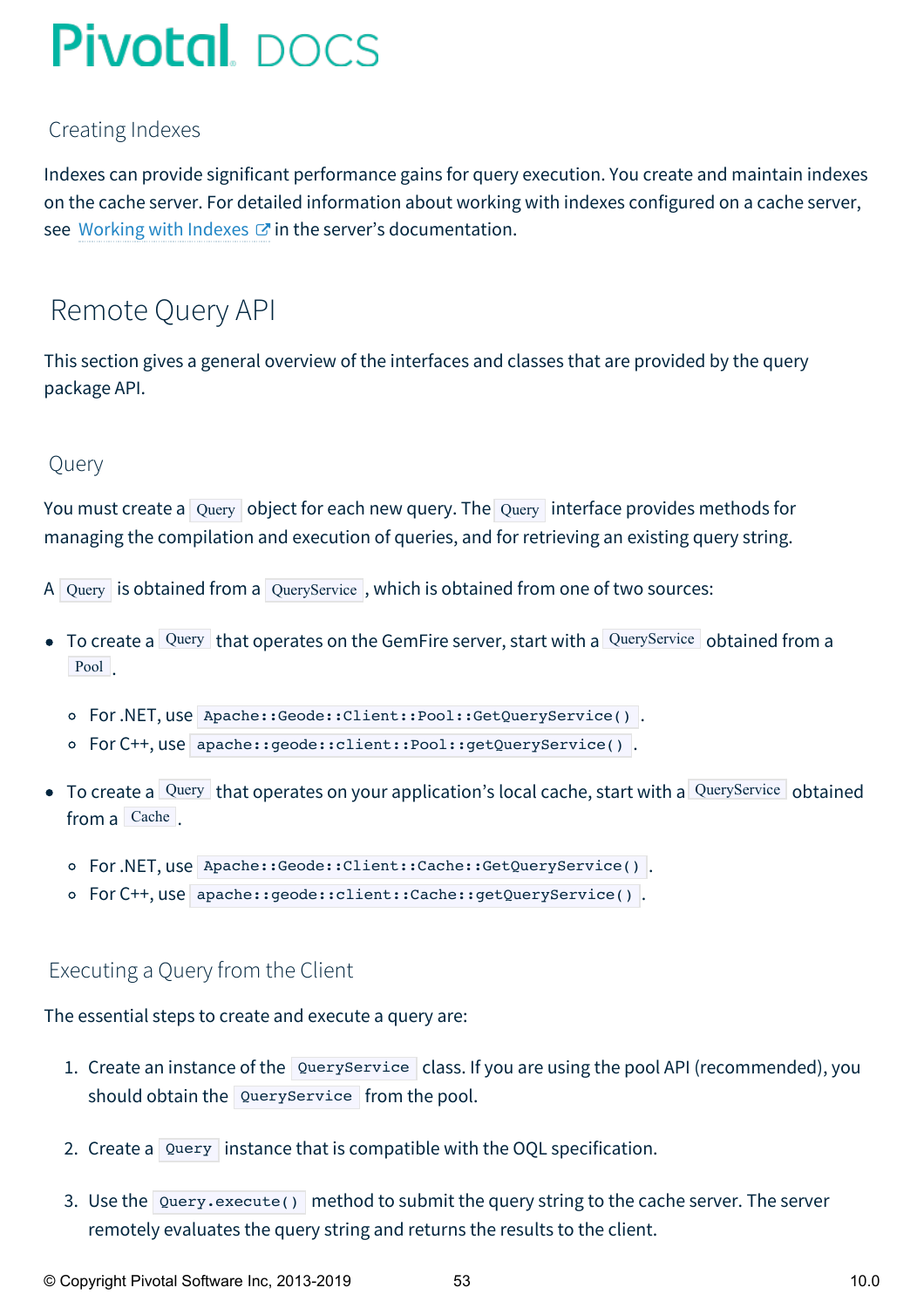### Creating Indexes

Indexes can provide significant performance gains for query execution. You create and maintain indexes on the cache server. For detailed information about working with indexes configured on a cache server, see Working with Indexes in the server's documentation.

## Remote Query API

This section gives a general overview of the interfaces and classes that are provided by the query package API.

### Query

You must create a `Query` object for each new query. The `Query` interface provides methods for managing the compilation and execution of queries, and for retrieving an existing query string.

A `Query` is obtained from a `QueryService`, which is obtained from one of two sources:

- To create a `Query` that operates on the GemFire server, start with a `QueryService` obtained from a `Pool`.
  - For .NET, use `Apache::Geode::Client::Pool::GetQueryService()`.
  - For C++, use `apache::geode::client::Pool::getQueryService()`.
- To create a `Query` that operates on your application's local cache, start with a `QueryService` obtained from a `Cache`.
  - For .NET, use `Apache::Geode::Client::Cache::GetQueryService()`.
  - For C++, use `apache::geode::client::Cache::getQueryService()`.

### Executing a Query from the Client

The essential steps to create and execute a query are:

1. Create an instance of the `QueryService` class. If you are using the pool API (recommended), you should obtain the `QueryService` from the pool.
2. Create a `Query` instance that is compatible with the OQL specification.
3. Use the `Query.execute()` method to submit the query string to the cache server. The server remotely evaluates the query string and returns the results to the client.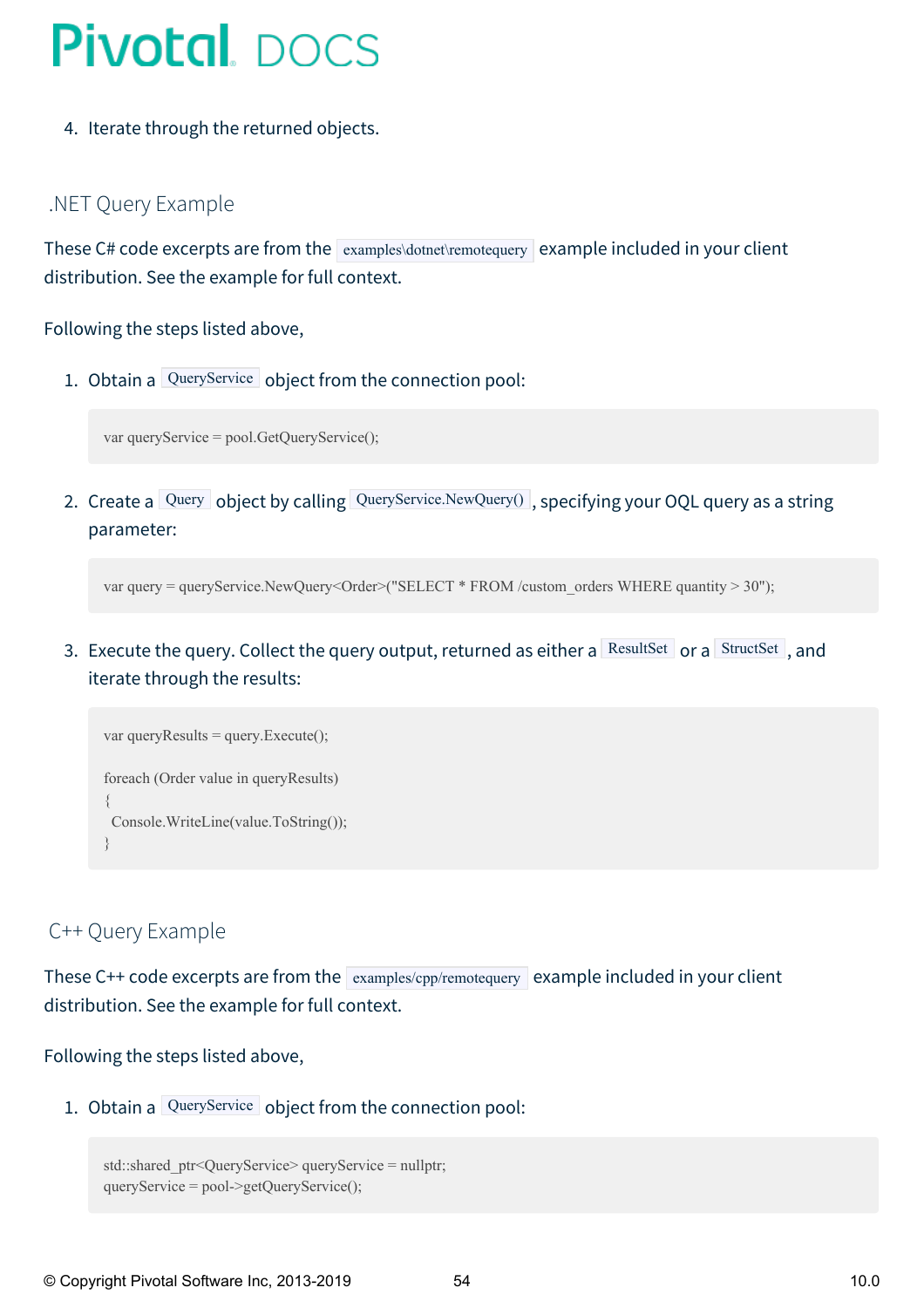4. Iterate through the returned objects.

## .NET Query Example

These C# code excerpts are from the `examples\dotnet\remotequery` example included in your client distribution. See the example for full context.

Following the steps listed above,

1. Obtain a `QueryService` object from the connection pool:

```
var queryService = pool.GetQueryService();
```

2. Create a `Query` object by calling `QueryService.NewQuery()`, specifying your OQL query as a string parameter:

```
var query = queryService.NewQuery<Order>("SELECT * FROM /custom_orders WHERE quantity > 30");
```

3. Execute the query. Collect the query output, returned as either a `ResultSet` or a `StructSet`, and iterate through the results:

```
var queryResults = query.Execute();

foreach (Order value in queryResults)
{
  Console.WriteLine(value.ToString());
}
```

## C++ Query Example

These C++ code excerpts are from the `examples/cpp/remotequery` example included in your client distribution. See the example for full context.

Following the steps listed above,

1. Obtain a `QueryService` object from the connection pool:

```
std::shared_ptr<QueryService> queryService = nullptr;
queryService = pool->getQueryService();
```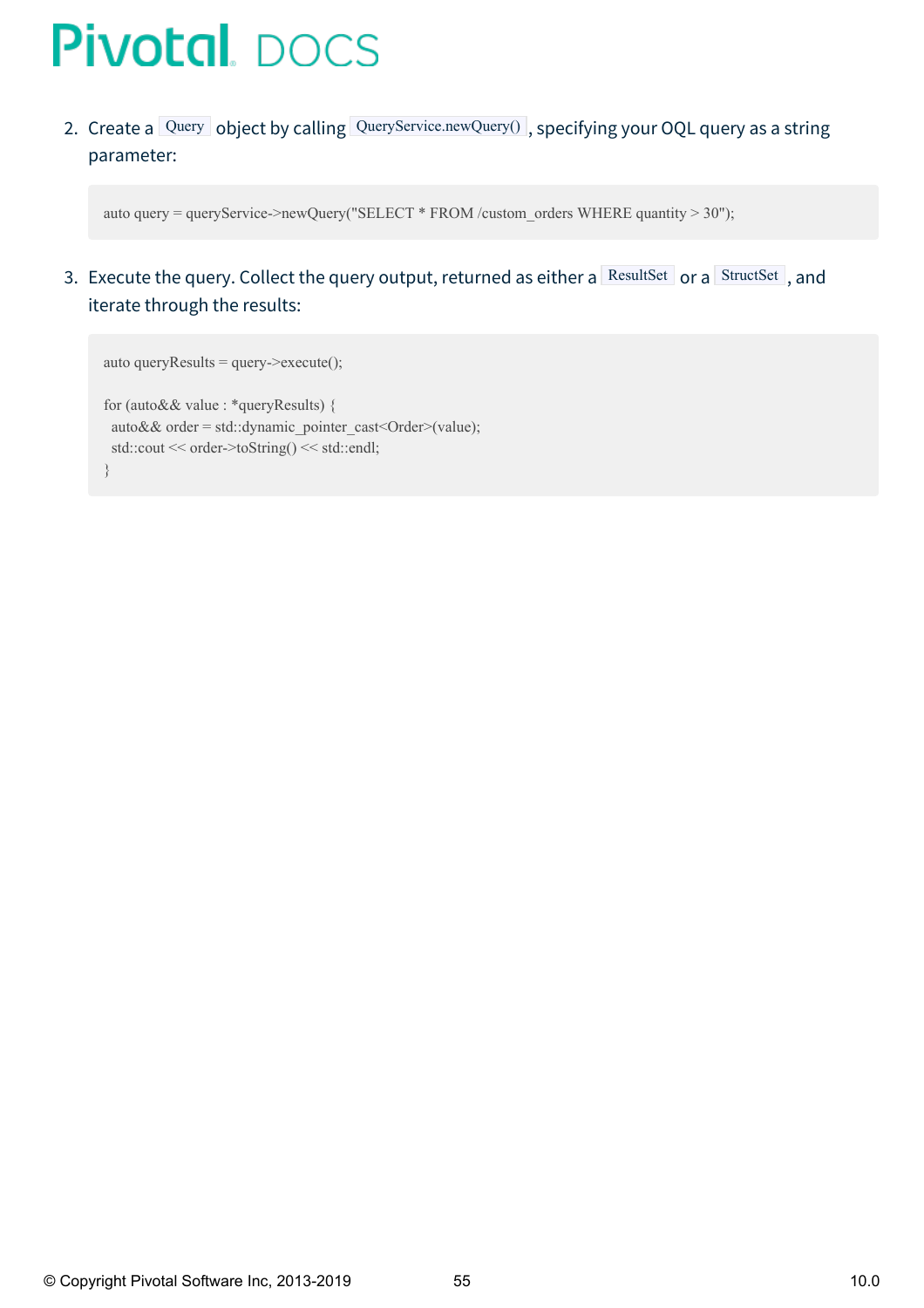2. Create a `Query` object by calling `QueryService.newQuery()`, specifying your OQL query as a string parameter:

```
auto query = queryService->newQuery("SELECT * FROM /custom_orders WHERE quantity > 30");
```

3. Execute the query. Collect the query output, returned as either a `ResultSet` or a `StructSet`, and iterate through the results:

```
auto queryResults = query->execute();

for (auto&& value : *queryResults) {
  auto&& order = std::dynamic_pointer_cast<Order>(value);
  std::cout << order->toString() << std::endl;
}
```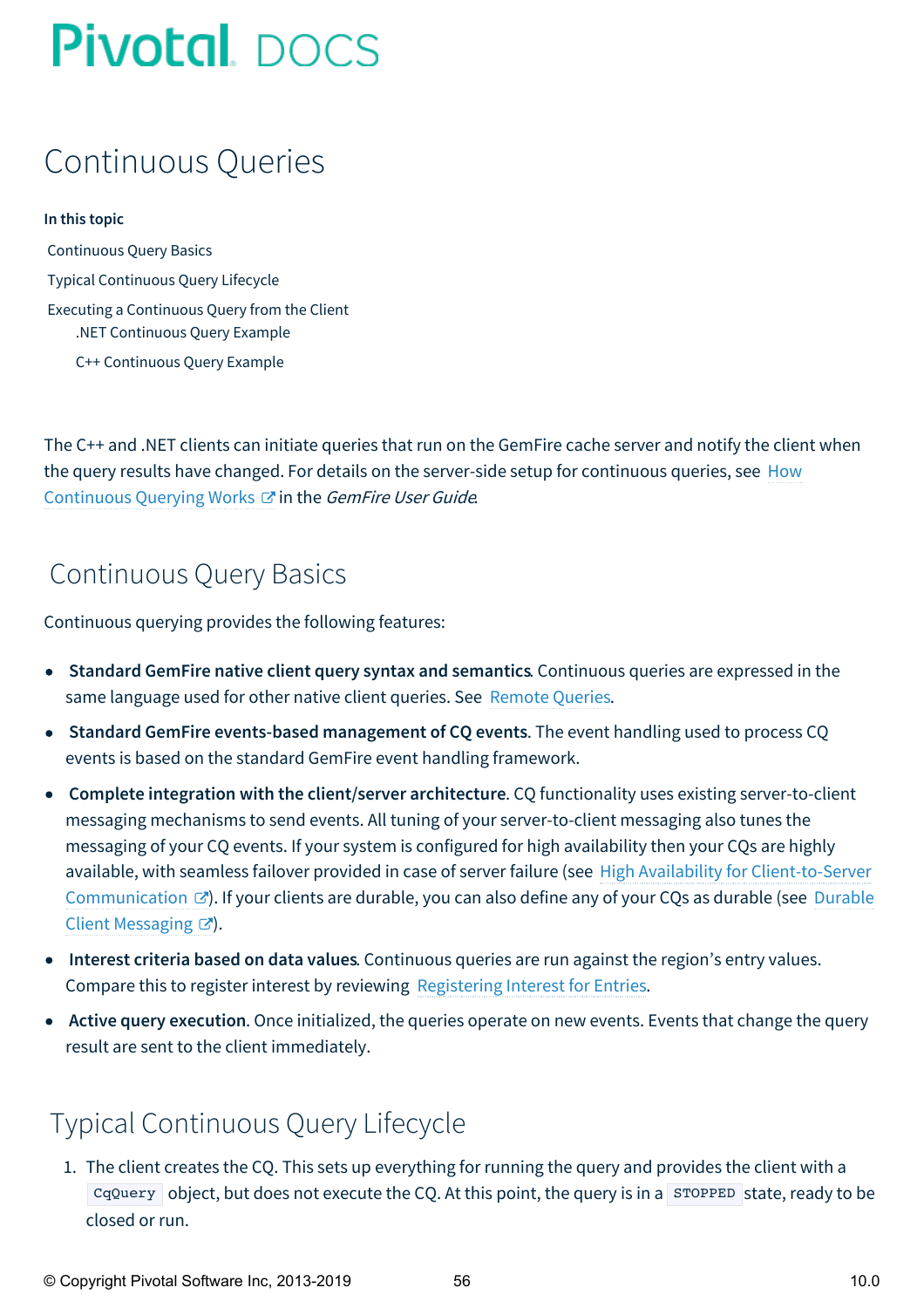# Continuous Queries

**In this topic**

Continuous Query Basics

Typical Continuous Query Lifecycle

Executing a Continuous Query from the Client

- .NET Continuous Query Example
- C++ Continuous Query Example

The C++ and .NET clients can initiate queries that run on the GemFire cache server and notify the client when the query results have changed. For details on the server-side setup for continuous queries, see How Continuous Querying Works in the *GemFire User Guide*.

## Continuous Query Basics

Continuous querying provides the following features:

- **Standard GemFire native client query syntax and semantics**. Continuous queries are expressed in the same language used for other native client queries. See Remote Queries.
- **Standard GemFire events-based management of CQ events**. The event handling used to process CQ events is based on the standard GemFire event handling framework.
- **Complete integration with the client/server architecture**. CQ functionality uses existing server-to-client messaging mechanisms to send events. All tuning of your server-to-client messaging also tunes the messaging of your CQ events. If your system is configured for high availability then your CQs are highly available, with seamless failover provided in case of server failure (see High Availability for Client-to-Server Communication). If your clients are durable, you can also define any of your CQs as durable (see Durable Client Messaging).
- **Interest criteria based on data values**. Continuous queries are run against the region's entry values. Compare this to register interest by reviewing Registering Interest for Entries.
- **Active query execution**. Once initialized, the queries operate on new events. Events that change the query result are sent to the client immediately.

## Typical Continuous Query Lifecycle

1. The client creates the CQ. This sets up everything for running the query and provides the client with a `CqQuery` object, but does not execute the CQ. At this point, the query is in a `STOPPED` state, ready to be closed or run.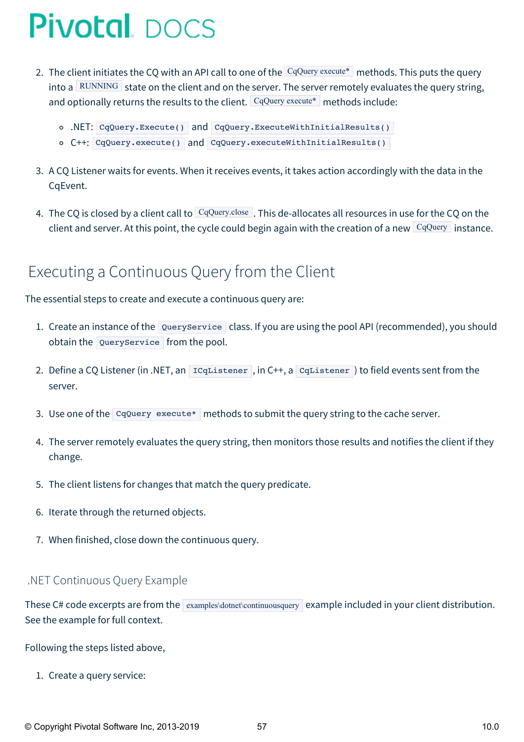2. The client initiates the CQ with an API call to one of the `CqQuery execute*` methods. This puts the query into a `RUNNING` state on the client and on the server. The server remotely evaluates the query string, and optionally returns the results to the client. `CqQuery execute*` methods include:

   - .NET: `CqQuery.Execute()` and `CqQuery.ExecuteWithInitialResults()`
   - C++: `CqQuery.execute()` and `CqQuery.executeWithInitialResults()`

3. A CQ Listener waits for events. When it receives events, it takes action accordingly with the data in the CqEvent.

4. The CQ is closed by a client call to `CqQuery.close`. This de-allocates all resources in use for the CQ on the client and server. At this point, the cycle could begin again with the creation of a new `CqQuery` instance.

## Executing a Continuous Query from the Client

The essential steps to create and execute a continuous query are:

1. Create an instance of the `QueryService` class. If you are using the pool API (recommended), you should obtain the `QueryService` from the pool.

2. Define a CQ Listener (in .NET, an `ICqListener`, in C++, a `CqListener`) to field events sent from the server.

3. Use one of the `CqQuery execute*` methods to submit the query string to the cache server.

4. The server remotely evaluates the query string, then monitors those results and notifies the client if they change.

5. The client listens for changes that match the query predicate.

6. Iterate through the returned objects.

7. When finished, close down the continuous query.

### .NET Continuous Query Example

These C# code excerpts are from the `examples\dotnet\continuousquery` example included in your client distribution. See the example for full context.

Following the steps listed above,

1. Create a query service: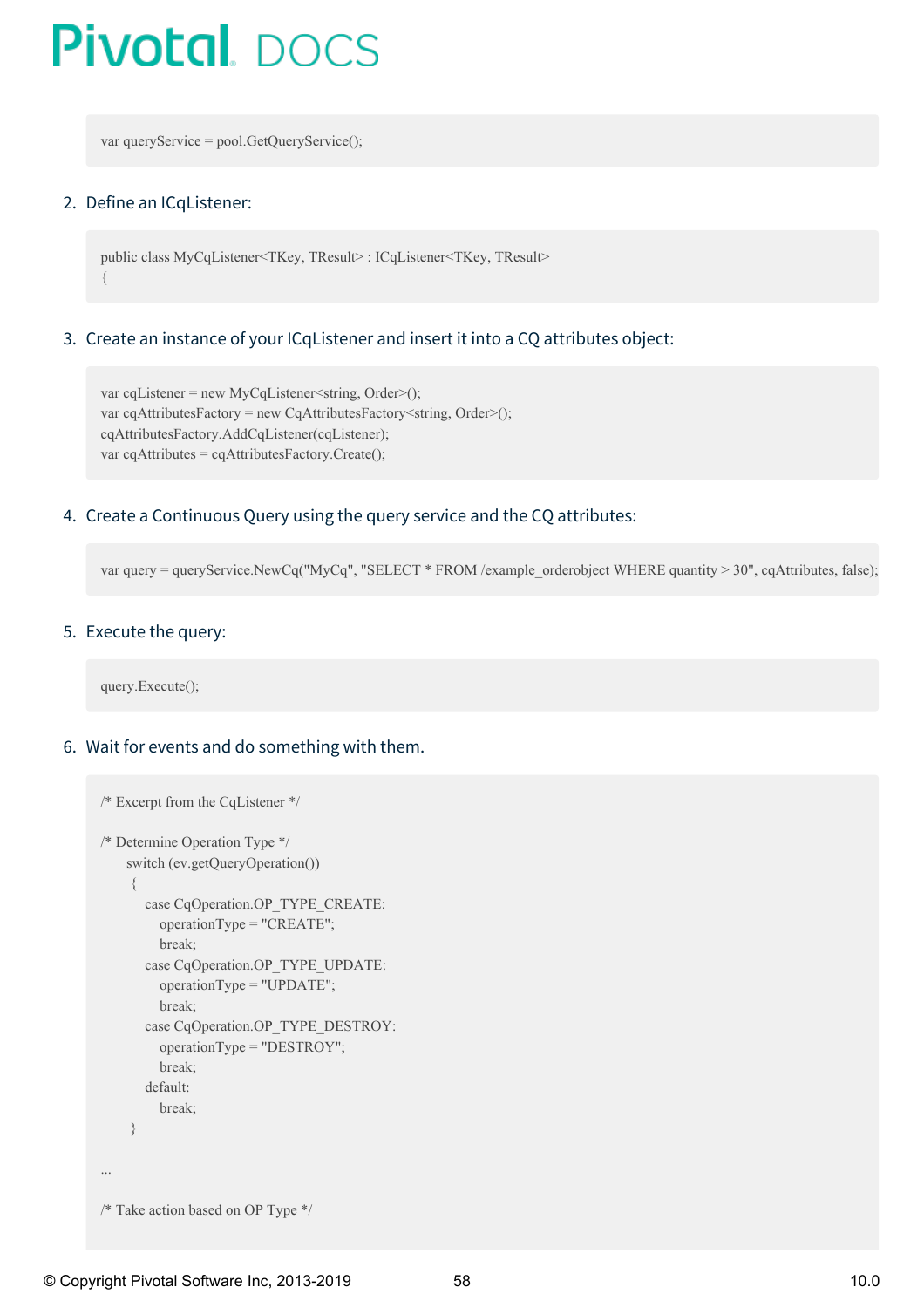```
var queryService = pool.GetQueryService();
```

2. Define an ICqListener:

```
public class MyCqListener<TKey, TResult> : ICqListener<TKey, TResult>
{
```

3. Create an instance of your ICqListener and insert it into a CQ attributes object:

```
var cqListener = new MyCqListener<string, Order>();
var cqAttributesFactory = new CqAttributesFactory<string, Order>();
cqAttributesFactory.AddCqListener(cqListener);
var cqAttributes = cqAttributesFactory.Create();
```

4. Create a Continuous Query using the query service and the CQ attributes:

```
var query = queryService.NewCq("MyCq", "SELECT * FROM /example_orderobject WHERE quantity > 30", cqAttributes, false);
```

5. Execute the query:

```
query.Execute();
```

6. Wait for events and do something with them.

```
/* Excerpt from the CqListener */

/* Determine Operation Type */
    switch (ev.getQueryOperation())
    {
        case CqOperation.OP_TYPE_CREATE:
            operationType = "CREATE";
            break;
        case CqOperation.OP_TYPE_UPDATE:
            operationType = "UPDATE";
            break;
        case CqOperation.OP_TYPE_DESTROY:
            operationType = "DESTROY";
            break;
        default:
            break;
    }

...

/* Take action based on OP Type */
```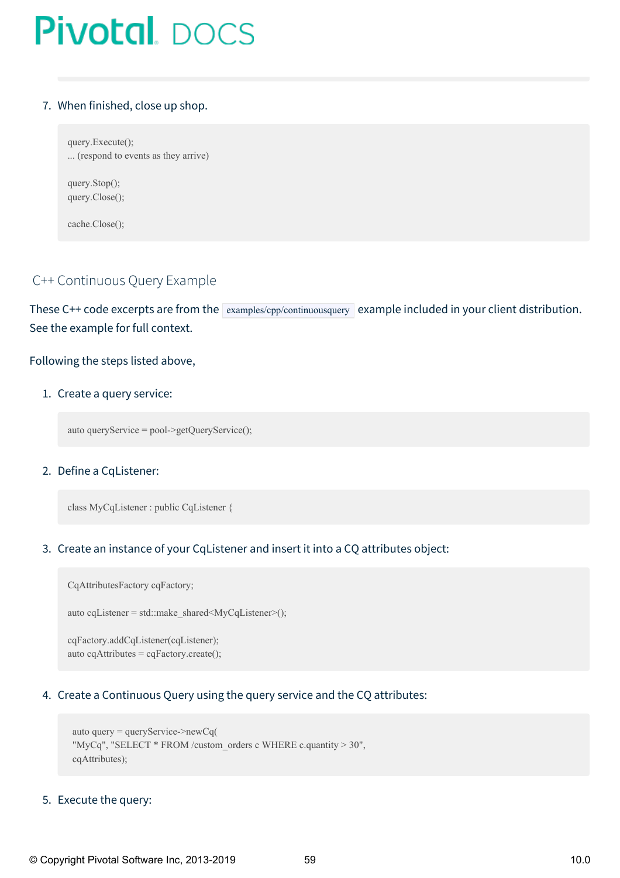7. When finished, close up shop.

```
query.Execute();
... (respond to events as they arrive)

query.Stop();
query.Close();

cache.Close();
```

## C++ Continuous Query Example

These C++ code excerpts are from the `examples/cpp/continuousquery` example included in your client distribution. See the example for full context.

Following the steps listed above,

1. Create a query service:

```
auto queryService = pool->getQueryService();
```

2. Define a CqListener:

```
class MyCqListener : public CqListener {
```

3. Create an instance of your CqListener and insert it into a CQ attributes object:

```
CqAttributesFactory cqFactory;

auto cqListener = std::make_shared<MyCqListener>();

cqFactory.addCqListener(cqListener);
auto cqAttributes = cqFactory.create();
```

4. Create a Continuous Query using the query service and the CQ attributes:

```
auto query = queryService->newCq(
"MyCq", "SELECT * FROM /custom_orders c WHERE c.quantity > 30",
cqAttributes);
```

5. Execute the query: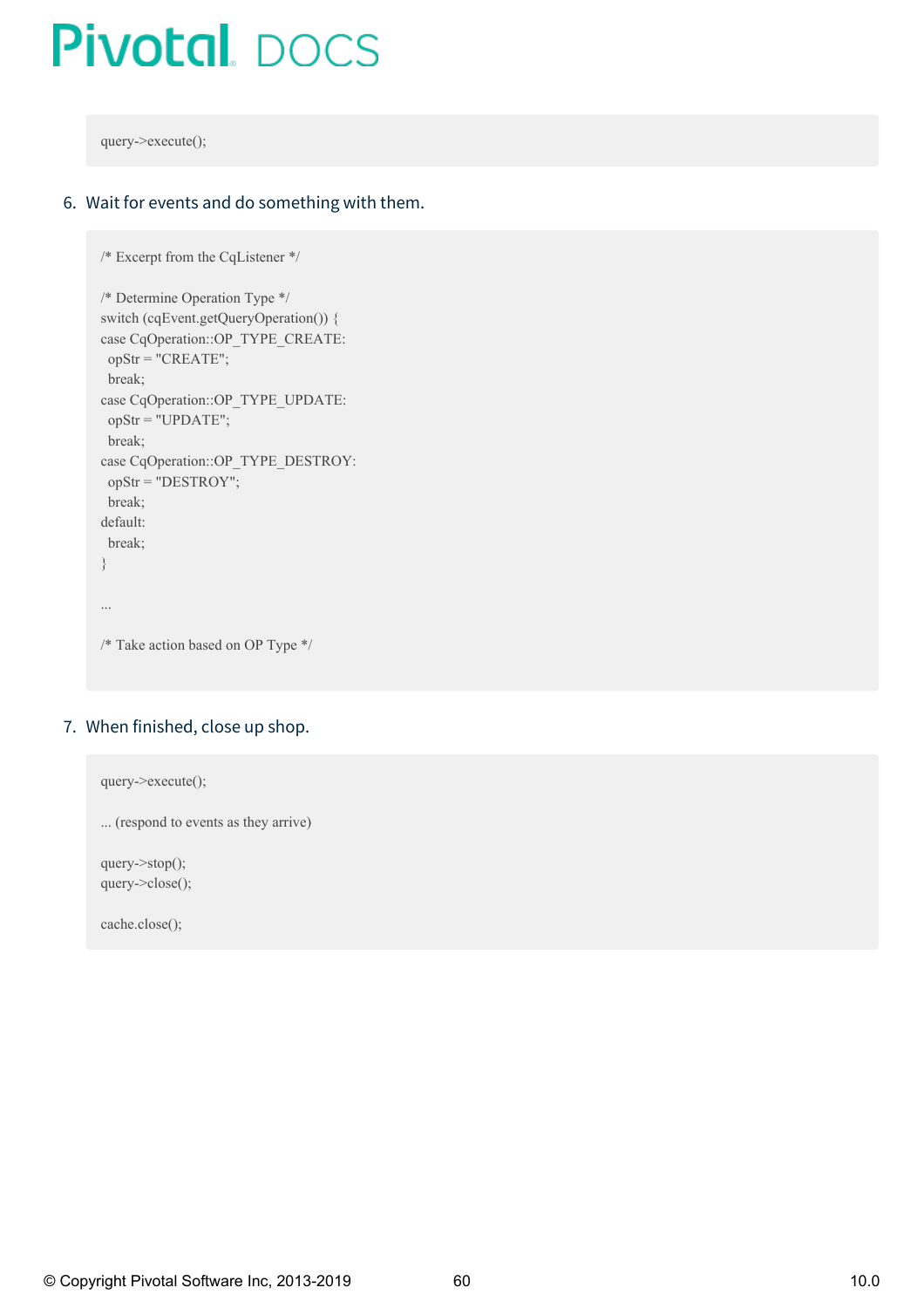```
query->execute();
```

6. Wait for events and do something with them.

```
/* Excerpt from the CqListener */

/* Determine Operation Type */
switch (cqEvent.getQueryOperation()) {
case CqOperation::OP_TYPE_CREATE:
  opStr = "CREATE";
  break;
case CqOperation::OP_TYPE_UPDATE:
  opStr = "UPDATE";
  break;
case CqOperation::OP_TYPE_DESTROY:
  opStr = "DESTROY";
  break;
default:
  break;
}

...

/* Take action based on OP Type */
```

7. When finished, close up shop.

```
query->execute();

... (respond to events as they arrive)

query->stop();
query->close();

cache.close();
```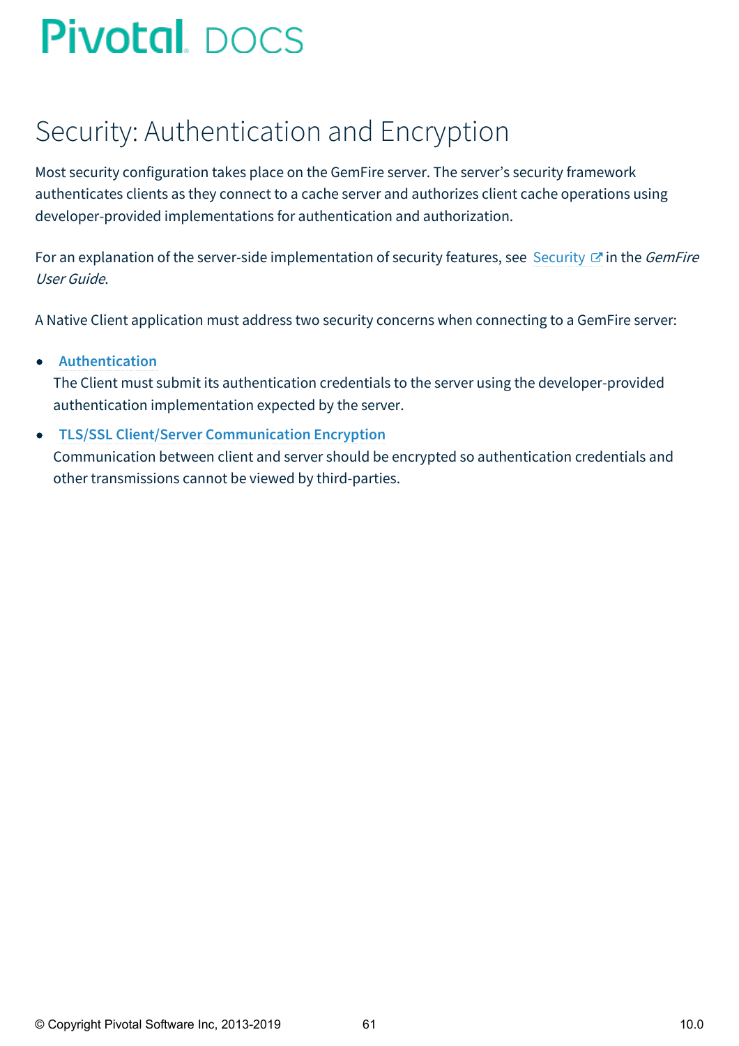# Security: Authentication and Encryption

Most security configuration takes place on the GemFire server. The server's security framework authenticates clients as they connect to a cache server and authorizes client cache operations using developer-provided implementations for authentication and authorization.

For an explanation of the server-side implementation of security features, see Security in the *GemFire User Guide*.

A Native Client application must address two security concerns when connecting to a GemFire server:

- **Authentication**
  The Client must submit its authentication credentials to the server using the developer-provided authentication implementation expected by the server.
- **TLS/SSL Client/Server Communication Encryption**
  Communication between client and server should be encrypted so authentication credentials and other transmissions cannot be viewed by third-parties.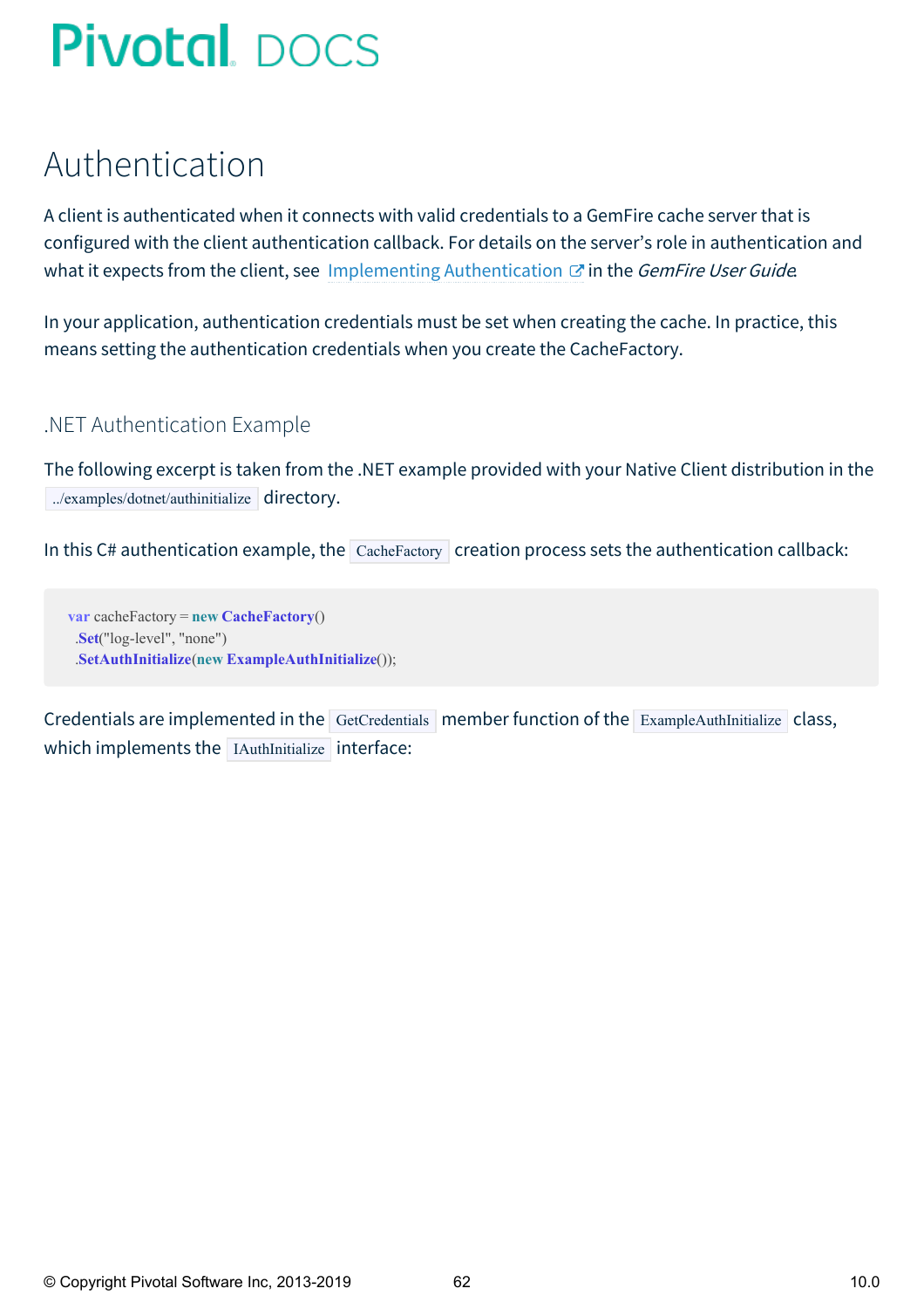# Authentication

A client is authenticated when it connects with valid credentials to a GemFire cache server that is configured with the client authentication callback. For details on the server's role in authentication and what it expects from the client, see Implementing Authentication in the *GemFire User Guide*.

In your application, authentication credentials must be set when creating the cache. In practice, this means setting the authentication credentials when you create the CacheFactory.

## .NET Authentication Example

The following excerpt is taken from the .NET example provided with your Native Client distribution in the `../examples/dotnet/authinitialize` directory.

In this C# authentication example, the `CacheFactory` creation process sets the authentication callback:

```
var cacheFactory = new CacheFactory()
  .Set("log-level", "none")
  .SetAuthInitialize(new ExampleAuthInitialize());
```

Credentials are implemented in the `GetCredentials` member function of the `ExampleAuthInitialize` class, which implements the `IAuthInitialize` interface: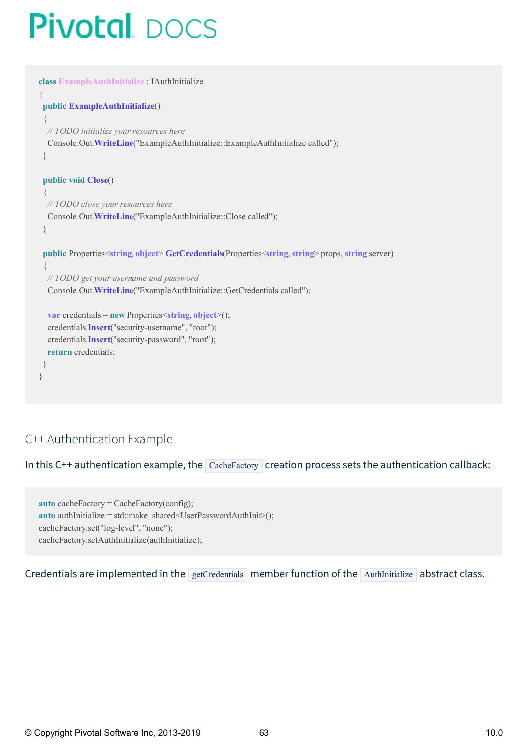```
class ExampleAuthInitialize : IAuthInitialize
{
 public ExampleAuthInitialize()
 {
   // TODO initialize your resources here
   Console.Out.WriteLine("ExampleAuthInitialize::ExampleAuthInitialize called");
 }

 public void Close()
 {
   // TODO close your resources here
   Console.Out.WriteLine("ExampleAuthInitialize::Close called");
 }

 public Properties<string, object> GetCredentials(Properties<string, string> props, string server)
 {
   // TODO get your username and password
   Console.Out.WriteLine("ExampleAuthInitialize::GetCredentials called");

   var credentials = new Properties<string, object>();
   credentials.Insert("security-username", "root");
   credentials.Insert("security-password", "root");
   return credentials;
 }
}
```

## C++ Authentication Example

In this C++ authentication example, the `CacheFactory` creation process sets the authentication callback:

```
auto cacheFactory = CacheFactory(config);
auto authInitialize = std::make_shared<UserPasswordAuthInit>();
cacheFactory.set("log-level", "none");
cacheFactory.setAuthInitialize(authInitialize);
```

Credentials are implemented in the `getCredentials` member function of the `AuthInitialize` abstract class.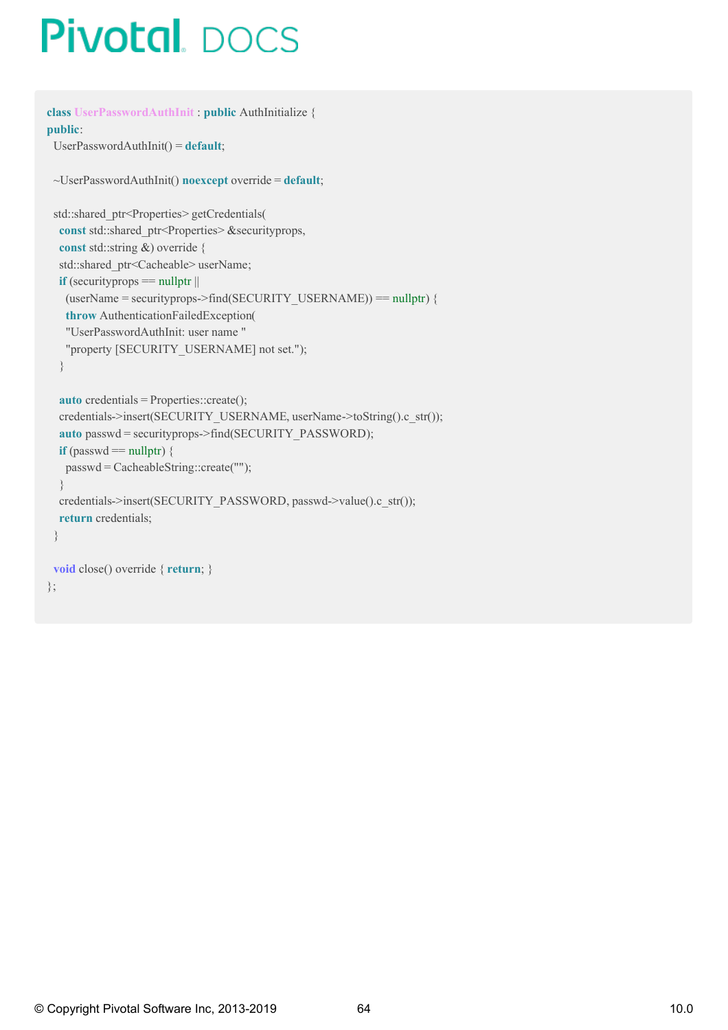```
class UserPasswordAuthInit : public AuthInitialize {
public:
  UserPasswordAuthInit() = default;

  ~UserPasswordAuthInit() noexcept override = default;

  std::shared_ptr<Properties> getCredentials(
    const std::shared_ptr<Properties> &securityprops,
    const std::string &) override {
    std::shared_ptr<Cacheable> userName;
    if (securityprops == nullptr ||
      (userName = securityprops->find(SECURITY_USERNAME)) == nullptr) {
      throw AuthenticationFailedException(
      "UserPasswordAuthInit: user name "
      "property [SECURITY_USERNAME] not set.");
    }

    auto credentials = Properties::create();
    credentials->insert(SECURITY_USERNAME, userName->toString().c_str());
    auto passwd = securityprops->find(SECURITY_PASSWORD);
    if (passwd == nullptr) {
      passwd = CacheableString::create("");
    }
    credentials->insert(SECURITY_PASSWORD, passwd->value().c_str());
    return credentials;
  }

  void close() override { return; }
};
```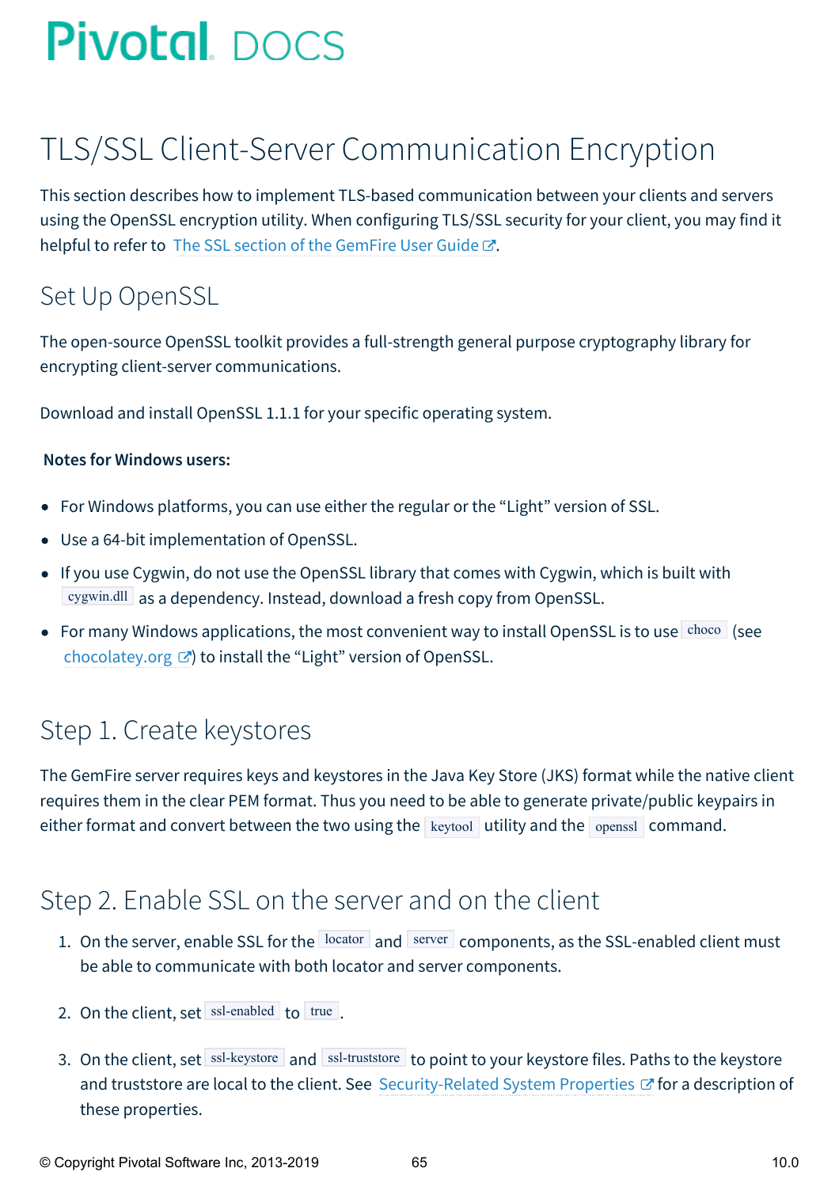# TLS/SSL Client-Server Communication Encryption

This section describes how to implement TLS-based communication between your clients and servers using the OpenSSL encryption utility. When configuring TLS/SSL security for your client, you may find it helpful to refer to The SSL section of the GemFire User Guide.

## Set Up OpenSSL

The open-source OpenSSL toolkit provides a full-strength general purpose cryptography library for encrypting client-server communications.

Download and install OpenSSL 1.1.1 for your specific operating system.

**Notes for Windows users:**

- For Windows platforms, you can use either the regular or the “Light” version of SSL.
- Use a 64-bit implementation of OpenSSL.
- If you use Cygwin, do not use the OpenSSL library that comes with Cygwin, which is built with `cygwin.dll` as a dependency. Instead, download a fresh copy from OpenSSL.
- For many Windows applications, the most convenient way to install OpenSSL is to use `choco` (see chocolatey.org) to install the “Light” version of OpenSSL.

## Step 1. Create keystores

The GemFire server requires keys and keystores in the Java Key Store (JKS) format while the native client requires them in the clear PEM format. Thus you need to be able to generate private/public keypairs in either format and convert between the two using the `keytool` utility and the `openssl` command.

## Step 2. Enable SSL on the server and on the client

1. On the server, enable SSL for the `locator` and `server` components, as the SSL-enabled client must be able to communicate with both locator and server components.
2. On the client, set `ssl-enabled` to `true`.
3. On the client, set `ssl-keystore` and `ssl-truststore` to point to your keystore files. Paths to the keystore and truststore are local to the client. See Security-Related System Properties for a description of these properties.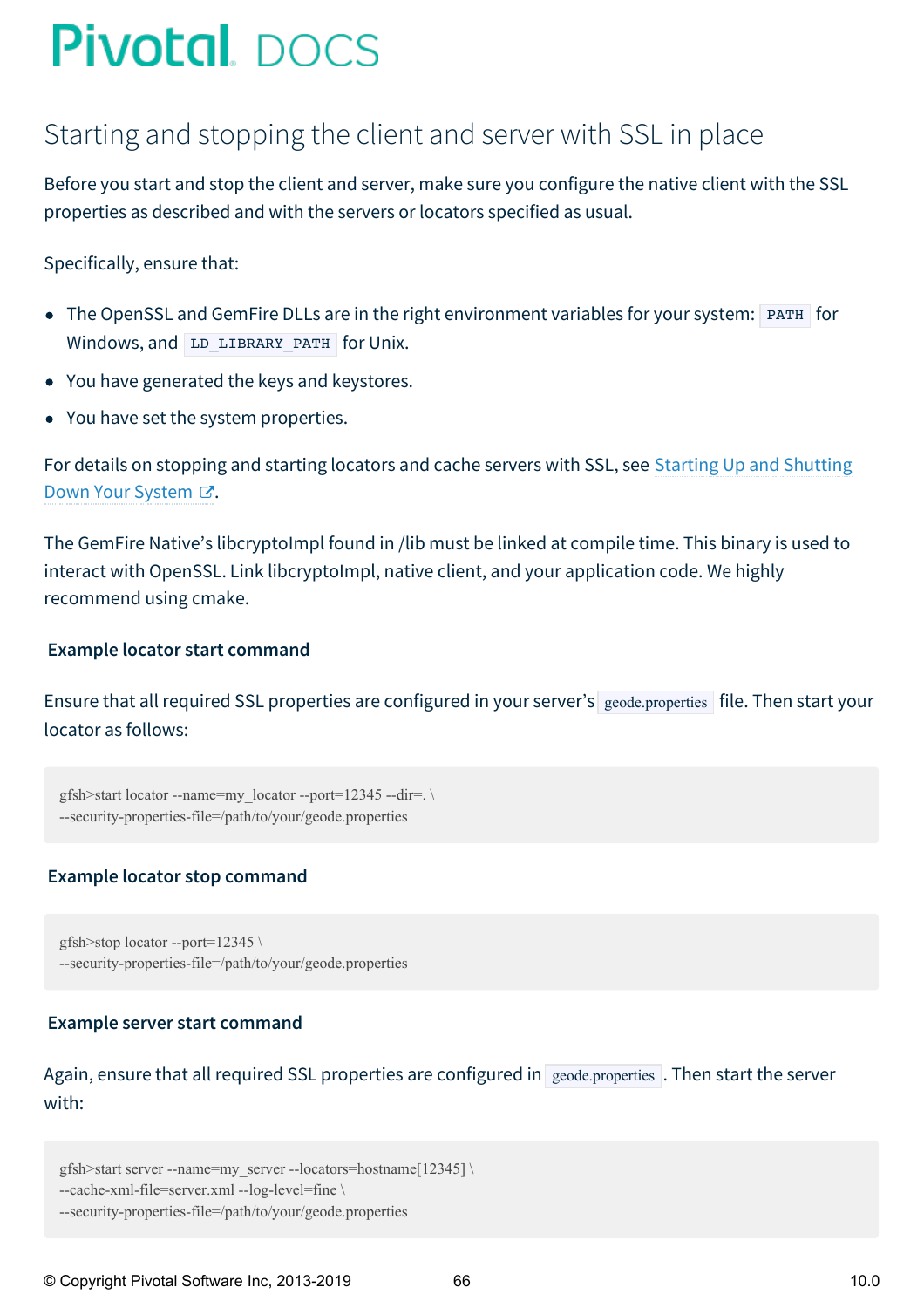# Starting and stopping the client and server with SSL in place

Before you start and stop the client and server, make sure you configure the native client with the SSL properties as described and with the servers or locators specified as usual.

Specifically, ensure that:

- The OpenSSL and GemFire DLLs are in the right environment variables for your system: `PATH` for Windows, and `LD_LIBRARY_PATH` for Unix.
- You have generated the keys and keystores.
- You have set the system properties.

For details on stopping and starting locators and cache servers with SSL, see Starting Up and Shutting Down Your System.

The GemFire Native's libcryptoImpl found in /lib must be linked at compile time. This binary is used to interact with OpenSSL. Link libcryptoImpl, native client, and your application code. We highly recommend using cmake.

### Example locator start command

Ensure that all required SSL properties are configured in your server's `geode.properties` file. Then start your locator as follows:

```
gfsh>start locator --name=my_locator --port=12345 --dir=. \
--security-properties-file=/path/to/your/geode.properties
```

### Example locator stop command

```
gfsh>stop locator --port=12345 \
--security-properties-file=/path/to/your/geode.properties
```

### Example server start command

Again, ensure that all required SSL properties are configured in `geode.properties`. Then start the server with:

```
gfsh>start server --name=my_server --locators=hostname[12345] \
--cache-xml-file=server.xml --log-level=fine \
--security-properties-file=/path/to/your/geode.properties
```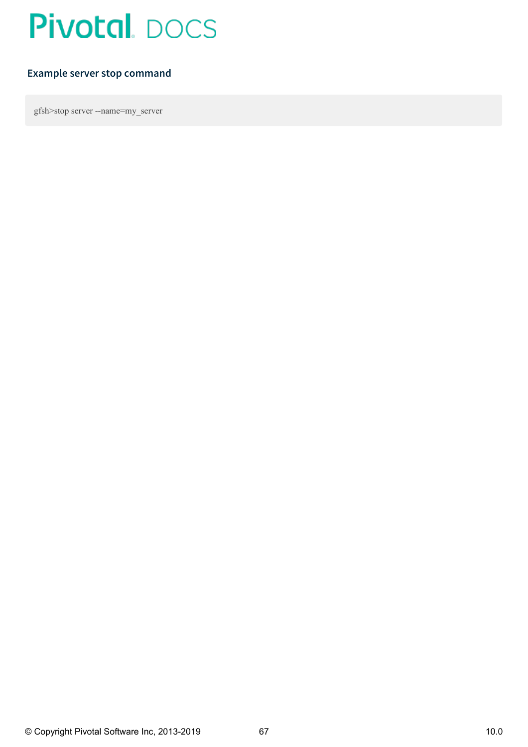### Example server stop command

```
gfsh>stop server --name=my_server
```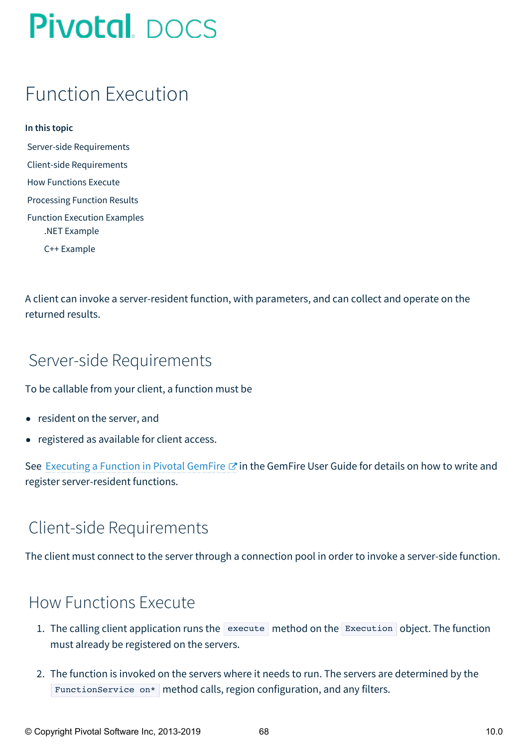# Function Execution

**In this topic**

- Server-side Requirements
- Client-side Requirements
- How Functions Execute
- Processing Function Results
- Function Execution Examples
  - .NET Example
  - C++ Example

A client can invoke a server-resident function, with parameters, and can collect and operate on the returned results.

## Server-side Requirements

To be callable from your client, a function must be

- resident on the server, and
- registered as available for client access.

See Executing a Function in Pivotal GemFire in the GemFire User Guide for details on how to write and register server-resident functions.

## Client-side Requirements

The client must connect to the server through a connection pool in order to invoke a server-side function.

## How Functions Execute

1. The calling client application runs the `execute` method on the `Execution` object. The function must already be registered on the servers.

2. The function is invoked on the servers where it needs to run. The servers are determined by the `FunctionService on*` method calls, region configuration, and any filters.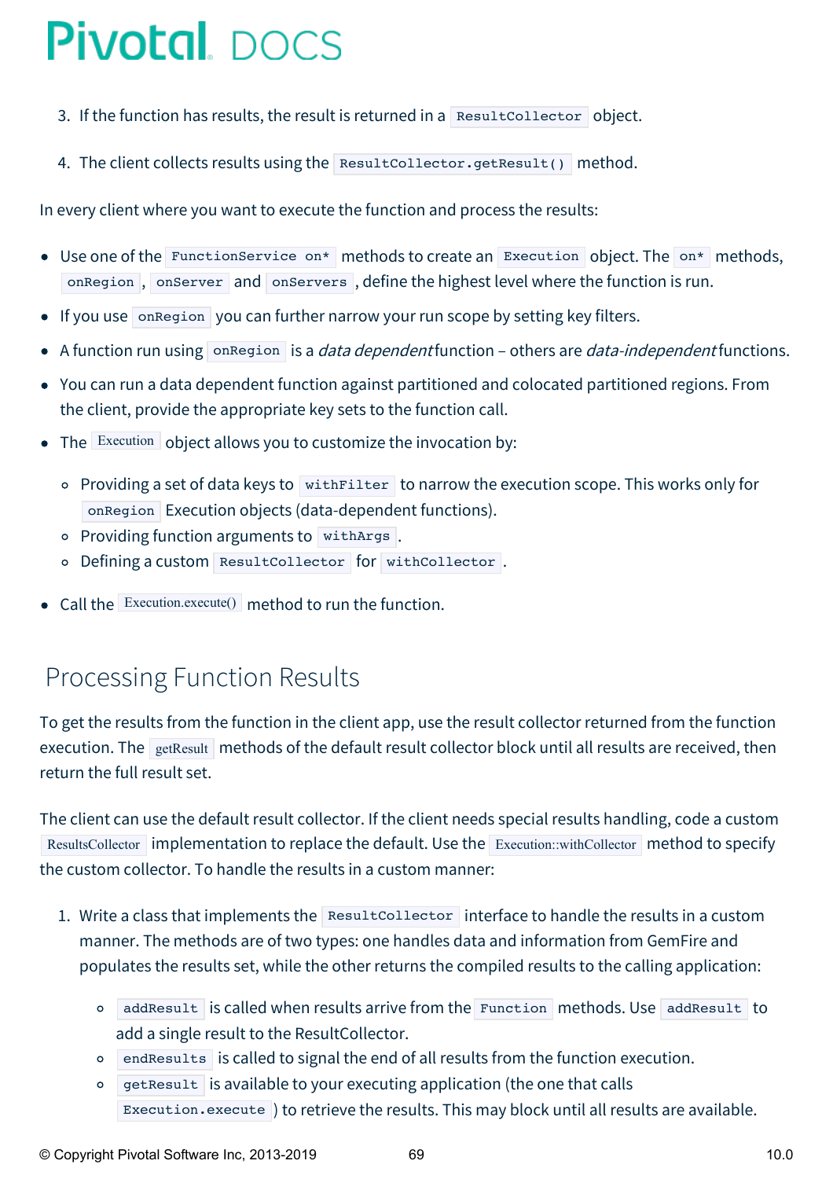3. If the function has results, the result is returned in a `ResultCollector` object.

4. The client collects results using the `ResultCollector.getResult()` method.

In every client where you want to execute the function and process the results:

- Use one of the `FunctionService on*` methods to create an `Execution` object. The `on*` methods, `onRegion`, `onServer` and `onServers`, define the highest level where the function is run.
- If you use `onRegion` you can further narrow your run scope by setting key filters.
- A function run using `onRegion` is a *data dependent* function – others are *data-independent* functions.
- You can run a data dependent function against partitioned and colocated partitioned regions. From the client, provide the appropriate key sets to the function call.
- The `Execution` object allows you to customize the invocation by:
  - Providing a set of data keys to `withFilter` to narrow the execution scope. This works only for `onRegion` Execution objects (data-dependent functions).
  - Providing function arguments to `withArgs`.
  - Defining a custom `ResultCollector` for `withCollector`.
- Call the `Execution.execute()` method to run the function.

## Processing Function Results

To get the results from the function in the client app, use the result collector returned from the function execution. The `getResult` methods of the default result collector block until all results are received, then return the full result set.

The client can use the default result collector. If the client needs special results handling, code a custom `ResultsCollector` implementation to replace the default. Use the `Execution::withCollector` method to specify the custom collector. To handle the results in a custom manner:

1. Write a class that implements the `ResultCollector` interface to handle the results in a custom manner. The methods are of two types: one handles data and information from GemFire and populates the results set, while the other returns the compiled results to the calling application:
   - `addResult` is called when results arrive from the `Function` methods. Use `addResult` to add a single result to the ResultCollector.
   - `endResults` is called to signal the end of all results from the function execution.
   - `getResult` is available to your executing application (the one that calls `Execution.execute`) to retrieve the results. This may block until all results are available.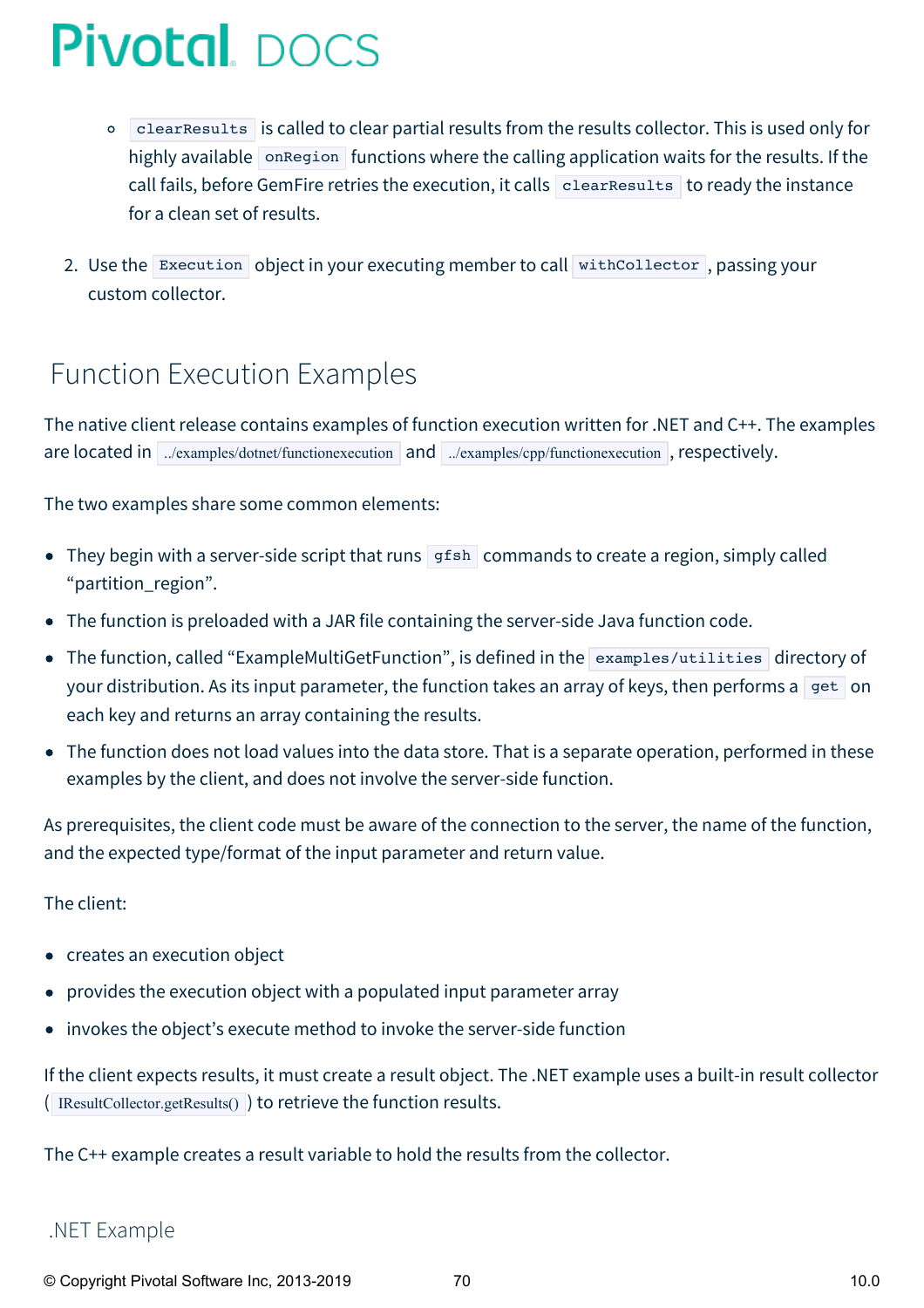- `clearResults` is called to clear partial results from the results collector. This is used only for highly available `onRegion` functions where the calling application waits for the results. If the call fails, before GemFire retries the execution, it calls `clearResults` to ready the instance for a clean set of results.

2. Use the `Execution` object in your executing member to call `withCollector`, passing your custom collector.

## Function Execution Examples

The native client release contains examples of function execution written for .NET and C++. The examples are located in `../examples/dotnet/functionexecution` and `../examples/cpp/functionexecution`, respectively.

The two examples share some common elements:

- They begin with a server-side script that runs `gfsh` commands to create a region, simply called “partition_region”.
- The function is preloaded with a JAR file containing the server-side Java function code.
- The function, called “ExampleMultiGetFunction”, is defined in the `examples/utilities` directory of your distribution. As its input parameter, the function takes an array of keys, then performs a `get` on each key and returns an array containing the results.
- The function does not load values into the data store. That is a separate operation, performed in these examples by the client, and does not involve the server-side function.

As prerequisites, the client code must be aware of the connection to the server, the name of the function, and the expected type/format of the input parameter and return value.

The client:

- creates an execution object
- provides the execution object with a populated input parameter array
- invokes the object’s execute method to invoke the server-side function

If the client expects results, it must create a result object. The .NET example uses a built-in result collector (`IResultCollector.getResults()`) to retrieve the function results.

The C++ example creates a result variable to hold the results from the collector.

### .NET Example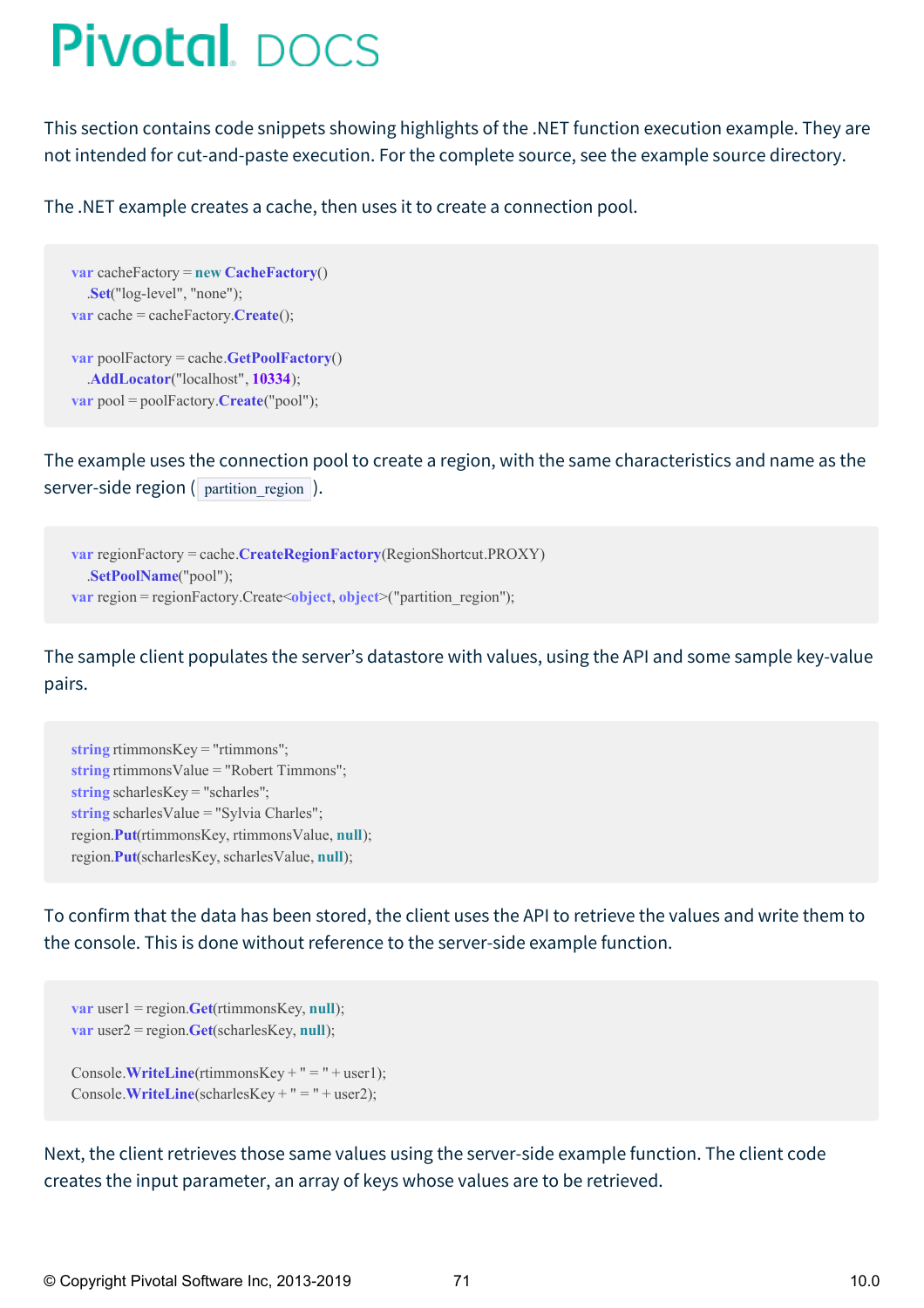This section contains code snippets showing highlights of the .NET function execution example. They are not intended for cut-and-paste execution. For the complete source, see the example source directory.

The .NET example creates a cache, then uses it to create a connection pool.

```
var cacheFactory = new CacheFactory()
    .Set("log-level", "none");
var cache = cacheFactory.Create();

var poolFactory = cache.GetPoolFactory()
    .AddLocator("localhost", 10334);
var pool = poolFactory.Create("pool");
```

The example uses the connection pool to create a region, with the same characteristics and name as the server-side region ( `partition_region` ).

```
var regionFactory = cache.CreateRegionFactory(RegionShortcut.PROXY)
    .SetPoolName("pool");
var region = regionFactory.Create<object, object>("partition_region");
```

The sample client populates the server's datastore with values, using the API and some sample key-value pairs.

```
string rtimmonsKey = "rtimmons";
string rtimmonsValue = "Robert Timmons";
string scharlesKey = "scharles";
string scharlesValue = "Sylvia Charles";
region.Put(rtimmonsKey, rtimmonsValue, null);
region.Put(scharlesKey, scharlesValue, null);
```

To confirm that the data has been stored, the client uses the API to retrieve the values and write them to the console. This is done without reference to the server-side example function.

```
var user1 = region.Get(rtimmonsKey, null);
var user2 = region.Get(scharlesKey, null);

Console.WriteLine(rtimmonsKey + " = " + user1);
Console.WriteLine(scharlesKey + " = " + user2);
```

Next, the client retrieves those same values using the server-side example function. The client code creates the input parameter, an array of keys whose values are to be retrieved.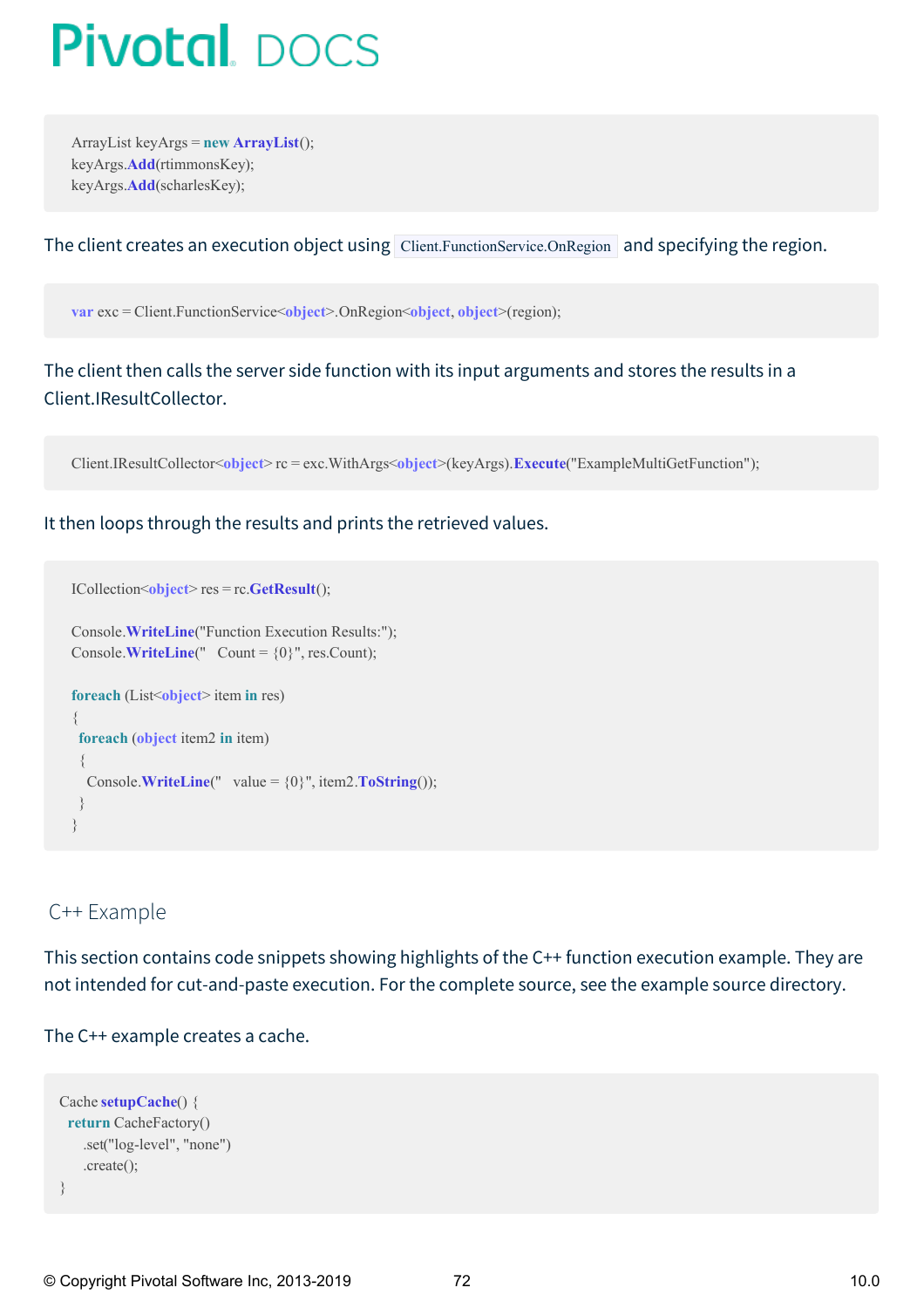```
ArrayList keyArgs = new ArrayList();
keyArgs.Add(rtimmonsKey);
keyArgs.Add(scharlesKey);
```

The client creates an execution object using `Client.FunctionService.OnRegion` and specifying the region.

```
var exc = Client.FunctionService<object>.OnRegion<object, object>(region);
```

The client then calls the server side function with its input arguments and stores the results in a Client.IResultCollector.

```
Client.IResultCollector<object> rc = exc.WithArgs<object>(keyArgs).Execute("ExampleMultiGetFunction");
```

It then loops through the results and prints the retrieved values.

```
ICollection<object> res = rc.GetResult();

Console.WriteLine("Function Execution Results:");
Console.WriteLine("   Count = {0}", res.Count);

foreach (List<object> item in res)
{
  foreach (object item2 in item)
  {
    Console.WriteLine("   value = {0}", item2.ToString());
  }
}
```

## C++ Example

This section contains code snippets showing highlights of the C++ function execution example. They are not intended for cut-and-paste execution. For the complete source, see the example source directory.

The C++ example creates a cache.

```
Cache setupCache() {
  return CacheFactory()
      .set("log-level", "none")
      .create();
}
```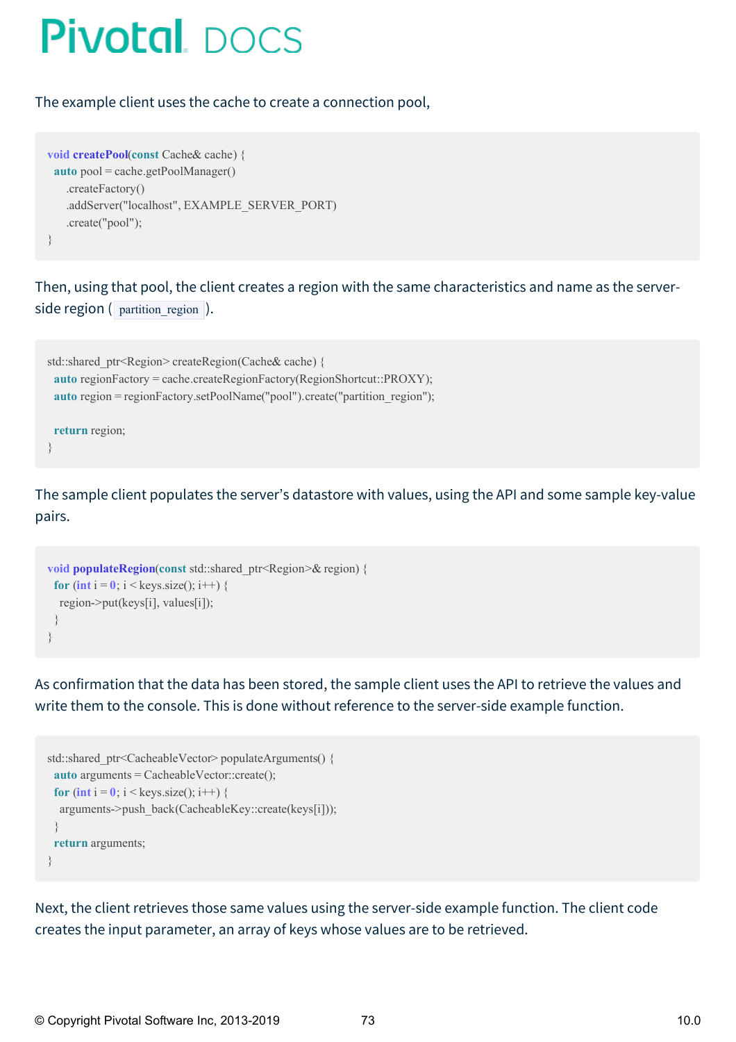The example client uses the cache to create a connection pool,

```
void createPool(const Cache& cache) {
  auto pool = cache.getPoolManager()
      .createFactory()
      .addServer("localhost", EXAMPLE_SERVER_PORT)
      .create("pool");
}
```

Then, using that pool, the client creates a region with the same characteristics and name as the server-side region ( `partition_region` ).

```
std::shared_ptr<Region> createRegion(Cache& cache) {
  auto regionFactory = cache.createRegionFactory(RegionShortcut::PROXY);
  auto region = regionFactory.setPoolName("pool").create("partition_region");

  return region;
}
```

The sample client populates the server's datastore with values, using the API and some sample key-value pairs.

```
void populateRegion(const std::shared_ptr<Region>& region) {
  for (int i = 0; i < keys.size(); i++) {
    region->put(keys[i], values[i]);
  }
}
```

As confirmation that the data has been stored, the sample client uses the API to retrieve the values and write them to the console. This is done without reference to the server-side example function.

```
std::shared_ptr<CacheableVector> populateArguments() {
  auto arguments = CacheableVector::create();
  for (int i = 0; i < keys.size(); i++) {
    arguments->push_back(CacheableKey::create(keys[i]));
  }
  return arguments;
}
```

Next, the client retrieves those same values using the server-side example function. The client code creates the input parameter, an array of keys whose values are to be retrieved.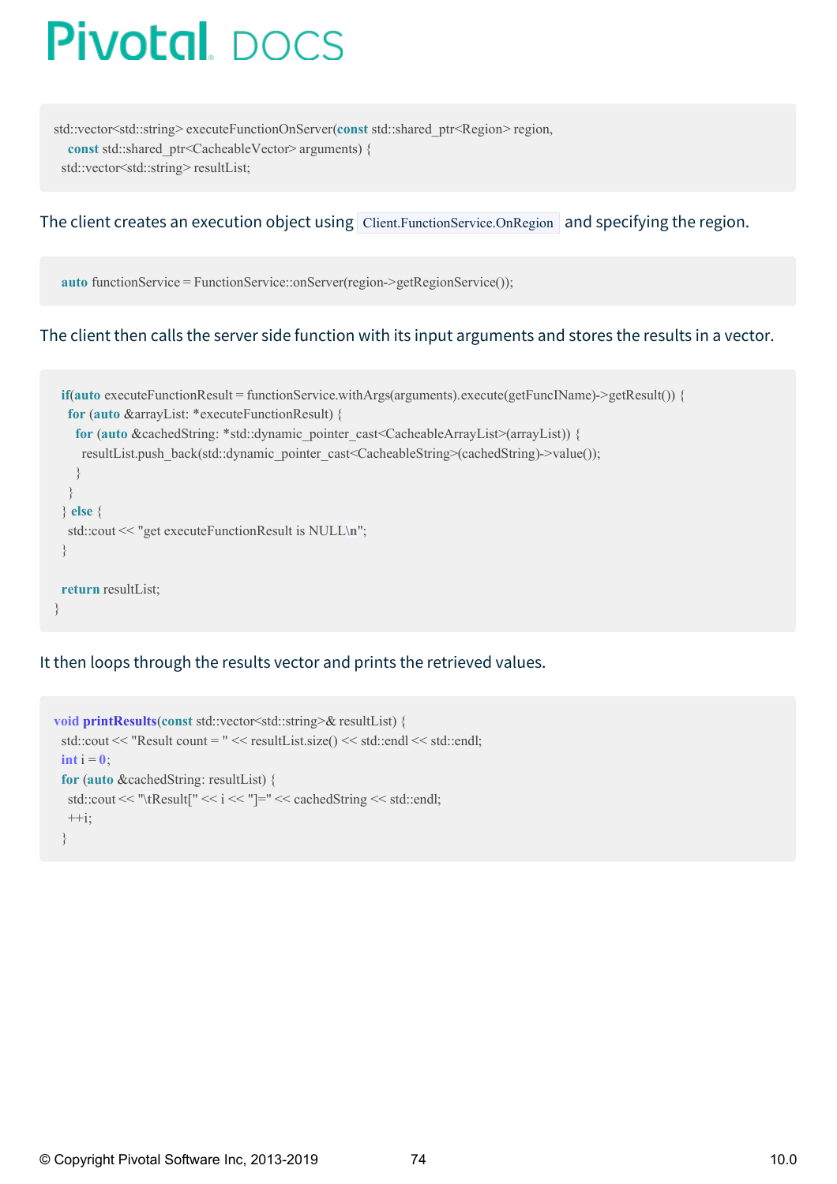```
std::vector<std::string> executeFunctionOnServer(const std::shared_ptr<Region> region,
    const std::shared_ptr<CacheableVector> arguments) {
  std::vector<std::string> resultList;
```

The client creates an execution object using `Client.FunctionService.OnRegion` and specifying the region.

```
  auto functionService = FunctionService::onServer(region->getRegionService());
```

The client then calls the server side function with its input arguments and stores the results in a vector.

```
  if(auto executeFunctionResult = functionService.withArgs(arguments).execute(getFuncIName)->getResult()) {
    for (auto &arrayList: *executeFunctionResult) {
      for (auto &cachedString: *std::dynamic_pointer_cast<CacheableArrayList>(arrayList)) {
        resultList.push_back(std::dynamic_pointer_cast<CacheableString>(cachedString)->value());
      }
    }
  } else {
    std::cout << "get executeFunctionResult is NULL\n";
  }

  return resultList;
}
```

It then loops through the results vector and prints the retrieved values.

```
void printResults(const std::vector<std::string>& resultList) {
  std::cout << "Result count = " << resultList.size() << std::endl << std::endl;
  int i = 0;
  for (auto &cachedString: resultList) {
    std::cout << "\tResult[" << i << "]=" << cachedString << std::endl;
    ++i;
  }
```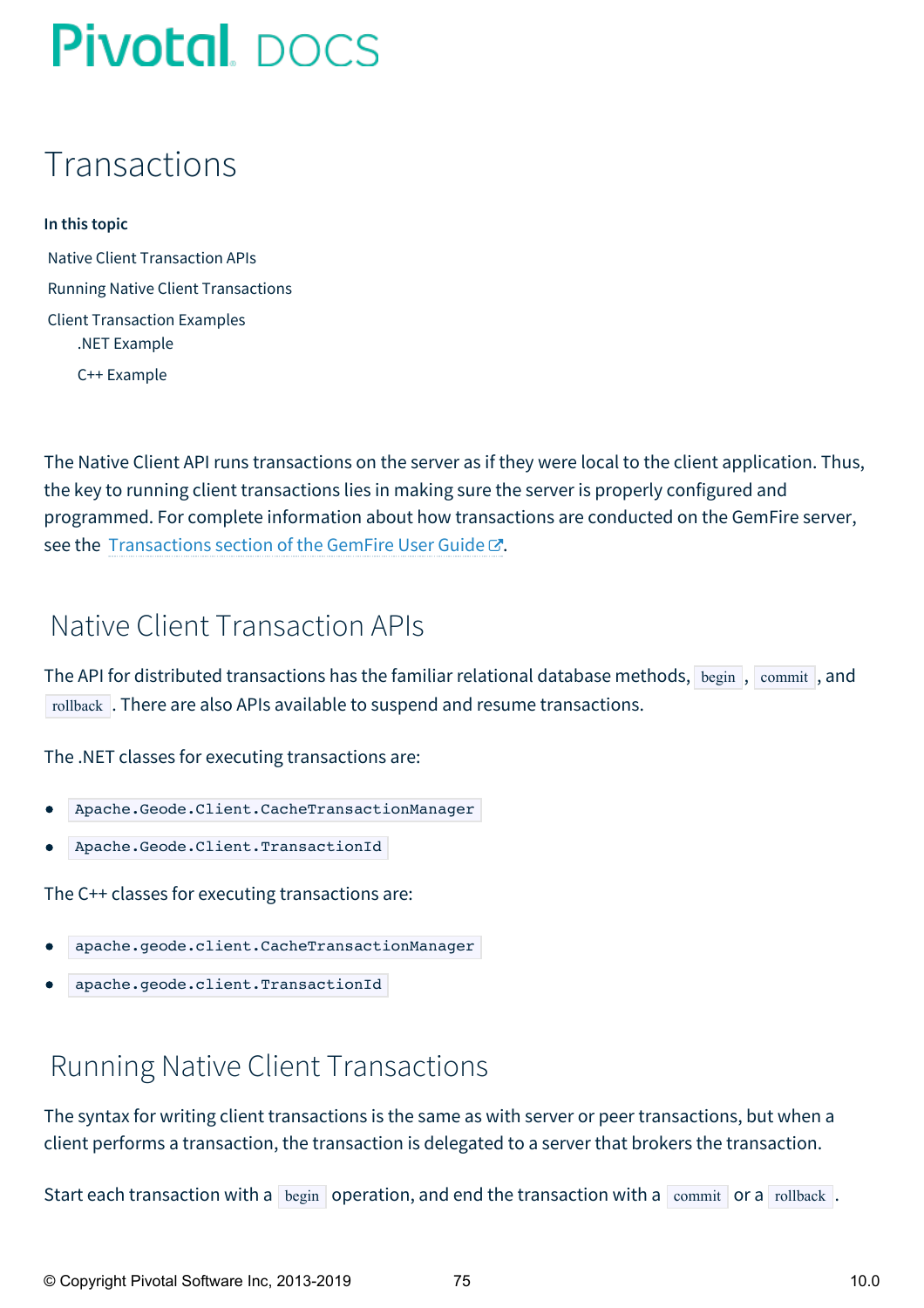# Transactions

**In this topic**

- Native Client Transaction APIs
- Running Native Client Transactions
- Client Transaction Examples
  - .NET Example
  - C++ Example

The Native Client API runs transactions on the server as if they were local to the client application. Thus, the key to running client transactions lies in making sure the server is properly configured and programmed. For complete information about how transactions are conducted on the GemFire server, see the Transactions section of the GemFire User Guide.

## Native Client Transaction APIs

The API for distributed transactions has the familiar relational database methods, `begin`, `commit`, and `rollback`. There are also APIs available to suspend and resume transactions.

The .NET classes for executing transactions are:

- `Apache.Geode.Client.CacheTransactionManager`
- `Apache.Geode.Client.TransactionId`

The C++ classes for executing transactions are:

- `apache.geode.client.CacheTransactionManager`
- `apache.geode.client.TransactionId`

## Running Native Client Transactions

The syntax for writing client transactions is the same as with server or peer transactions, but when a client performs a transaction, the transaction is delegated to a server that brokers the transaction.

Start each transaction with a `begin` operation, and end the transaction with a `commit` or a `rollback`.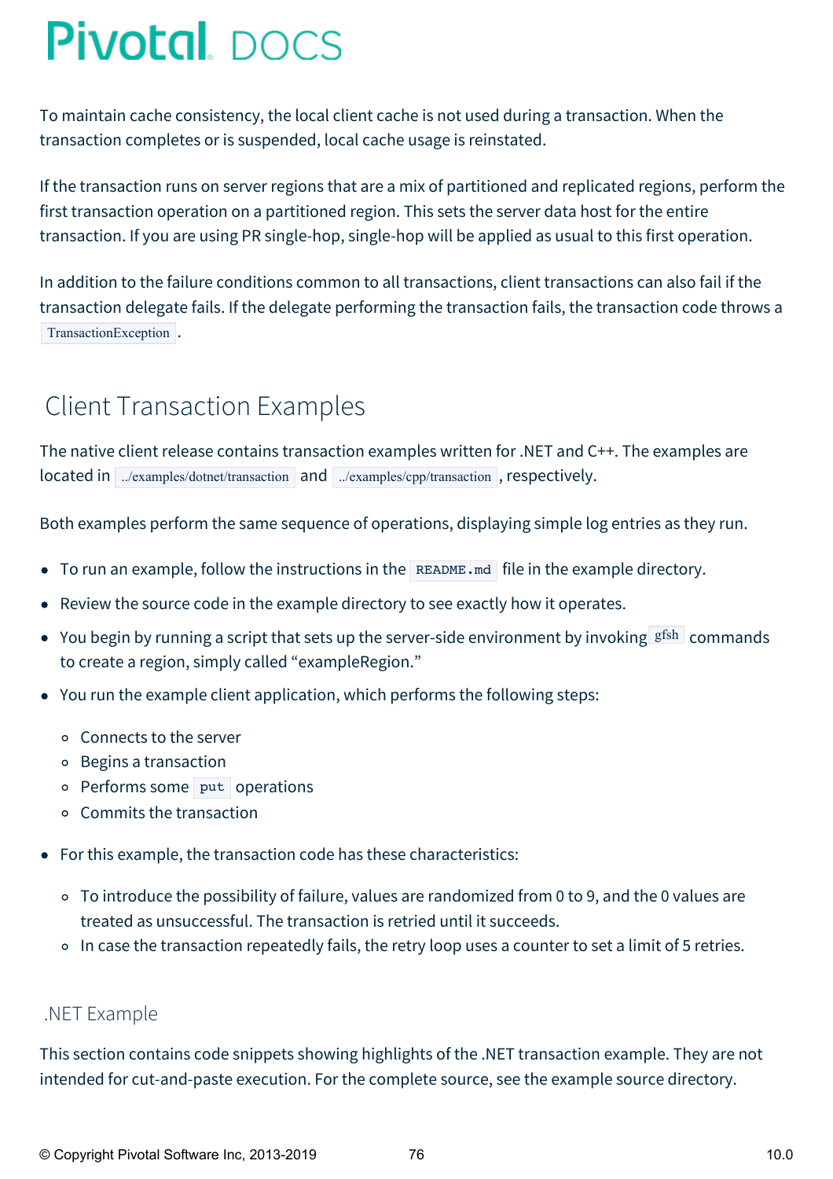To maintain cache consistency, the local client cache is not used during a transaction. When the transaction completes or is suspended, local cache usage is reinstated.

If the transaction runs on server regions that are a mix of partitioned and replicated regions, perform the first transaction operation on a partitioned region. This sets the server data host for the entire transaction. If you are using PR single-hop, single-hop will be applied as usual to this first operation.

In addition to the failure conditions common to all transactions, client transactions can also fail if the transaction delegate fails. If the delegate performing the transaction fails, the transaction code throws a `TransactionException`.

## Client Transaction Examples

The native client release contains transaction examples written for .NET and C++. The examples are located in `../examples/dotnet/transaction` and `../examples/cpp/transaction`, respectively.

Both examples perform the same sequence of operations, displaying simple log entries as they run.

- To run an example, follow the instructions in the `README.md` file in the example directory.
- Review the source code in the example directory to see exactly how it operates.
- You begin by running a script that sets up the server-side environment by invoking `gfsh` commands to create a region, simply called “exampleRegion.”
- You run the example client application, which performs the following steps:
  - Connects to the server
  - Begins a transaction
  - Performs some `put` operations
  - Commits the transaction
- For this example, the transaction code has these characteristics:
  - To introduce the possibility of failure, values are randomized from 0 to 9, and the 0 values are treated as unsuccessful. The transaction is retried until it succeeds.
  - In case the transaction repeatedly fails, the retry loop uses a counter to set a limit of 5 retries.

### .NET Example

This section contains code snippets showing highlights of the .NET transaction example. They are not intended for cut-and-paste execution. For the complete source, see the example source directory.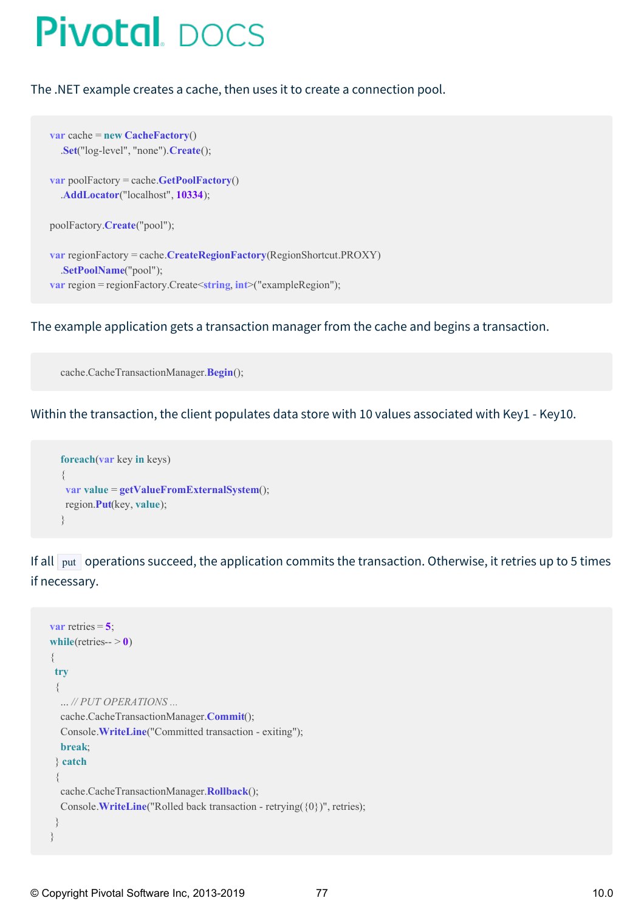The .NET example creates a cache, then uses it to create a connection pool.

```
var cache = new CacheFactory()
    .Set("log-level", "none").Create();

var poolFactory = cache.GetPoolFactory()
    .AddLocator("localhost", 10334);

poolFactory.Create("pool");

var regionFactory = cache.CreateRegionFactory(RegionShortcut.PROXY)
    .SetPoolName("pool");
var region = regionFactory.Create<string, int>("exampleRegion");
```

The example application gets a transaction manager from the cache and begins a transaction.

```
    cache.CacheTransactionManager.Begin();
```

Within the transaction, the client populates data store with 10 values associated with Key1 - Key10.

```
    foreach(var key in keys)
    {
      var value = getValueFromExternalSystem();
      region.Put(key, value);
    }
```

If all `put` operations succeed, the application commits the transaction. Otherwise, it retries up to 5 times if necessary.

```
var retries = 5;
while(retries-- > 0)
{
  try
  {
    ... // PUT OPERATIONS ...
    cache.CacheTransactionManager.Commit();
    Console.WriteLine("Committed transaction - exiting");
    break;
  } catch
  {
    cache.CacheTransactionManager.Rollback();
    Console.WriteLine("Rolled back transaction - retrying({0})", retries);
  }
}
```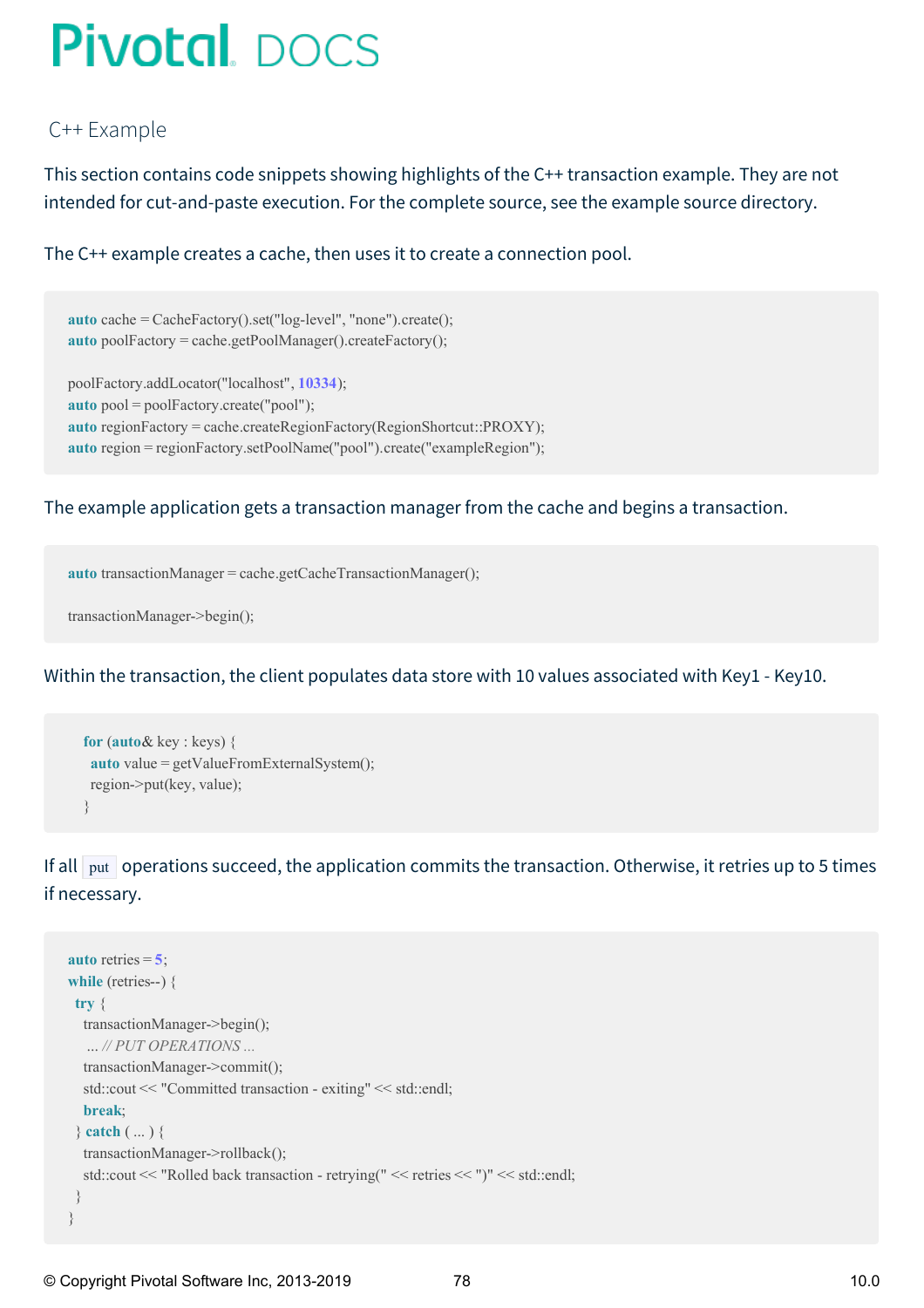## C++ Example

This section contains code snippets showing highlights of the C++ transaction example. They are not intended for cut-and-paste execution. For the complete source, see the example source directory.

The C++ example creates a cache, then uses it to create a connection pool.

```
auto cache = CacheFactory().set("log-level", "none").create();
auto poolFactory = cache.getPoolManager().createFactory();

poolFactory.addLocator("localhost", 10334);
auto pool = poolFactory.create("pool");
auto regionFactory = cache.createRegionFactory(RegionShortcut::PROXY);
auto region = regionFactory.setPoolName("pool").create("exampleRegion");
```

The example application gets a transaction manager from the cache and begins a transaction.

```
auto transactionManager = cache.getCacheTransactionManager();

transactionManager->begin();
```

Within the transaction, the client populates data store with 10 values associated with Key1 - Key10.

```
  for (auto& key : keys) {
   auto value = getValueFromExternalSystem();
   region->put(key, value);
  }
```

If all `put` operations succeed, the application commits the transaction. Otherwise, it retries up to 5 times if necessary.

```
auto retries = 5;
while (retries--) {
 try {
   transactionManager->begin();
    ... // PUT OPERATIONS ...
   transactionManager->commit();
   std::cout << "Committed transaction - exiting" << std::endl;
   break;
 } catch ( ... ) {
   transactionManager->rollback();
   std::cout << "Rolled back transaction - retrying(" << retries << ")" << std::endl;
 }
}
```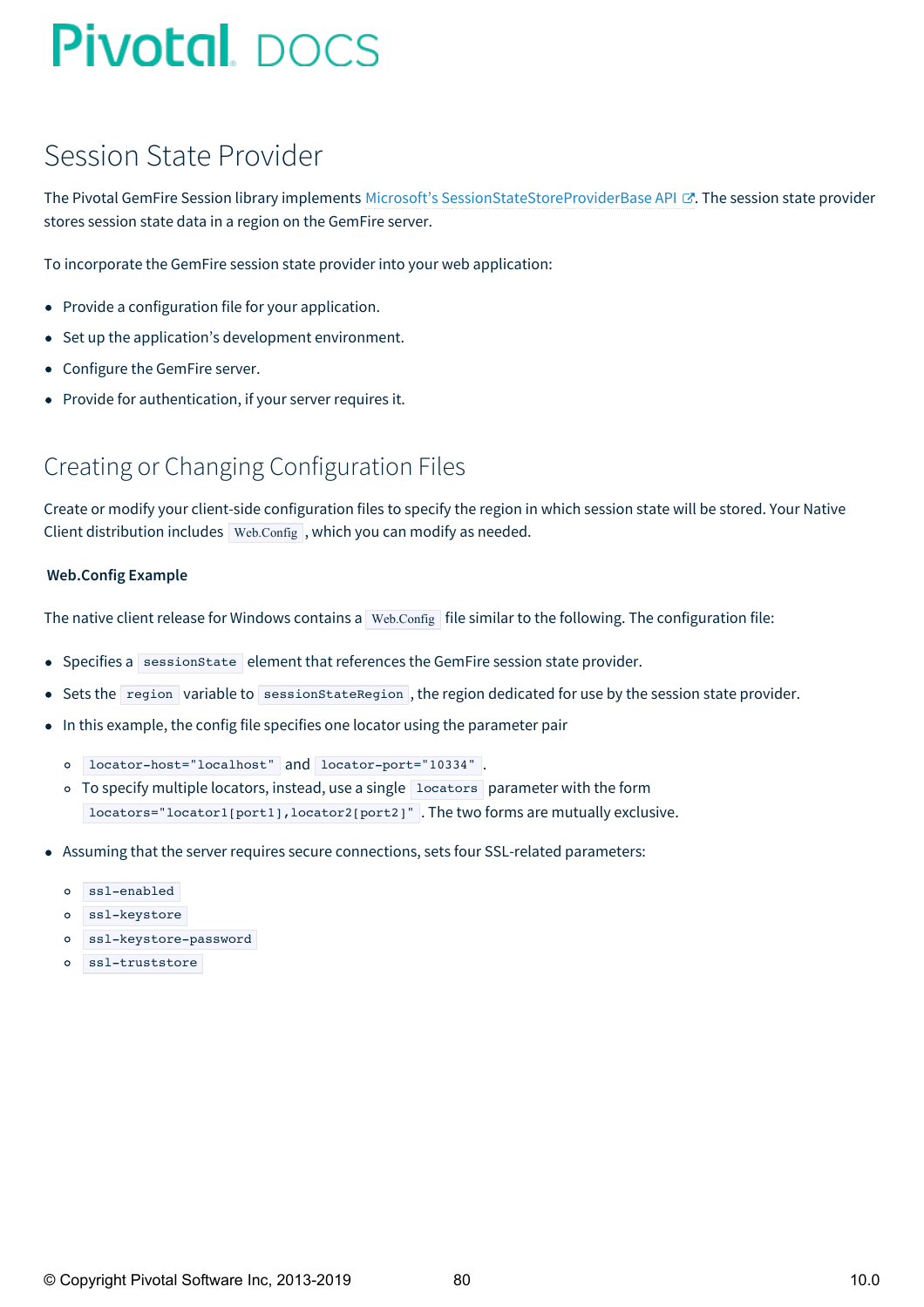# Session State Provider

The Pivotal GemFire Session library implements Microsoft's SessionStateStoreProviderBase API. The session state provider stores session state data in a region on the GemFire server.

To incorporate the GemFire session state provider into your web application:

- Provide a configuration file for your application.
- Set up the application's development environment.
- Configure the GemFire server.
- Provide for authentication, if your server requires it.

## Creating or Changing Configuration Files

Create or modify your client-side configuration files to specify the region in which session state will be stored. Your Native Client distribution includes `Web.Config`, which you can modify as needed.

### Web.Config Example

The native client release for Windows contains a `Web.Config` file similar to the following. The configuration file:

- Specifies a `sessionState` element that references the GemFire session state provider.
- Sets the `region` variable to `sessionStateRegion`, the region dedicated for use by the session state provider.
- In this example, the config file specifies one locator using the parameter pair
  - `locator-host="localhost"` and `locator-port="10334"`.
  - To specify multiple locators, instead, use a single `locators` parameter with the form `locators="locator1[port1],locator2[port2]"`. The two forms are mutually exclusive.
- Assuming that the server requires secure connections, sets four SSL-related parameters:
  - `ssl-enabled`
  - `ssl-keystore`
  - `ssl-keystore-password`
  - `ssl-truststore`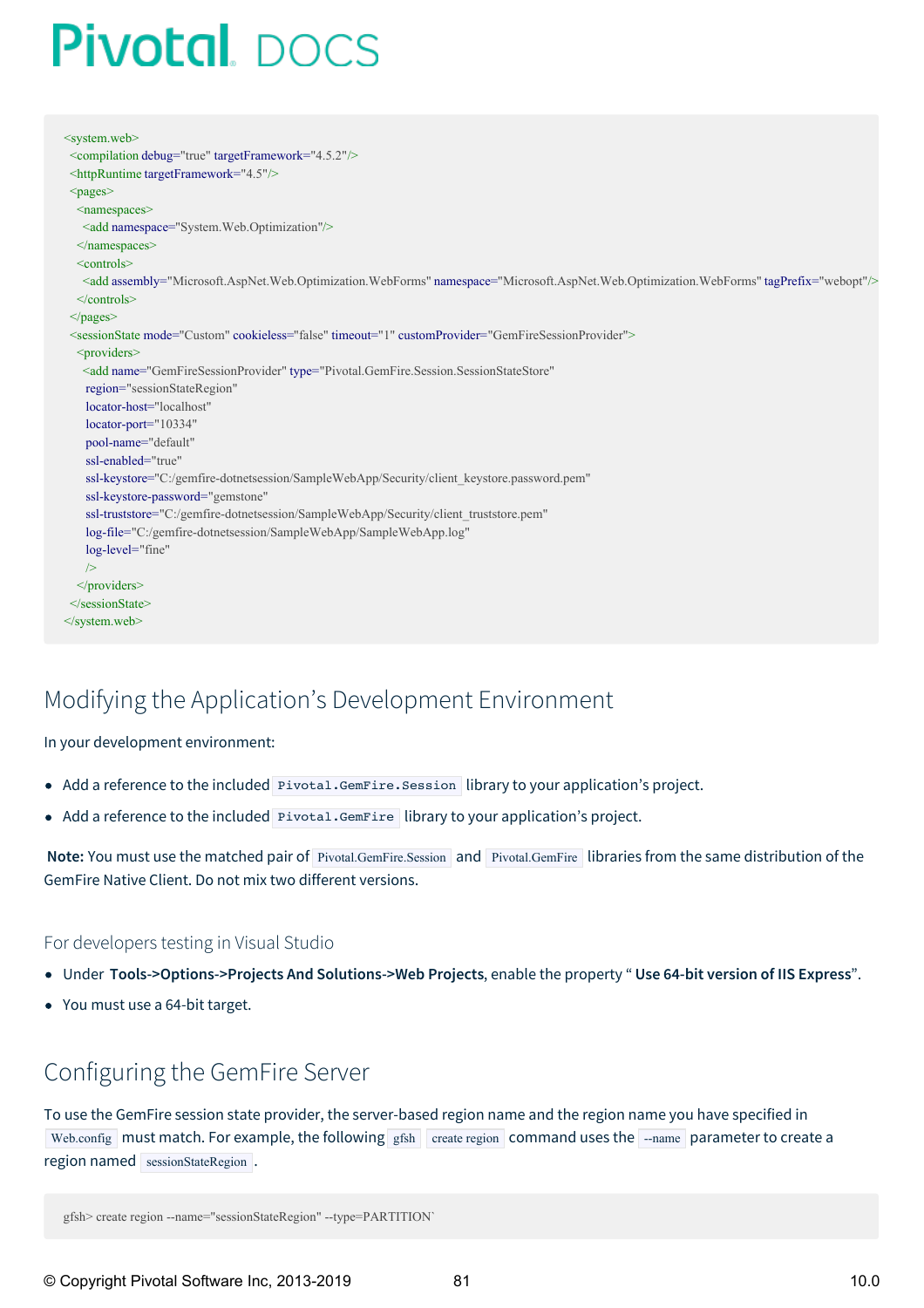```
<system.web>
  <compilation debug="true" targetFramework="4.5.2"/>
  <httpRuntime targetFramework="4.5"/>
  <pages>
    <namespaces>
      <add namespace="System.Web.Optimization"/>
    </namespaces>
    <controls>
      <add assembly="Microsoft.AspNet.Web.Optimization.WebForms" namespace="Microsoft.AspNet.Web.Optimization.WebForms" tagPrefix="webopt"/>
    </controls>
  </pages>
  <sessionState mode="Custom" cookieless="false" timeout="1" customProvider="GemFireSessionProvider">
    <providers>
      <add name="GemFireSessionProvider" type="Pivotal.GemFire.Session.SessionStateStore"
        region="sessionStateRegion"
        locator-host="localhost"
        locator-port="10334"
        pool-name="default"
        ssl-enabled="true"
        ssl-keystore="C:/gemfire-dotnetsession/SampleWebApp/Security/client_keystore.password.pem"
        ssl-keystore-password="gemstone"
        ssl-truststore="C:/gemfire-dotnetsession/SampleWebApp/Security/client_truststore.pem"
        log-file="C:/gemfire-dotnetsession/SampleWebApp/SampleWebApp.log"
        log-level="fine"
        />
    </providers>
  </sessionState>
</system.web>
```

## Modifying the Application's Development Environment

In your development environment:

- Add a reference to the included `Pivotal.GemFire.Session` library to your application's project.
- Add a reference to the included `Pivotal.GemFire` library to your application's project.

**Note:** You must use the matched pair of `Pivotal.GemFire.Session` and `Pivotal.GemFire` libraries from the same distribution of the GemFire Native Client. Do not mix two different versions.

### For developers testing in Visual Studio

- Under **Tools->Options->Projects And Solutions->Web Projects**, enable the property " **Use 64-bit version of IIS Express**".
- You must use a 64-bit target.

## Configuring the GemFire Server

To use the GemFire session state provider, the server-based region name and the region name you have specified in `Web.config` must match. For example, the following `gfsh` `create region` command uses the `--name` parameter to create a region named `sessionStateRegion`.

```
gfsh> create region --name="sessionStateRegion" --type=PARTITION`
```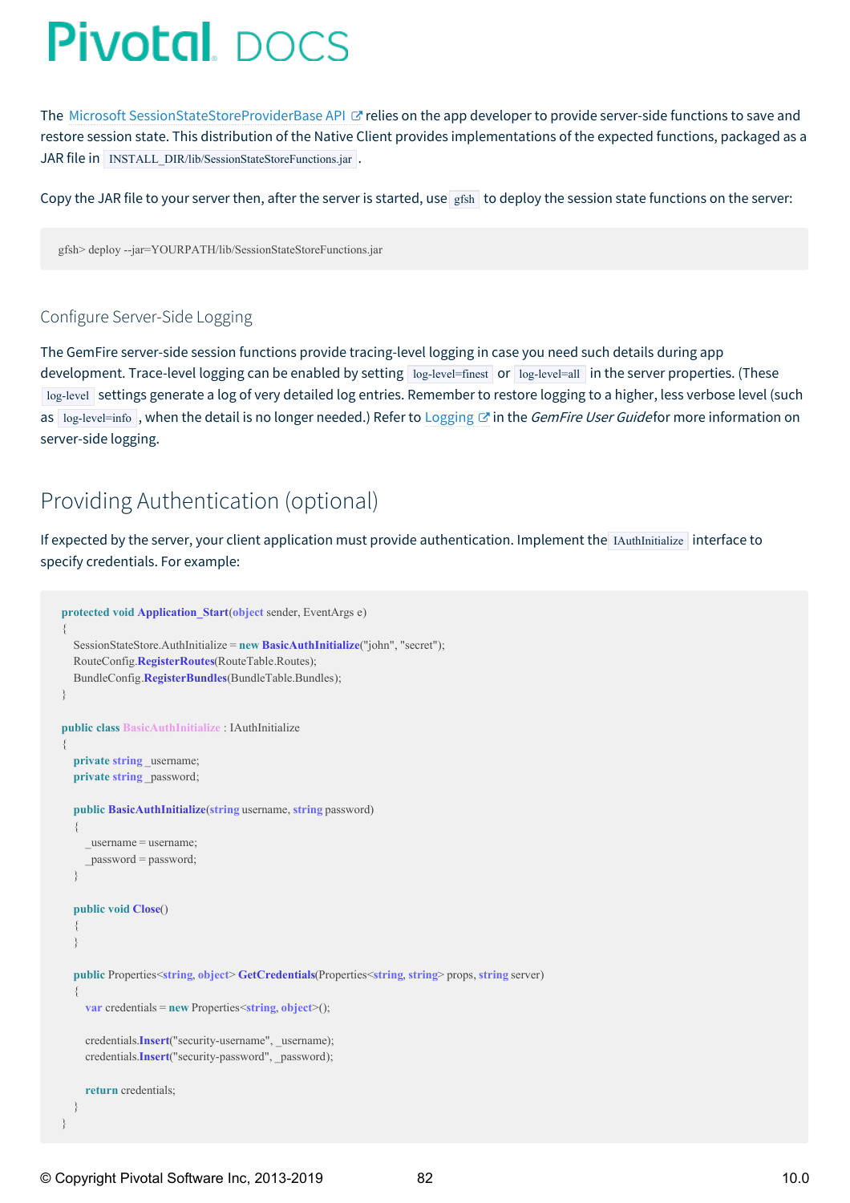The Microsoft SessionStateStoreProviderBase API relies on the app developer to provide server-side functions to save and restore session state. This distribution of the Native Client provides implementations of the expected functions, packaged as a JAR file in `INSTALL_DIR/lib/SessionStateStoreFunctions.jar`.

Copy the JAR file to your server then, after the server is started, use `gfsh` to deploy the session state functions on the server:

```
gfsh> deploy --jar=YOURPATH/lib/SessionStateStoreFunctions.jar
```

### Configure Server-Side Logging

The GemFire server-side session functions provide tracing-level logging in case you need such details during app development. Trace-level logging can be enabled by setting `log-level=finest` or `log-level=all` in the server properties. (These `log-level` settings generate a log of very detailed log entries. Remember to restore logging to a higher, less verbose level (such as `log-level=info`, when the detail is no longer needed.) Refer to Logging in the *GemFire User Guide* for more information on server-side logging.

## Providing Authentication (optional)

If expected by the server, your client application must provide authentication. Implement the `IAuthInitialize` interface to specify credentials. For example:

```
protected void Application_Start(object sender, EventArgs e)
{
    SessionStateStore.AuthInitialize = new BasicAuthInitialize("john", "secret");
    RouteConfig.RegisterRoutes(RouteTable.Routes);
    BundleConfig.RegisterBundles(BundleTable.Bundles);
}

public class BasicAuthInitialize : IAuthInitialize
{
    private string _username;
    private string _password;

    public BasicAuthInitialize(string username, string password)
    {
        _username = username;
        _password = password;
    }

    public void Close()
    {
    }

    public Properties<string, object> GetCredentials(Properties<string, string> props, string server)
    {
        var credentials = new Properties<string, object>();

        credentials.Insert("security-username", _username);
        credentials.Insert("security-password", _password);

        return credentials;
    }
}
```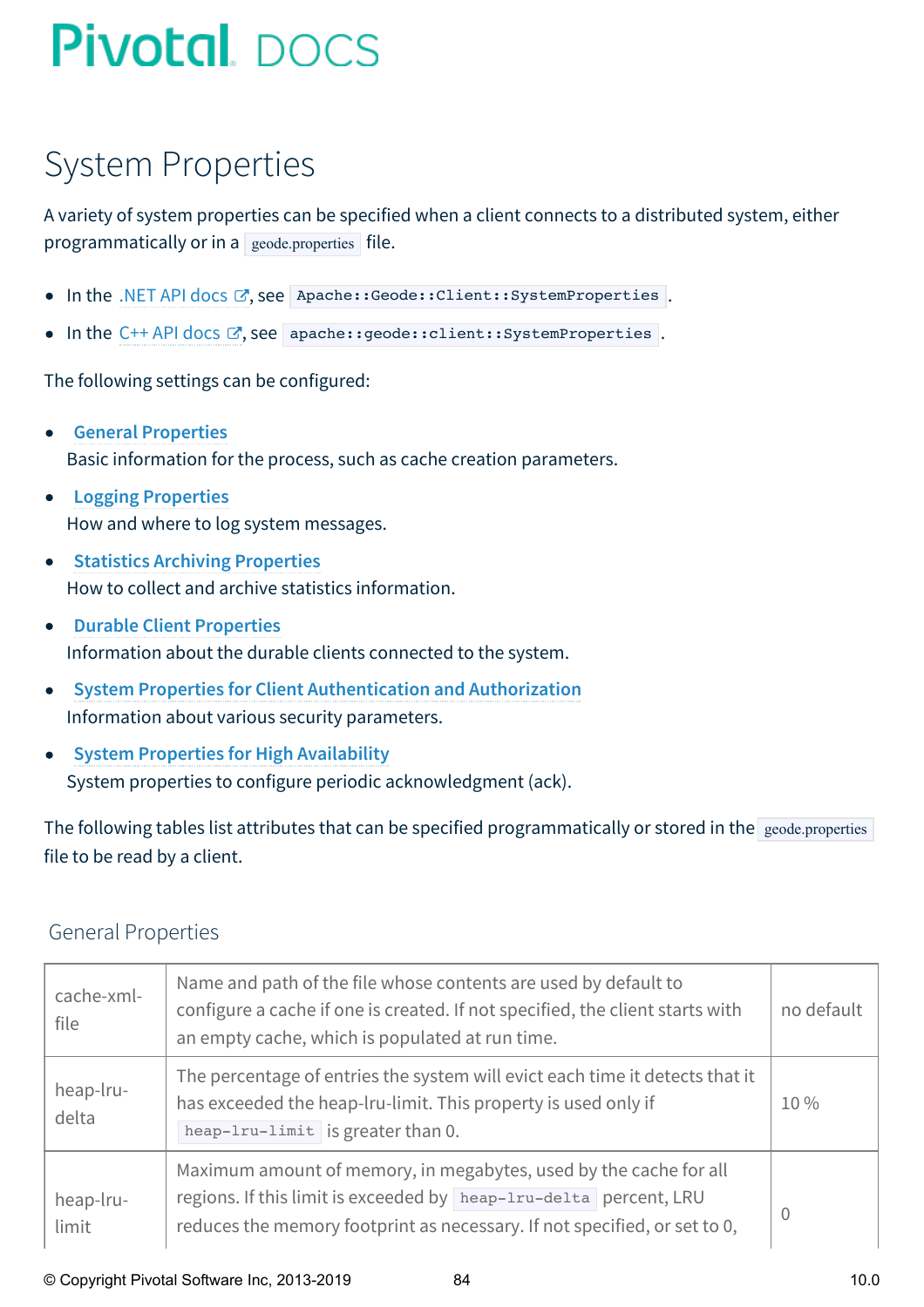# System Properties

A variety of system properties can be specified when a client connects to a distributed system, either programmatically or in a `geode.properties` file.

- In the .NET API docs, see `Apache::Geode::Client::SystemProperties`.
- In the C++ API docs, see `apache::geode::client::SystemProperties`.

The following settings can be configured:

- **General Properties**
  Basic information for the process, such as cache creation parameters.
- **Logging Properties**
  How and where to log system messages.
- **Statistics Archiving Properties**
  How to collect and archive statistics information.
- **Durable Client Properties**
  Information about the durable clients connected to the system.
- **System Properties for Client Authentication and Authorization**
  Information about various security parameters.
- **System Properties for High Availability**
  System properties to configure periodic acknowledgment (ack).

The following tables list attributes that can be specified programmatically or stored in the `geode.properties` file to be read by a client.

## General Properties

| | | |
|---|---|---|
| cache-xml-file | Name and path of the file whose contents are used by default to configure a cache if one is created. If not specified, the client starts with an empty cache, which is populated at run time. | no default |
| heap-lru-delta | The percentage of entries the system will evict each time it detects that it has exceeded the heap-lru-limit. This property is used only if `heap-lru-limit` is greater than 0. | 10 % |
| heap-lru-limit | Maximum amount of memory, in megabytes, used by the cache for all regions. If this limit is exceeded by `heap-lru-delta` percent, LRU reduces the memory footprint as necessary. If not specified, or set to 0, | 0 |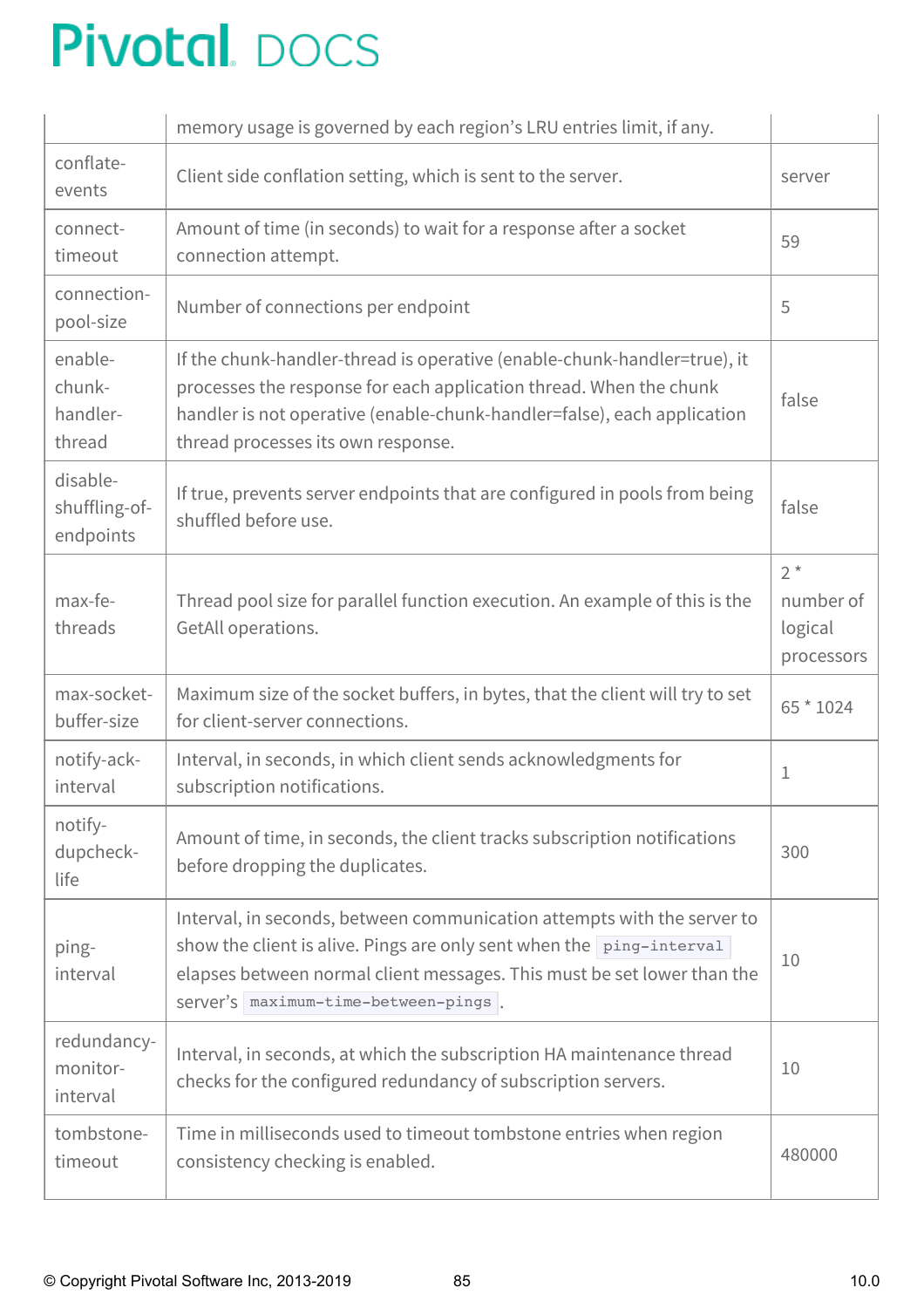| | | |
|---|---|---|
| | memory usage is governed by each region's LRU entries limit, if any. | |
| conflate-events | Client side conflation setting, which is sent to the server. | server |
| connect-timeout | Amount of time (in seconds) to wait for a response after a socket connection attempt. | 59 |
| connection-pool-size | Number of connections per endpoint | 5 |
| enable-chunk-handler-thread | If the chunk-handler-thread is operative (enable-chunk-handler=true), it processes the response for each application thread. When the chunk handler is not operative (enable-chunk-handler=false), each application thread processes its own response. | false |
| disable-shuffling-of-endpoints | If true, prevents server endpoints that are configured in pools from being shuffled before use. | false |
| max-fe-threads | Thread pool size for parallel function execution. An example of this is the GetAll operations. | 2 * number of logical processors |
| max-socket-buffer-size | Maximum size of the socket buffers, in bytes, that the client will try to set for client-server connections. | 65 * 1024 |
| notify-ack-interval | Interval, in seconds, in which client sends acknowledgments for subscription notifications. | 1 |
| notify-dupcheck-life | Amount of time, in seconds, the client tracks subscription notifications before dropping the duplicates. | 300 |
| ping-interval | Interval, in seconds, between communication attempts with the server to show the client is alive. Pings are only sent when the `ping-interval` elapses between normal client messages. This must be set lower than the server's `maximum-time-between-pings`. | 10 |
| redundancy-monitor-interval | Interval, in seconds, at which the subscription HA maintenance thread checks for the configured redundancy of subscription servers. | 10 |
| tombstone-timeout | Time in milliseconds used to timeout tombstone entries when region consistency checking is enabled. | 480000 |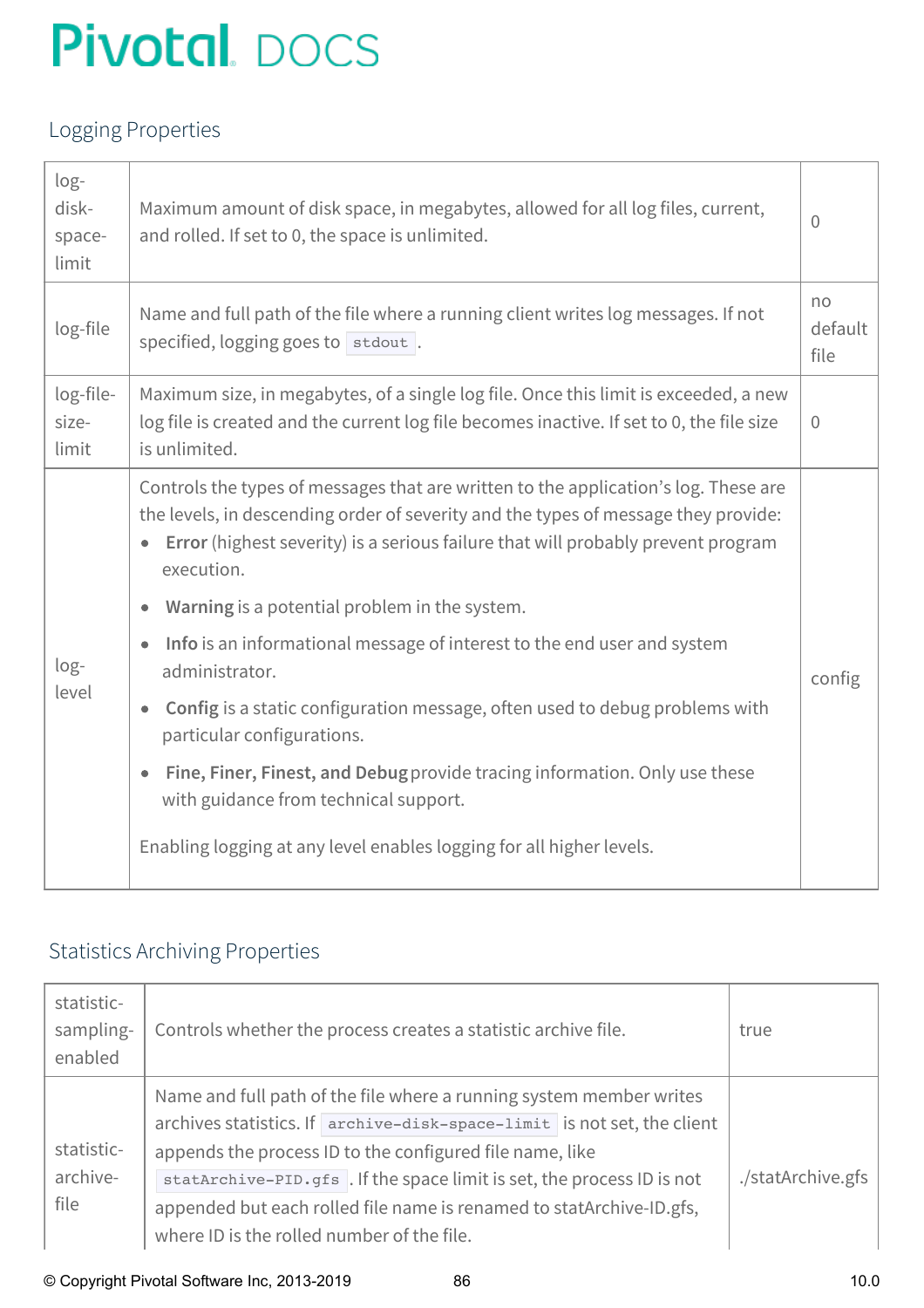## Logging Properties

| | | |
|---|---|---|
| log-disk-space-limit | Maximum amount of disk space, in megabytes, allowed for all log files, current, and rolled. If set to 0, the space is unlimited. | 0 |
| log-file | Name and full path of the file where a running client writes log messages. If not specified, logging goes to `stdout`. | no default file |
| log-file-size-limit | Maximum size, in megabytes, of a single log file. Once this limit is exceeded, a new log file is created and the current log file becomes inactive. If set to 0, the file size is unlimited. | 0 |
| log-level | Controls the types of messages that are written to the application's log. These are the levels, in descending order of severity and the types of message they provide:<br>• **Error** (highest severity) is a serious failure that will probably prevent program execution.<br>• **Warning** is a potential problem in the system.<br>• **Info** is an informational message of interest to the end user and system administrator.<br>• **Config** is a static configuration message, often used to debug problems with particular configurations.<br>• **Fine, Finer, Finest, and Debug** provide tracing information. Only use these with guidance from technical support.<br><br>Enabling logging at any level enables logging for all higher levels. | config |

## Statistics Archiving Properties

| | | |
|---|---|---|
| statistic-sampling-enabled | Controls whether the process creates a statistic archive file. | true |
| statistic-archive-file | Name and full path of the file where a running system member writes archives statistics. If `archive-disk-space-limit` is not set, the client appends the process ID to the configured file name, like `statArchive-PID.gfs`. If the space limit is set, the process ID is not appended but each rolled file name is renamed to statArchive-ID.gfs, where ID is the rolled number of the file. | ./statArchive.gfs |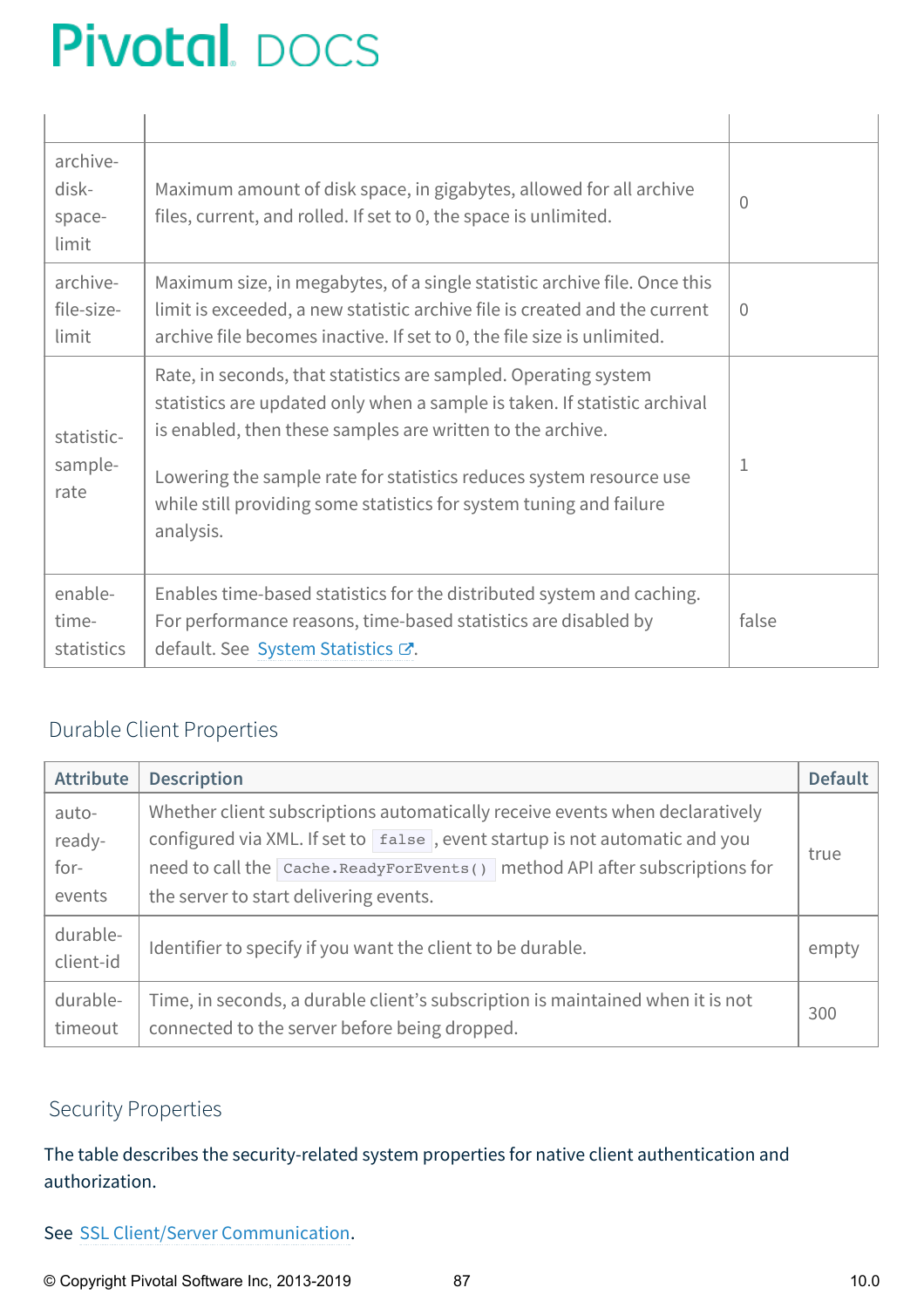| | | |
|---|---|---|
| archive-disk-space-limit | Maximum amount of disk space, in gigabytes, allowed for all archive files, current, and rolled. If set to 0, the space is unlimited. | 0 |
| archive-file-size-limit | Maximum size, in megabytes, of a single statistic archive file. Once this limit is exceeded, a new statistic archive file is created and the current archive file becomes inactive. If set to 0, the file size is unlimited. | 0 |
| statistic-sample-rate | Rate, in seconds, that statistics are sampled. Operating system statistics are updated only when a sample is taken. If statistic archival is enabled, then these samples are written to the archive.<br><br>Lowering the sample rate for statistics reduces system resource use while still providing some statistics for system tuning and failure analysis. | 1 |
| enable-time-statistics | Enables time-based statistics for the distributed system and caching. For performance reasons, time-based statistics are disabled by default. See System Statistics. | false |

## Durable Client Properties

| Attribute | Description | Default |
|---|---|---|
| auto-ready-for-events | Whether client subscriptions automatically receive events when declaratively configured via XML. If set to `false`, event startup is not automatic and you need to call the `Cache.ReadyForEvents()` method API after subscriptions for the server to start delivering events. | true |
| durable-client-id | Identifier to specify if you want the client to be durable. | empty |
| durable-timeout | Time, in seconds, a durable client's subscription is maintained when it is not connected to the server before being dropped. | 300 |

## Security Properties

The table describes the security-related system properties for native client authentication and authorization.

See SSL Client/Server Communication.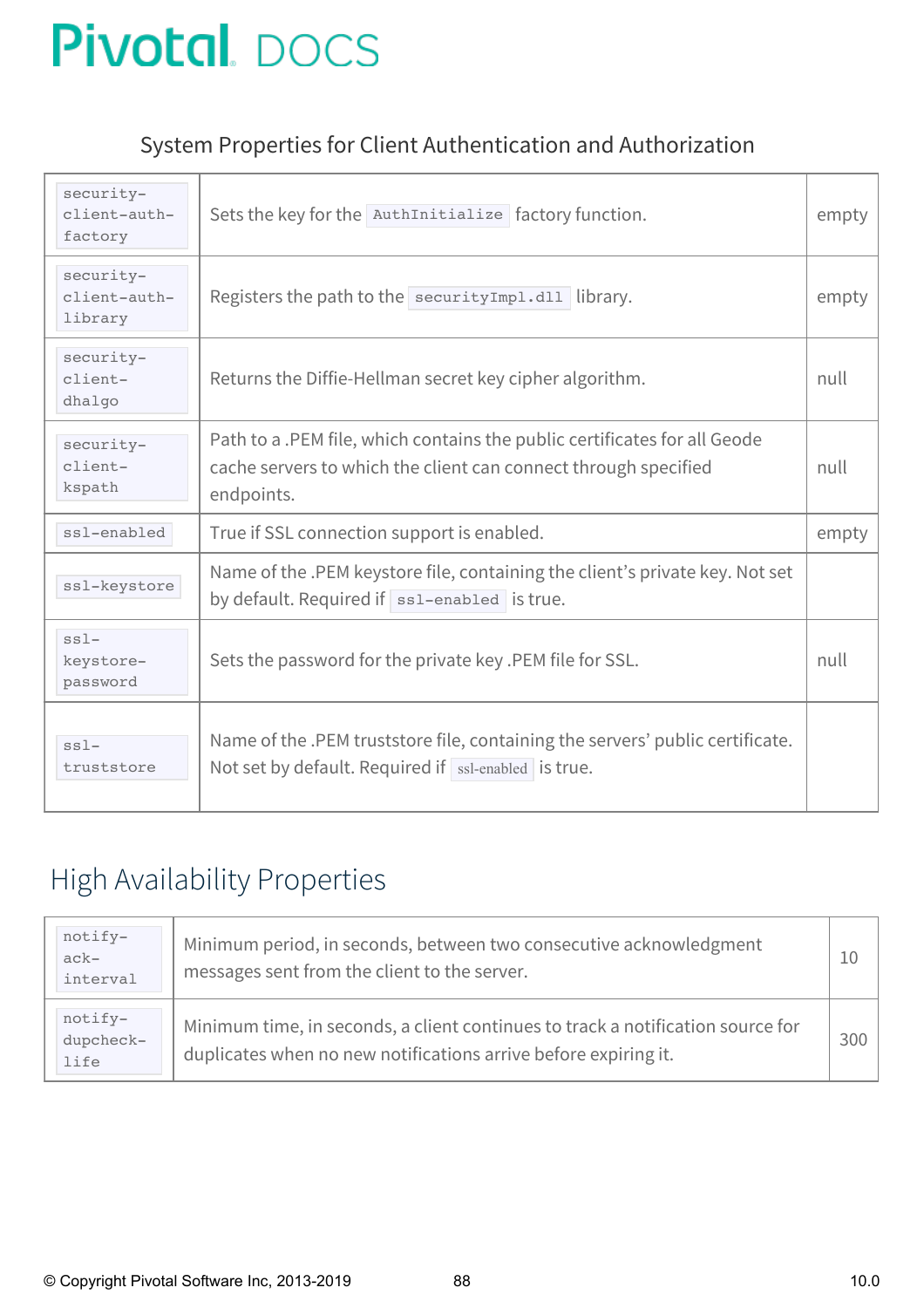System Properties for Client Authentication and Authorization

| | | |
|---|---|---|
| `security-client-auth-factory` | Sets the key for the `AuthInitialize` factory function. | empty |
| `security-client-auth-library` | Registers the path to the `securityImpl.dll` library. | empty |
| `security-client-dhalgo` | Returns the Diffie-Hellman secret key cipher algorithm. | null |
| `security-client-kspath` | Path to a .PEM file, which contains the public certificates for all Geode cache servers to which the client can connect through specified endpoints. | null |
| `ssl-enabled` | True if SSL connection support is enabled. | empty |
| `ssl-keystore` | Name of the .PEM keystore file, containing the client's private key. Not set by default. Required if `ssl-enabled` is true. | |
| `ssl-keystore-password` | Sets the password for the private key .PEM file for SSL. | null |
| `ssl-truststore` | Name of the .PEM truststore file, containing the servers' public certificate. Not set by default. Required if `ssl-enabled` is true. | |

## High Availability Properties

| | | |
|---|---|---|
| `notify-ack-interval` | Minimum period, in seconds, between two consecutive acknowledgment messages sent from the client to the server. | 10 |
| `notify-dupcheck-life` | Minimum time, in seconds, a client continues to track a notification source for duplicates when no new notifications arrive before expiring it. | 300 |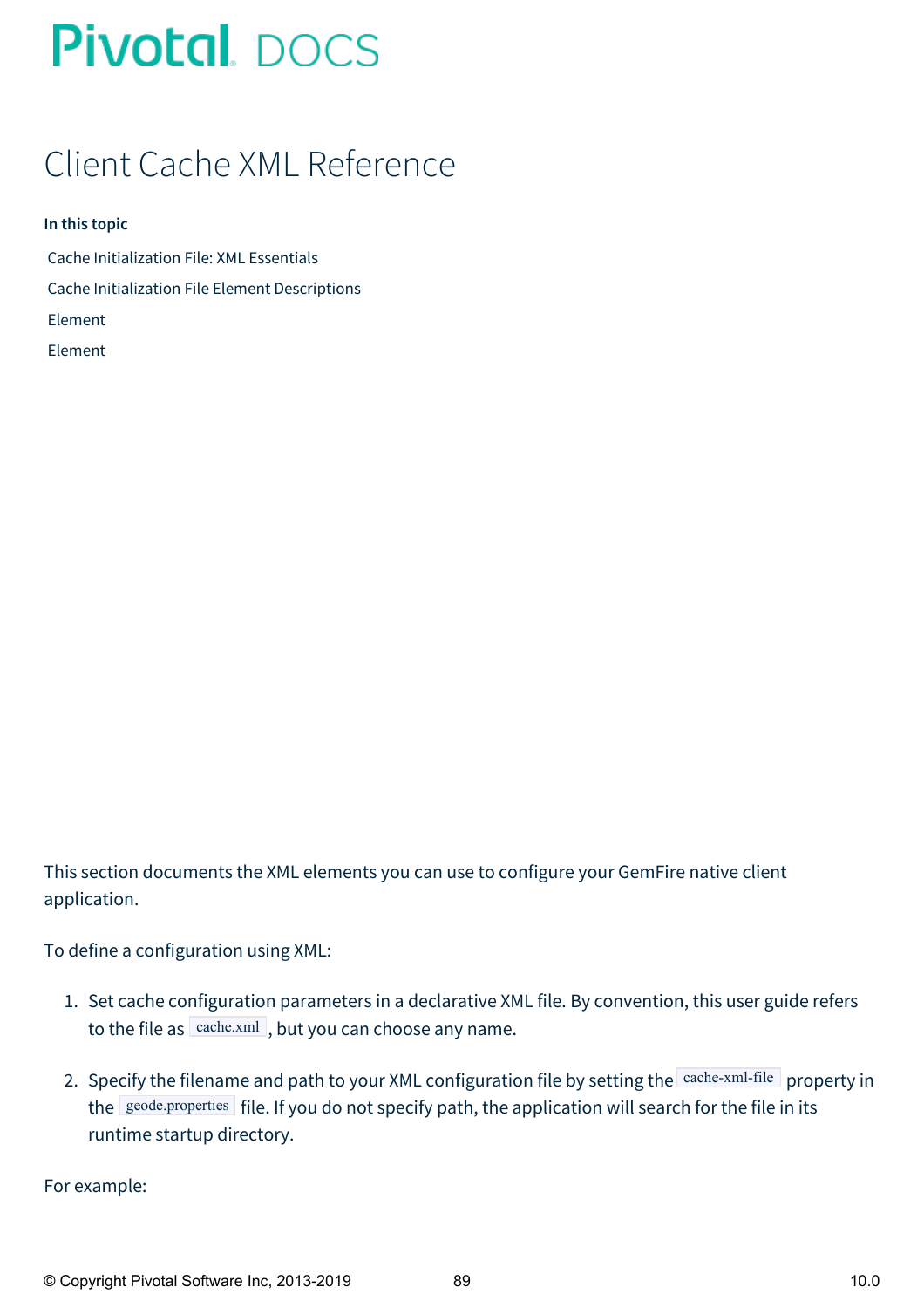# Client Cache XML Reference

**In this topic**

Cache Initialization File: XML Essentials

Cache Initialization File Element Descriptions

Element

Element

This section documents the XML elements you can use to configure your GemFire native client application.

To define a configuration using XML:

1. Set cache configuration parameters in a declarative XML file. By convention, this user guide refers to the file as `cache.xml`, but you can choose any name.

2. Specify the filename and path to your XML configuration file by setting the `cache-xml-file` property in the `geode.properties` file. If you do not specify path, the application will search for the file in its runtime startup directory.

For example: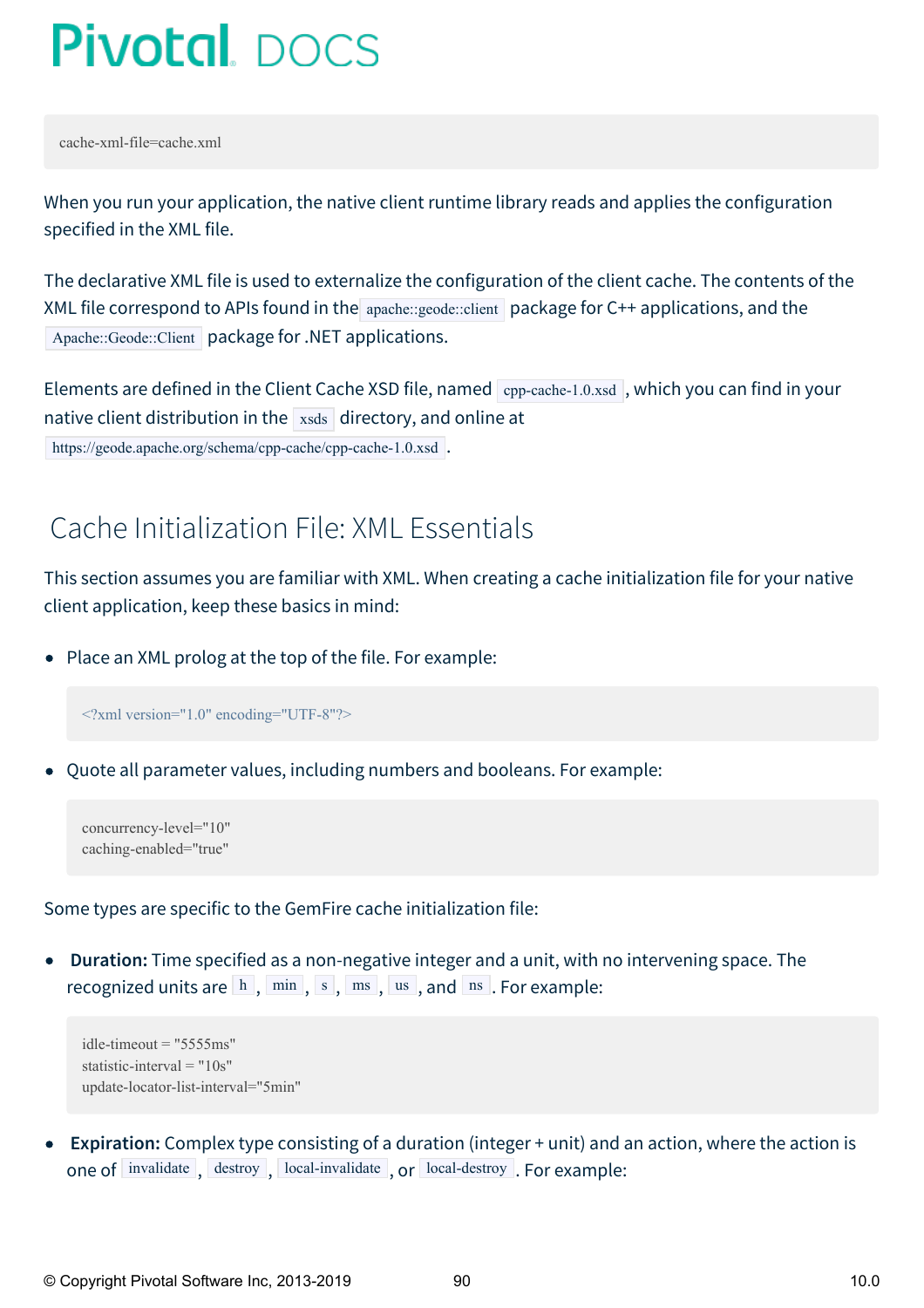```
cache-xml-file=cache.xml
```

When you run your application, the native client runtime library reads and applies the configuration specified in the XML file.

The declarative XML file is used to externalize the configuration of the client cache. The contents of the XML file correspond to APIs found in the `apache::geode::client` package for C++ applications, and the `Apache::Geode::Client` package for .NET applications.

Elements are defined in the Client Cache XSD file, named `cpp-cache-1.0.xsd`, which you can find in your native client distribution in the `xsds` directory, and online at `https://geode.apache.org/schema/cpp-cache/cpp-cache-1.0.xsd`.

## Cache Initialization File: XML Essentials

This section assumes you are familiar with XML. When creating a cache initialization file for your native client application, keep these basics in mind:

- Place an XML prolog at the top of the file. For example:

```
<?xml version="1.0" encoding="UTF-8"?>
```

- Quote all parameter values, including numbers and booleans. For example:

```
concurrency-level="10"
caching-enabled="true"
```

Some types are specific to the GemFire cache initialization file:

- **Duration:** Time specified as a non-negative integer and a unit, with no intervening space. The recognized units are `h`, `min`, `s`, `ms`, `us`, and `ns`. For example:

```
idle-timeout = "5555ms"
statistic-interval = "10s"
update-locator-list-interval="5min"
```

- **Expiration:** Complex type consisting of a duration (integer + unit) and an action, where the action is one of `invalidate`, `destroy`, `local-invalidate`, or `local-destroy`. For example: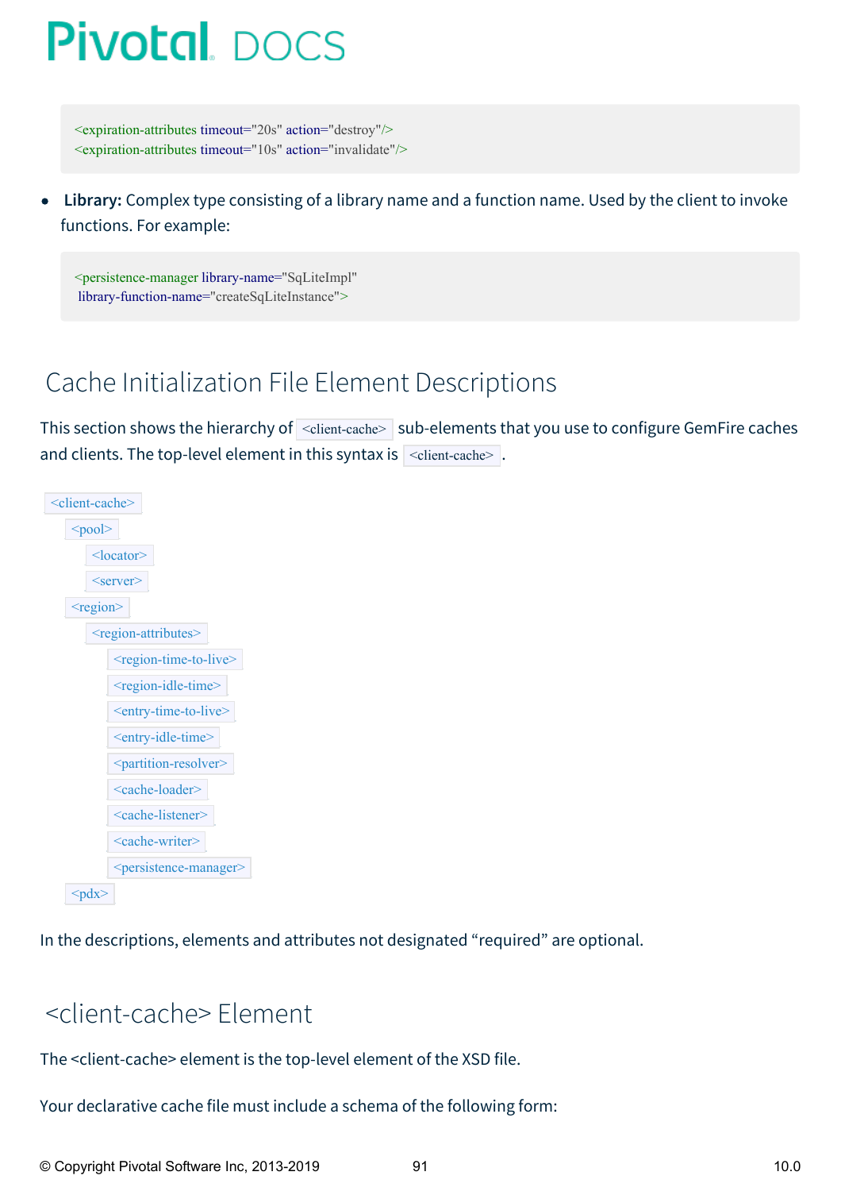```
<expiration-attributes timeout="20s" action="destroy"/>
<expiration-attributes timeout="10s" action="invalidate"/>
```

- **Library:** Complex type consisting of a library name and a function name. Used by the client to invoke functions. For example:

```
<persistence-manager library-name="SqLiteImpl"
 library-function-name="createSqLiteInstance">
```

## Cache Initialization File Element Descriptions

This section shows the hierarchy of `<client-cache>` sub-elements that you use to configure GemFire caches and clients. The top-level element in this syntax is `<client-cache>`.

- `<client-cache>`
  - `<pool>`
    - `<locator>`
    - `<server>`
  - `<region>`
    - `<region-attributes>`
      - `<region-time-to-live>`
      - `<region-idle-time>`
      - `<entry-time-to-live>`
      - `<entry-idle-time>`
      - `<partition-resolver>`
      - `<cache-loader>`
      - `<cache-listener>`
      - `<cache-writer>`
      - `<persistence-manager>`
  - `<pdx>`

In the descriptions, elements and attributes not designated “required” are optional.

## <client-cache> Element

The <client-cache> element is the top-level element of the XSD file.

Your declarative cache file must include a schema of the following form: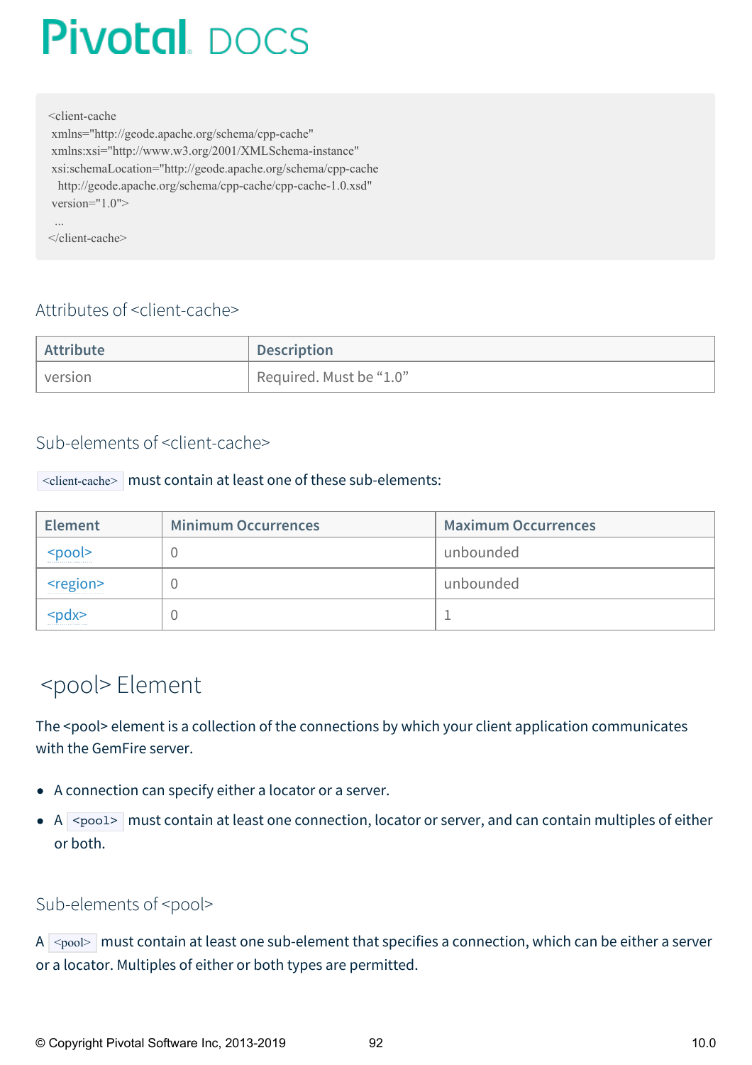```
<client-cache
 xmlns="http://geode.apache.org/schema/cpp-cache"
 xmlns:xsi="http://www.w3.org/2001/XMLSchema-instance"
 xsi:schemaLocation="http://geode.apache.org/schema/cpp-cache
   http://geode.apache.org/schema/cpp-cache/cpp-cache-1.0.xsd"
 version="1.0">
  ...
</client-cache>
```

### Attributes of <client-cache>

| Attribute | Description |
| --- | --- |
| version | Required. Must be “1.0” |

### Sub-elements of <client-cache>

`<client-cache>` must contain at least one of these sub-elements:

| Element | Minimum Occurrences | Maximum Occurrences |
| --- | --- | --- |
| <pool> | 0 | unbounded |
| <region> | 0 | unbounded |
| <pdx> | 0 | 1 |

## <pool> Element

The <pool> element is a collection of the connections by which your client application communicates with the GemFire server.

- A connection can specify either a locator or a server.
- A `<pool>` must contain at least one connection, locator or server, and can contain multiples of either or both.

### Sub-elements of <pool>

A `<pool>` must contain at least one sub-element that specifies a connection, which can be either a server or a locator. Multiples of either or both types are permitted.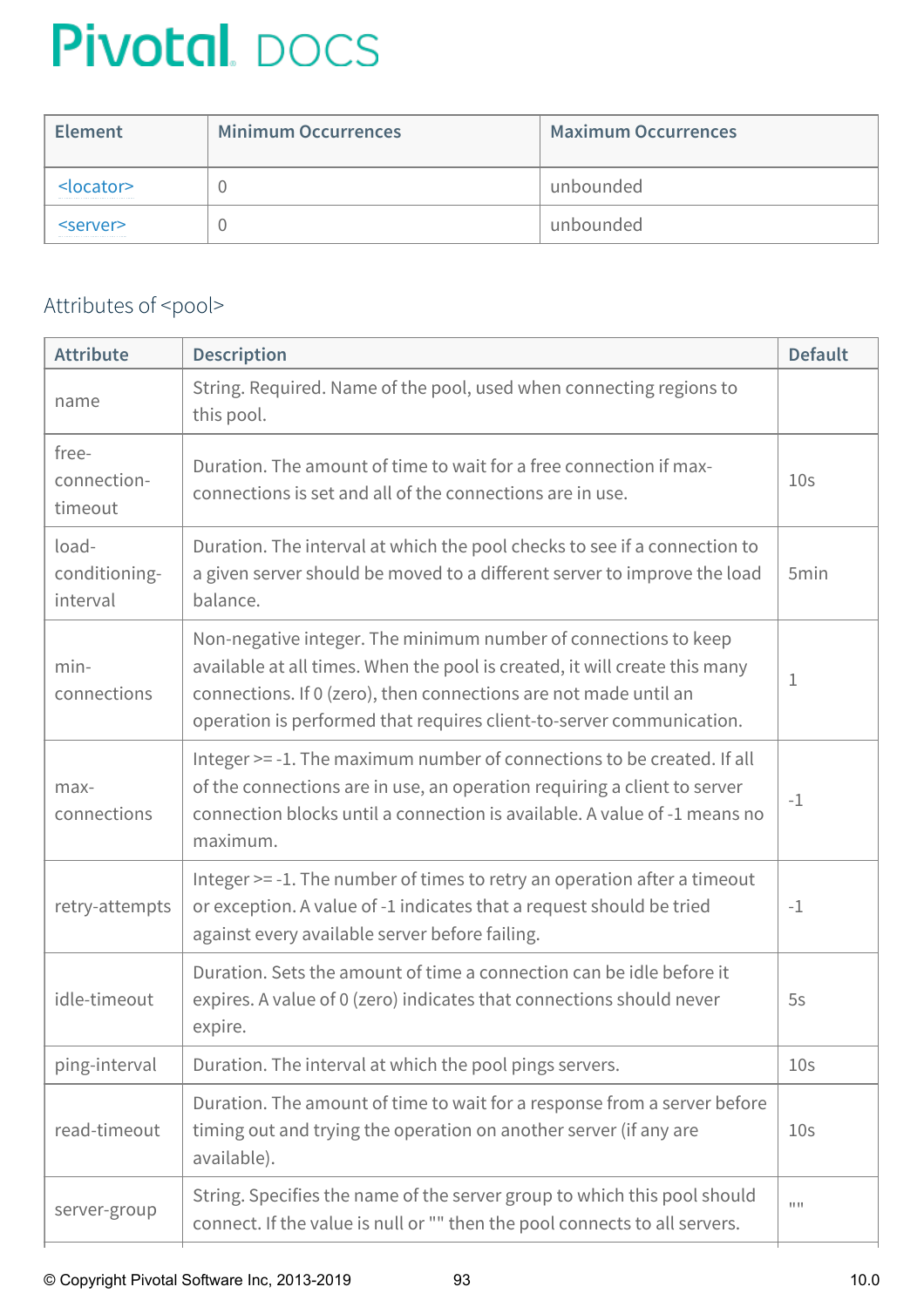| Element | Minimum Occurrences | Maximum Occurrences |
|---|---|---|
| <locator> | 0 | unbounded |
| <server> | 0 | unbounded |

### Attributes of <pool>

| Attribute | Description | Default |
|---|---|---|
| name | String. Required. Name of the pool, used when connecting regions to this pool. | |
| free-connection-timeout | Duration. The amount of time to wait for a free connection if max-connections is set and all of the connections are in use. | 10s |
| load-conditioning-interval | Duration. The interval at which the pool checks to see if a connection to a given server should be moved to a different server to improve the load balance. | 5min |
| min-connections | Non-negative integer. The minimum number of connections to keep available at all times. When the pool is created, it will create this many connections. If 0 (zero), then connections are not made until an operation is performed that requires client-to-server communication. | 1 |
| max-connections | Integer >= -1. The maximum number of connections to be created. If all of the connections are in use, an operation requiring a client to server connection blocks until a connection is available. A value of -1 means no maximum. | -1 |
| retry-attempts | Integer >= -1. The number of times to retry an operation after a timeout or exception. A value of -1 indicates that a request should be tried against every available server before failing. | -1 |
| idle-timeout | Duration. Sets the amount of time a connection can be idle before it expires. A value of 0 (zero) indicates that connections should never expire. | 5s |
| ping-interval | Duration. The interval at which the pool pings servers. | 10s |
| read-timeout | Duration. The amount of time to wait for a response from a server before timing out and trying the operation on another server (if any are available). | 10s |
| server-group | String. Specifies the name of the server group to which this pool should connect. If the value is null or "" then the pool connects to all servers. | "" |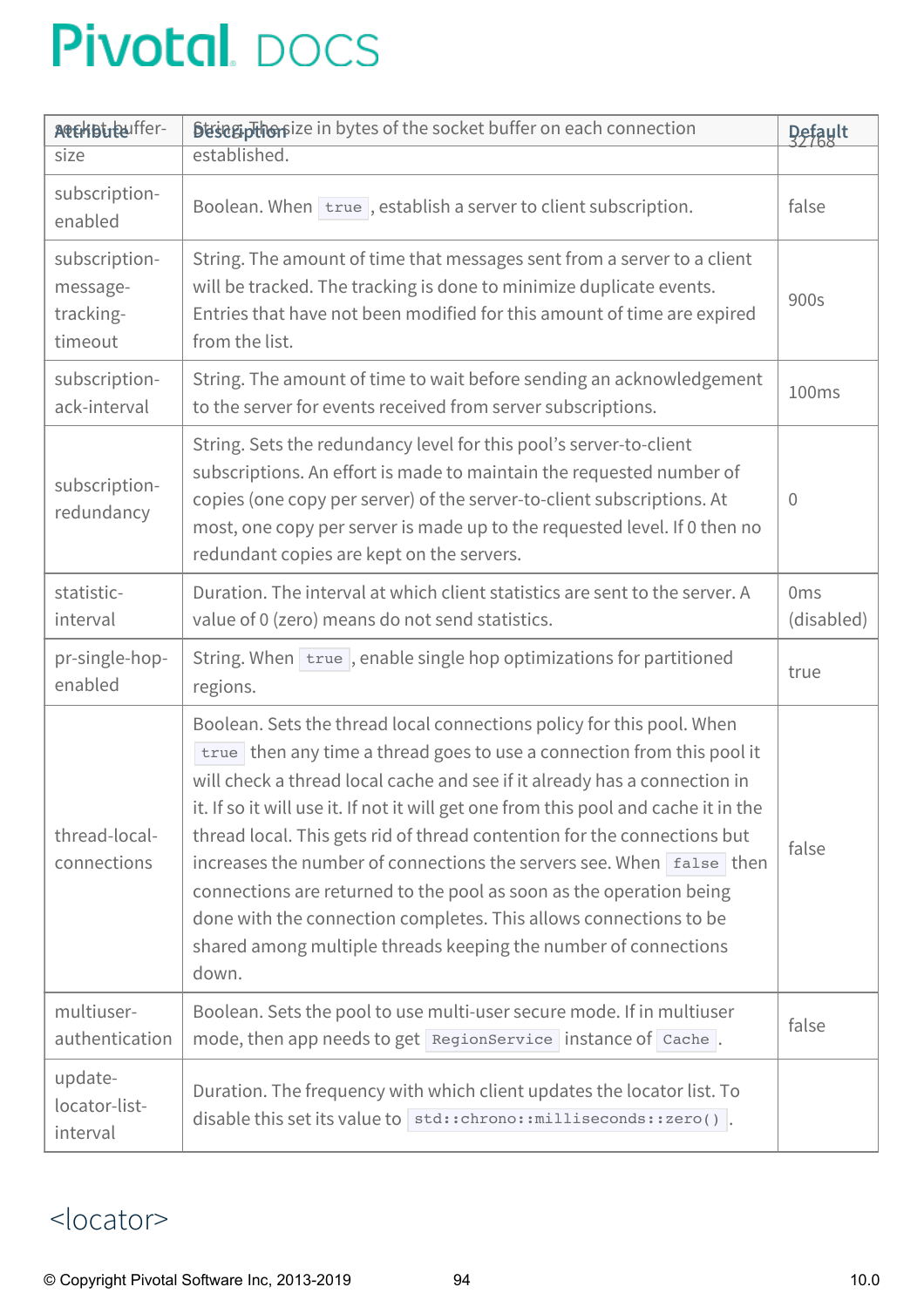| Attribute | Description | Default |
|---|---|---|
| socket-buffer-size | String. The size in bytes of the socket buffer on each connection established. | 32768 |
| subscription-enabled | Boolean. When `true`, establish a server to client subscription. | false |
| subscription-message-tracking-timeout | String. The amount of time that messages sent from a server to a client will be tracked. The tracking is done to minimize duplicate events. Entries that have not been modified for this amount of time are expired from the list. | 900s |
| subscription-ack-interval | String. The amount of time to wait before sending an acknowledgement to the server for events received from server subscriptions. | 100ms |
| subscription-redundancy | String. Sets the redundancy level for this pool's server-to-client subscriptions. An effort is made to maintain the requested number of copies (one copy per server) of the server-to-client subscriptions. At most, one copy per server is made up to the requested level. If 0 then no redundant copies are kept on the servers. | 0 |
| statistic-interval | Duration. The interval at which client statistics are sent to the server. A value of 0 (zero) means do not send statistics. | 0ms (disabled) |
| pr-single-hop-enabled | String. When `true`, enable single hop optimizations for partitioned regions. | true |
| thread-local-connections | Boolean. Sets the thread local connections policy for this pool. When `true` then any time a thread goes to use a connection from this pool it will check a thread local cache and see if it already has a connection in it. If so it will use it. If not it will get one from this pool and cache it in the thread local. This gets rid of thread contention for the connections but increases the number of connections the servers see. When `false` then connections are returned to the pool as soon as the operation being done with the connection completes. This allows connections to be shared among multiple threads keeping the number of connections down. | false |
| multiuser-authentication | Boolean. Sets the pool to use multi-user secure mode. If in multiuser mode, then app needs to get `RegionService` instance of `Cache`. | false |
| update-locator-list-interval | Duration. The frequency with which client updates the locator list. To disable this set its value to `std::chrono::milliseconds::zero()`. | |

## <locator>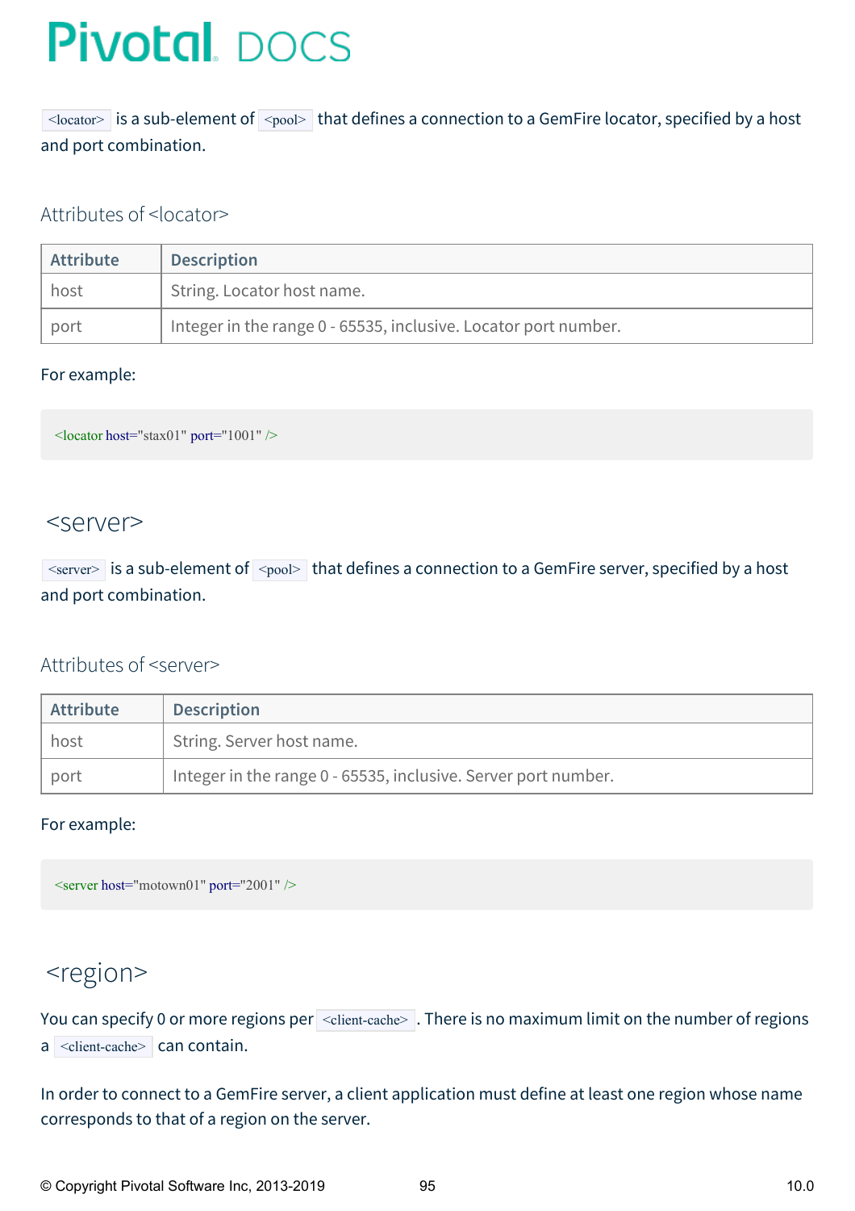`<locator>` is a sub-element of `<pool>` that defines a connection to a GemFire locator, specified by a host and port combination.

### Attributes of <locator>

| Attribute | Description |
| --- | --- |
| host | String. Locator host name. |
| port | Integer in the range 0 - 65535, inclusive. Locator port number. |

For example:

```
<locator host="stax01" port="1001" />
```

## <server>

`<server>` is a sub-element of `<pool>` that defines a connection to a GemFire server, specified by a host and port combination.

### Attributes of <server>

| Attribute | Description |
| --- | --- |
| host | String. Server host name. |
| port | Integer in the range 0 - 65535, inclusive. Server port number. |

For example:

```
<server host="motown01" port="2001" />
```

## <region>

You can specify 0 or more regions per `<client-cache>`. There is no maximum limit on the number of regions a `<client-cache>` can contain.

In order to connect to a GemFire server, a client application must define at least one region whose name corresponds to that of a region on the server.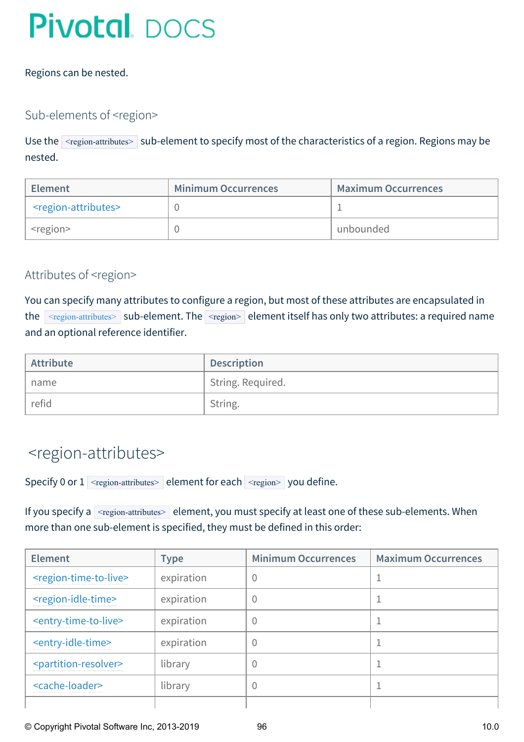Regions can be nested.

### Sub-elements of <region>

Use the `<region-attributes>` sub-element to specify most of the characteristics of a region. Regions may be nested.

| Element | Minimum Occurrences | Maximum Occurrences |
|---|---|---|
| <region-attributes> | 0 | 1 |
| <region> | 0 | unbounded |

### Attributes of <region>

You can specify many attributes to configure a region, but most of these attributes are encapsulated in the `<region-attributes>` sub-element. The `<region>` element itself has only two attributes: a required name and an optional reference identifier.

| Attribute | Description |
|---|---|
| name | String. Required. |
| refid | String. |

## <region-attributes>

Specify 0 or 1 `<region-attributes>` element for each `<region>` you define.

If you specify a `<region-attributes>` element, you must specify at least one of these sub-elements. When more than one sub-element is specified, they must be defined in this order:

| Element | Type | Minimum Occurrences | Maximum Occurrences |
|---|---|---|---|
| <region-time-to-live> | expiration | 0 | 1 |
| <region-idle-time> | expiration | 0 | 1 |
| <entry-time-to-live> | expiration | 0 | 1 |
| <entry-idle-time> | expiration | 0 | 1 |
| <partition-resolver> | library | 0 | 1 |
| <cache-loader> | library | 0 | 1 |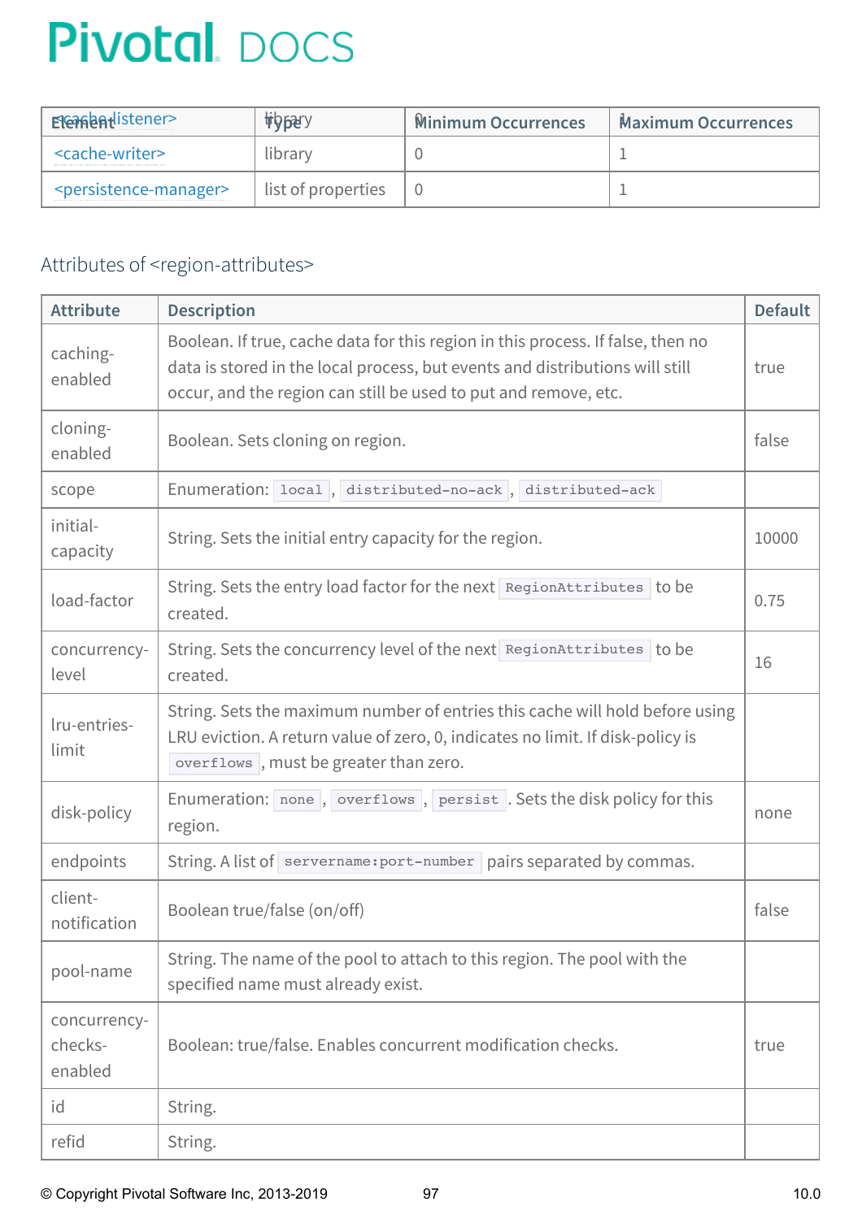| Element | Type | Minimum Occurrences | Maximum Occurrences |
| --- | --- | --- | --- |
| <cache-listener> | library | 0 | 1 |
| <cache-writer> | library | 0 | 1 |
| <persistence-manager> | list of properties | 0 | 1 |

Attributes of <region-attributes>

| Attribute | Description | Default |
| --- | --- | --- |
| caching-enabled | Boolean. If true, cache data for this region in this process. If false, then no data is stored in the local process, but events and distributions will still occur, and the region can still be used to put and remove, etc. | true |
| cloning-enabled | Boolean. Sets cloning on region. | false |
| scope | Enumeration: `local`, `distributed-no-ack`, `distributed-ack` | |
| initial-capacity | String. Sets the initial entry capacity for the region. | 10000 |
| load-factor | String. Sets the entry load factor for the next `RegionAttributes` to be created. | 0.75 |
| concurrency-level | String. Sets the concurrency level of the next `RegionAttributes` to be created. | 16 |
| lru-entries-limit | String. Sets the maximum number of entries this cache will hold before using LRU eviction. A return value of zero, 0, indicates no limit. If disk-policy is `overflows`, must be greater than zero. | |
| disk-policy | Enumeration: `none`, `overflows`, `persist`. Sets the disk policy for this region. | none |
| endpoints | String. A list of `servername:port-number` pairs separated by commas. | |
| client-notification | Boolean true/false (on/off) | false |
| pool-name | String. The name of the pool to attach to this region. The pool with the specified name must already exist. | |
| concurrency-checks-enabled | Boolean: true/false. Enables concurrent modification checks. | true |
| id | String. | |
| refid | String. | |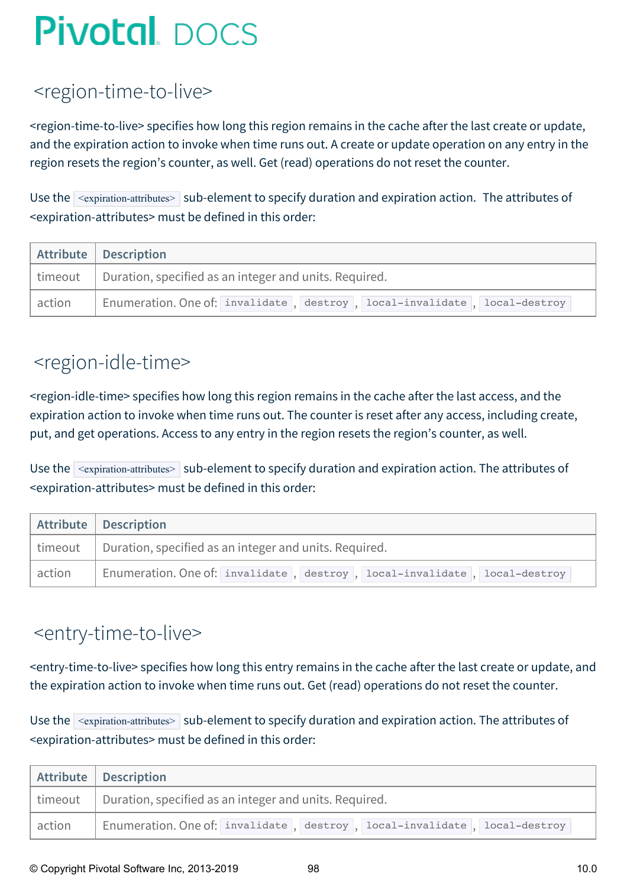## <region-time-to-live>

<region-time-to-live> specifies how long this region remains in the cache after the last create or update, and the expiration action to invoke when time runs out. A create or update operation on any entry in the region resets the region's counter, as well. Get (read) operations do not reset the counter.

Use the `<expiration-attributes>` sub-element to specify duration and expiration action. The attributes of <expiration-attributes> must be defined in this order:

| Attribute | Description |
| --- | --- |
| timeout | Duration, specified as an integer and units. Required. |
| action | Enumeration. One of: `invalidate`, `destroy`, `local-invalidate`, `local-destroy` |

## <region-idle-time>

<region-idle-time> specifies how long this region remains in the cache after the last access, and the expiration action to invoke when time runs out. The counter is reset after any access, including create, put, and get operations. Access to any entry in the region resets the region's counter, as well.

Use the `<expiration-attributes>` sub-element to specify duration and expiration action. The attributes of <expiration-attributes> must be defined in this order:

| Attribute | Description |
| --- | --- |
| timeout | Duration, specified as an integer and units. Required. |
| action | Enumeration. One of: `invalidate`, `destroy`, `local-invalidate`, `local-destroy` |

## <entry-time-to-live>

<entry-time-to-live> specifies how long this entry remains in the cache after the last create or update, and the expiration action to invoke when time runs out. Get (read) operations do not reset the counter.

Use the `<expiration-attributes>` sub-element to specify duration and expiration action. The attributes of <expiration-attributes> must be defined in this order:

| Attribute | Description |
| --- | --- |
| timeout | Duration, specified as an integer and units. Required. |
| action | Enumeration. One of: `invalidate`, `destroy`, `local-invalidate`, `local-destroy` |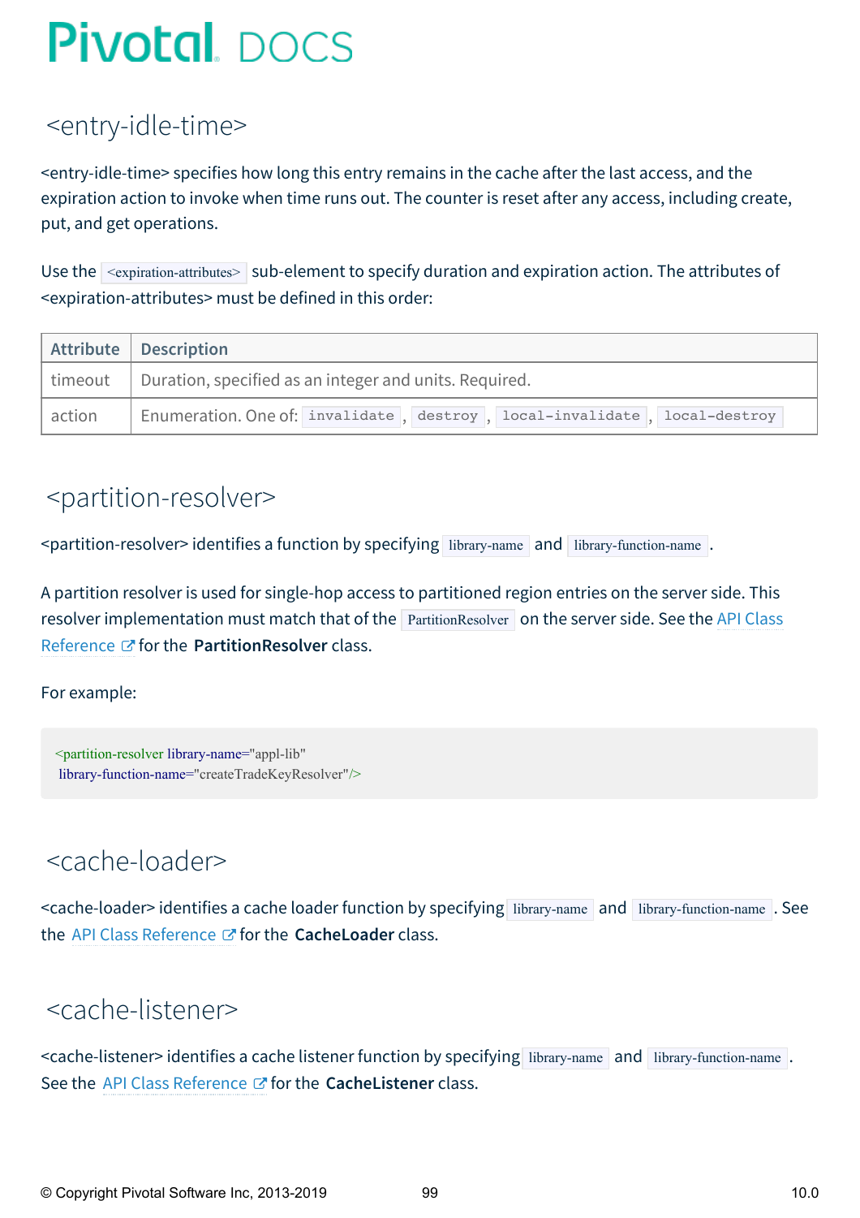## <entry-idle-time>

<entry-idle-time> specifies how long this entry remains in the cache after the last access, and the expiration action to invoke when time runs out. The counter is reset after any access, including create, put, and get operations.

Use the `<expiration-attributes>` sub-element to specify duration and expiration action. The attributes of <expiration-attributes> must be defined in this order:

| Attribute | Description |
|---|---|
| timeout | Duration, specified as an integer and units. Required. |
| action | Enumeration. One of: `invalidate`, `destroy`, `local-invalidate`, `local-destroy` |

## <partition-resolver>

<partition-resolver> identifies a function by specifying `library-name` and `library-function-name`.

A partition resolver is used for single-hop access to partitioned region entries on the server side. This resolver implementation must match that of the `PartitionResolver` on the server side. See the API Class Reference for the **PartitionResolver** class.

For example:

```
<partition-resolver library-name="appl-lib"
 library-function-name="createTradeKeyResolver"/>
```

## <cache-loader>

<cache-loader> identifies a cache loader function by specifying `library-name` and `library-function-name`. See the API Class Reference for the **CacheLoader** class.

## <cache-listener>

<cache-listener> identifies a cache listener function by specifying `library-name` and `library-function-name`. See the API Class Reference for the **CacheListener** class.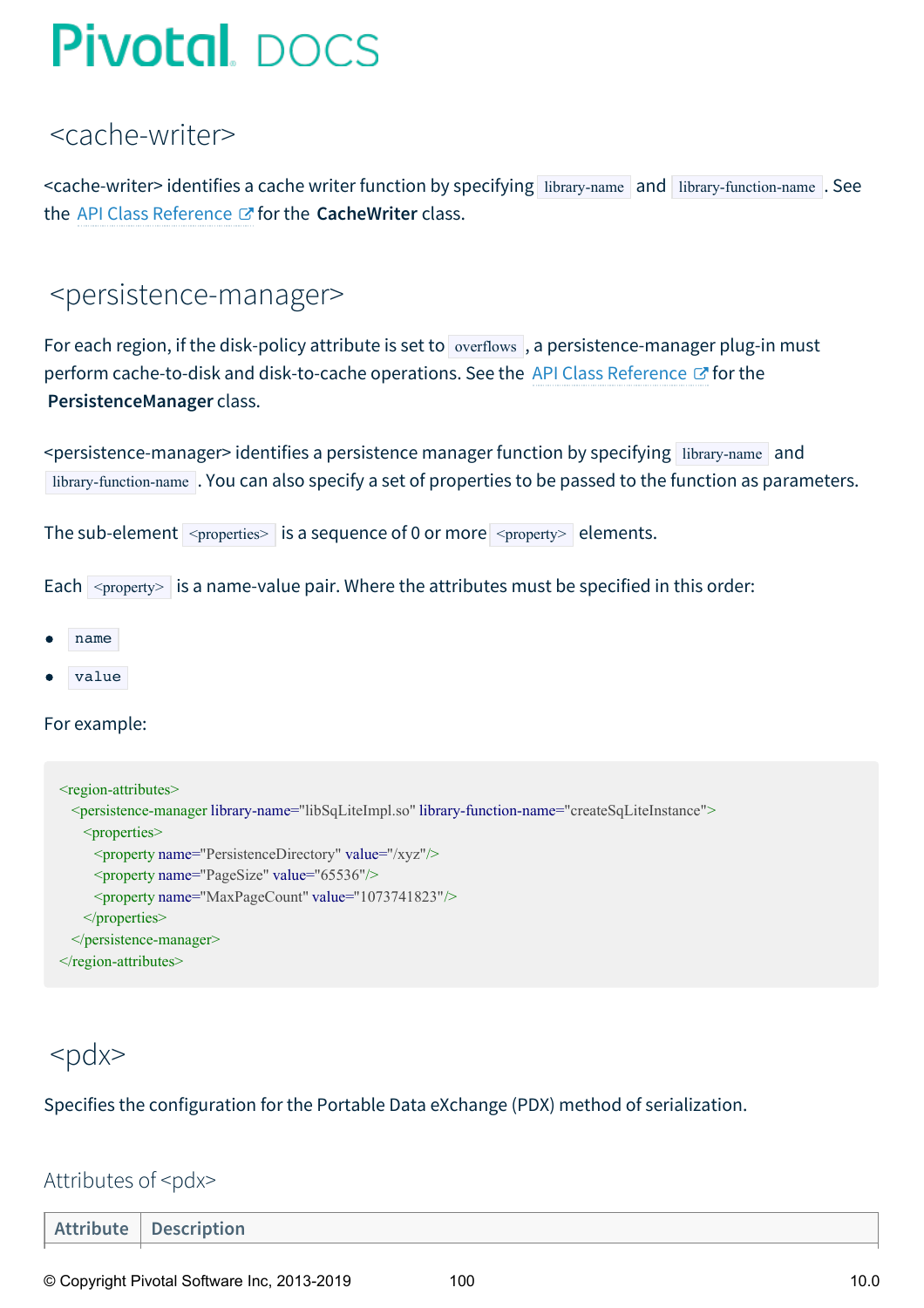## <cache-writer>

<cache-writer> identifies a cache writer function by specifying `library-name` and `library-function-name`. See the API Class Reference for the **CacheWriter** class.

## <persistence-manager>

For each region, if the disk-policy attribute is set to `overflows`, a persistence-manager plug-in must perform cache-to-disk and disk-to-cache operations. See the API Class Reference for the **PersistenceManager** class.

<persistence-manager> identifies a persistence manager function by specifying `library-name` and `library-function-name`. You can also specify a set of properties to be passed to the function as parameters.

The sub-element `<properties>` is a sequence of 0 or more `<property>` elements.

Each `<property>` is a name-value pair. Where the attributes must be specified in this order:

- `name`
- `value`

For example:

```
<region-attributes>
  <persistence-manager library-name="libSqLiteImpl.so" library-function-name="createSqLiteInstance">
    <properties>
      <property name="PersistenceDirectory" value="/xyz"/>
      <property name="PageSize" value="65536"/>
      <property name="MaxPageCount" value="1073741823"/>
    </properties>
  </persistence-manager>
</region-attributes>
```

## <pdx>

Specifies the configuration for the Portable Data eXchange (PDX) method of serialization.

### Attributes of <pdx>

| Attribute | Description |
| --- | --- |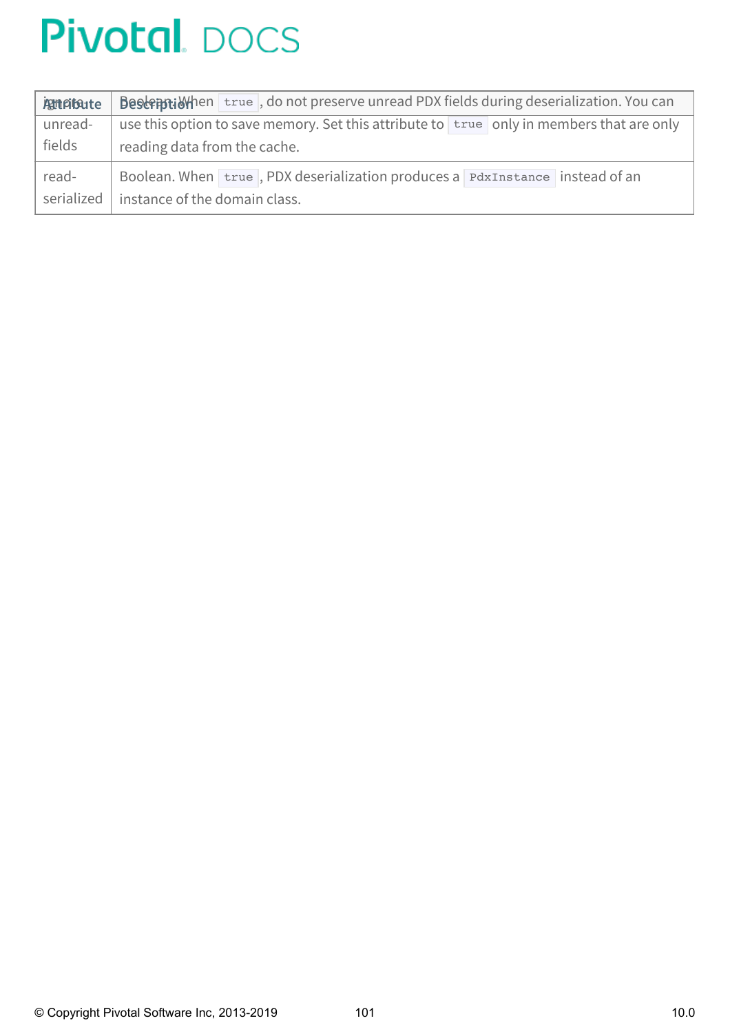| Attribute | Description |
|---|---|
| ignore-unread-fields | Boolean. When `true`, do not preserve unread PDX fields during deserialization. You can use this option to save memory. Set this attribute to `true` only in members that are only reading data from the cache. |
| read-serialized | Boolean. When `true`, PDX deserialization produces a `PdxInstance` instead of an instance of the domain class. |